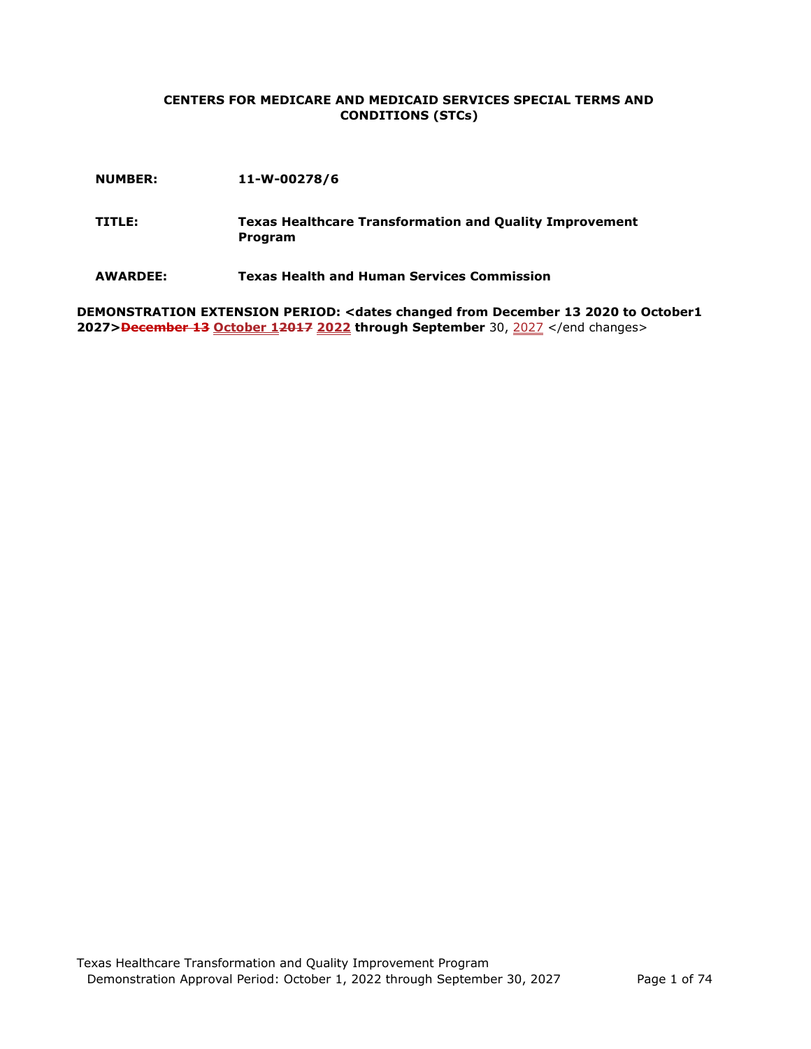**CENTERS FOR MEDICARE AND MEDICAID SERVICES SPECIAL TERMS AND CONDITIONS (STCs)**

**NUMBER:** **11-W-00278/6**

**TITLE:** **Texas Healthcare Transformation and Quality Improvement Program**

**AWARDEE:** **Texas Health and Human Services Commission**

**DEMONSTRATION EXTENSION PERIOD: <dates changed from December 13 2020 to October1 2027>~~December 13~~ October 1~~2017~~ 2022 through September** 30, 2027 </end changes>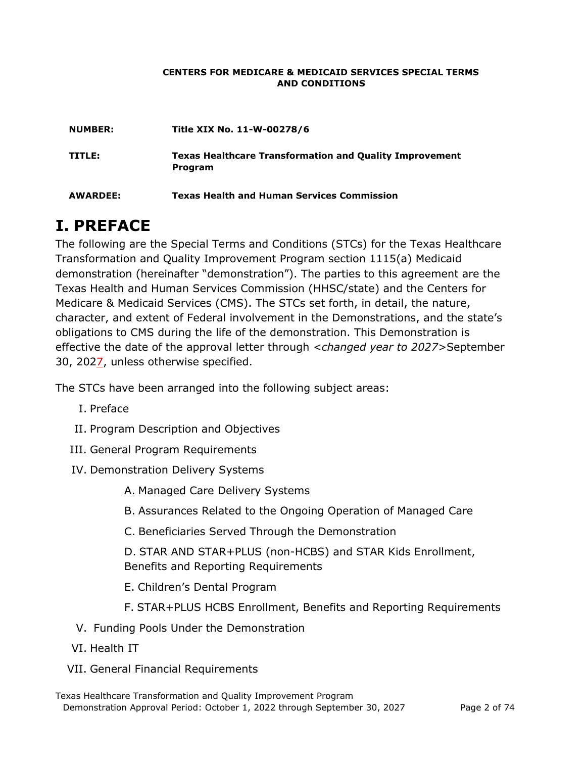**CENTERS FOR MEDICARE & MEDICAID SERVICES SPECIAL TERMS AND CONDITIONS**

**NUMBER:** **Title XIX No. 11-W-00278/6**

**TITLE:** **Texas Healthcare Transformation and Quality Improvement Program**

**AWARDEE:** **Texas Health and Human Services Commission**

# I. PREFACE

The following are the Special Terms and Conditions (STCs) for the Texas Healthcare Transformation and Quality Improvement Program section 1115(a) Medicaid demonstration (hereinafter "demonstration"). The parties to this agreement are the Texas Health and Human Services Commission (HHSC/state) and the Centers for Medicare & Medicaid Services (CMS). The STCs set forth, in detail, the nature, character, and extent of Federal involvement in the Demonstrations, and the state's obligations to CMS during the life of the demonstration. This Demonstration is effective the date of the approval letter through <*changed year to 2027*>September 30, 2027, unless otherwise specified.

The STCs have been arranged into the following subject areas:

I. Preface

II. Program Description and Objectives

III. General Program Requirements

IV. Demonstration Delivery Systems

  A. Managed Care Delivery Systems

  B. Assurances Related to the Ongoing Operation of Managed Care

  C. Beneficiaries Served Through the Demonstration

  D. STAR AND STAR+PLUS (non-HCBS) and STAR Kids Enrollment, Benefits and Reporting Requirements

  E. Children's Dental Program

  F. STAR+PLUS HCBS Enrollment, Benefits and Reporting Requirements

V. Funding Pools Under the Demonstration

VI. Health IT

VII. General Financial Requirements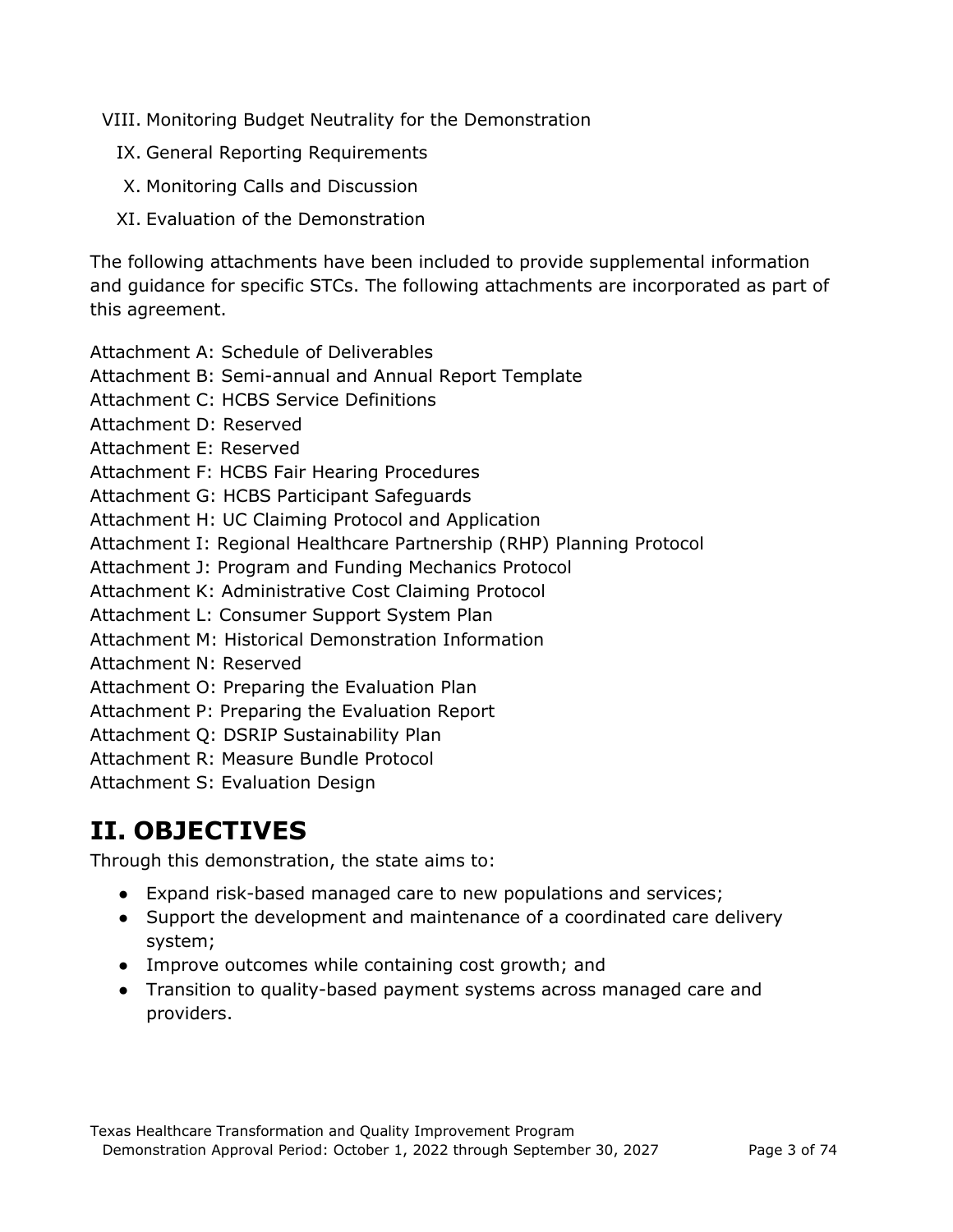VIII. Monitoring Budget Neutrality for the Demonstration

IX. General Reporting Requirements

X. Monitoring Calls and Discussion

XI. Evaluation of the Demonstration

The following attachments have been included to provide supplemental information and guidance for specific STCs. The following attachments are incorporated as part of this agreement.

Attachment A: Schedule of Deliverables
Attachment B: Semi-annual and Annual Report Template
Attachment C: HCBS Service Definitions
Attachment D: Reserved
Attachment E: Reserved
Attachment F: HCBS Fair Hearing Procedures
Attachment G: HCBS Participant Safeguards
Attachment H: UC Claiming Protocol and Application
Attachment I: Regional Healthcare Partnership (RHP) Planning Protocol
Attachment J: Program and Funding Mechanics Protocol
Attachment K: Administrative Cost Claiming Protocol
Attachment L: Consumer Support System Plan
Attachment M: Historical Demonstration Information
Attachment N: Reserved
Attachment O: Preparing the Evaluation Plan
Attachment P: Preparing the Evaluation Report
Attachment Q: DSRIP Sustainability Plan
Attachment R: Measure Bundle Protocol
Attachment S: Evaluation Design

# II. OBJECTIVES

Through this demonstration, the state aims to:

- Expand risk-based managed care to new populations and services;
- Support the development and maintenance of a coordinated care delivery system;
- Improve outcomes while containing cost growth; and
- Transition to quality-based payment systems across managed care and providers.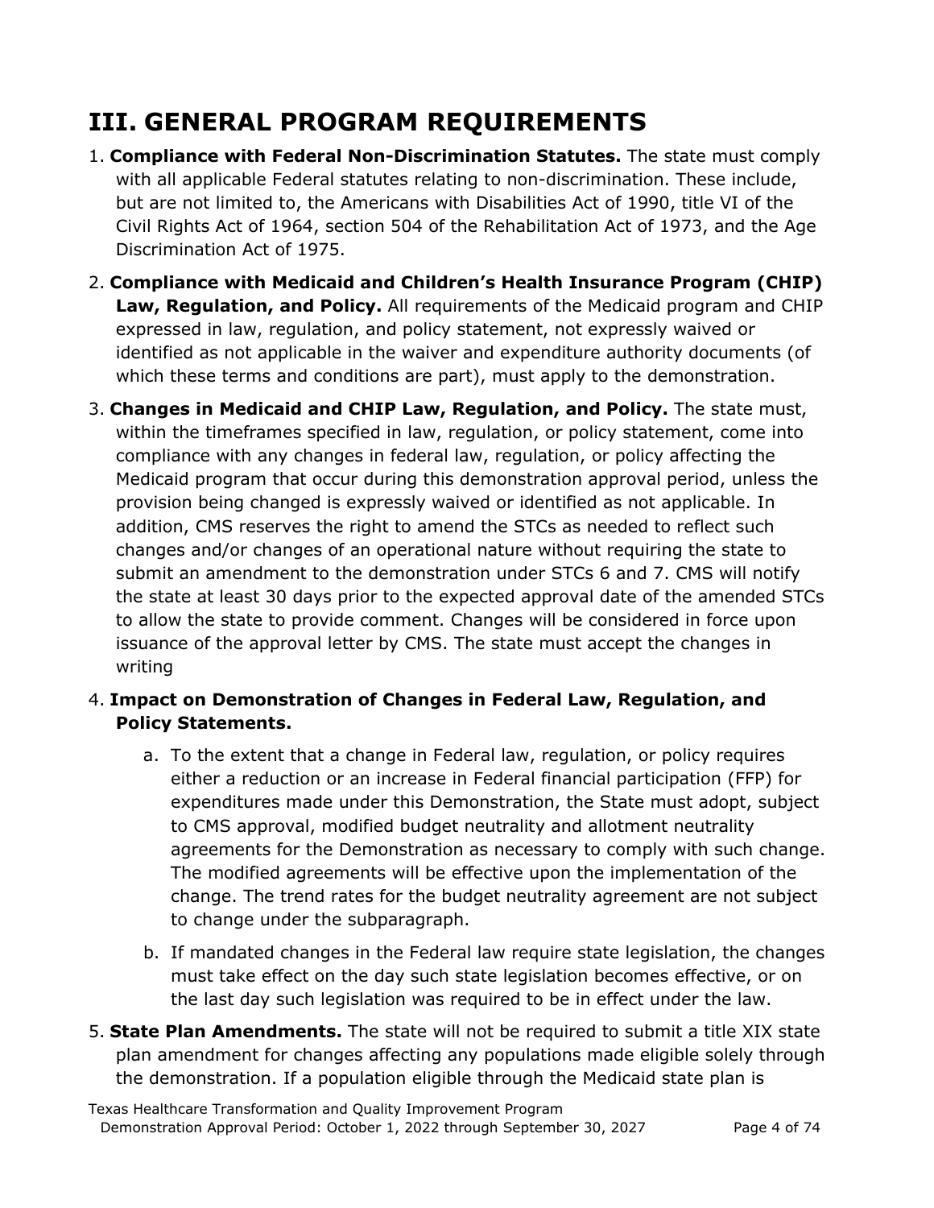# III. GENERAL PROGRAM REQUIREMENTS

1. **Compliance with Federal Non-Discrimination Statutes.** The state must comply with all applicable Federal statutes relating to non-discrimination. These include, but are not limited to, the Americans with Disabilities Act of 1990, title VI of the Civil Rights Act of 1964, section 504 of the Rehabilitation Act of 1973, and the Age Discrimination Act of 1975.

2. **Compliance with Medicaid and Children's Health Insurance Program (CHIP) Law, Regulation, and Policy.** All requirements of the Medicaid program and CHIP expressed in law, regulation, and policy statement, not expressly waived or identified as not applicable in the waiver and expenditure authority documents (of which these terms and conditions are part), must apply to the demonstration.

3. **Changes in Medicaid and CHIP Law, Regulation, and Policy.** The state must, within the timeframes specified in law, regulation, or policy statement, come into compliance with any changes in federal law, regulation, or policy affecting the Medicaid program that occur during this demonstration approval period, unless the provision being changed is expressly waived or identified as not applicable. In addition, CMS reserves the right to amend the STCs as needed to reflect such changes and/or changes of an operational nature without requiring the state to submit an amendment to the demonstration under STCs 6 and 7. CMS will notify the state at least 30 days prior to the expected approval date of the amended STCs to allow the state to provide comment. Changes will be considered in force upon issuance of the approval letter by CMS. The state must accept the changes in writing

4. **Impact on Demonstration of Changes in Federal Law, Regulation, and Policy Statements.**

   a. To the extent that a change in Federal law, regulation, or policy requires either a reduction or an increase in Federal financial participation (FFP) for expenditures made under this Demonstration, the State must adopt, subject to CMS approval, modified budget neutrality and allotment neutrality agreements for the Demonstration as necessary to comply with such change. The modified agreements will be effective upon the implementation of the change. The trend rates for the budget neutrality agreement are not subject to change under the subparagraph.

   b. If mandated changes in the Federal law require state legislation, the changes must take effect on the day such state legislation becomes effective, or on the last day such legislation was required to be in effect under the law.

5. **State Plan Amendments.** The state will not be required to submit a title XIX state plan amendment for changes affecting any populations made eligible solely through the demonstration. If a population eligible through the Medicaid state plan is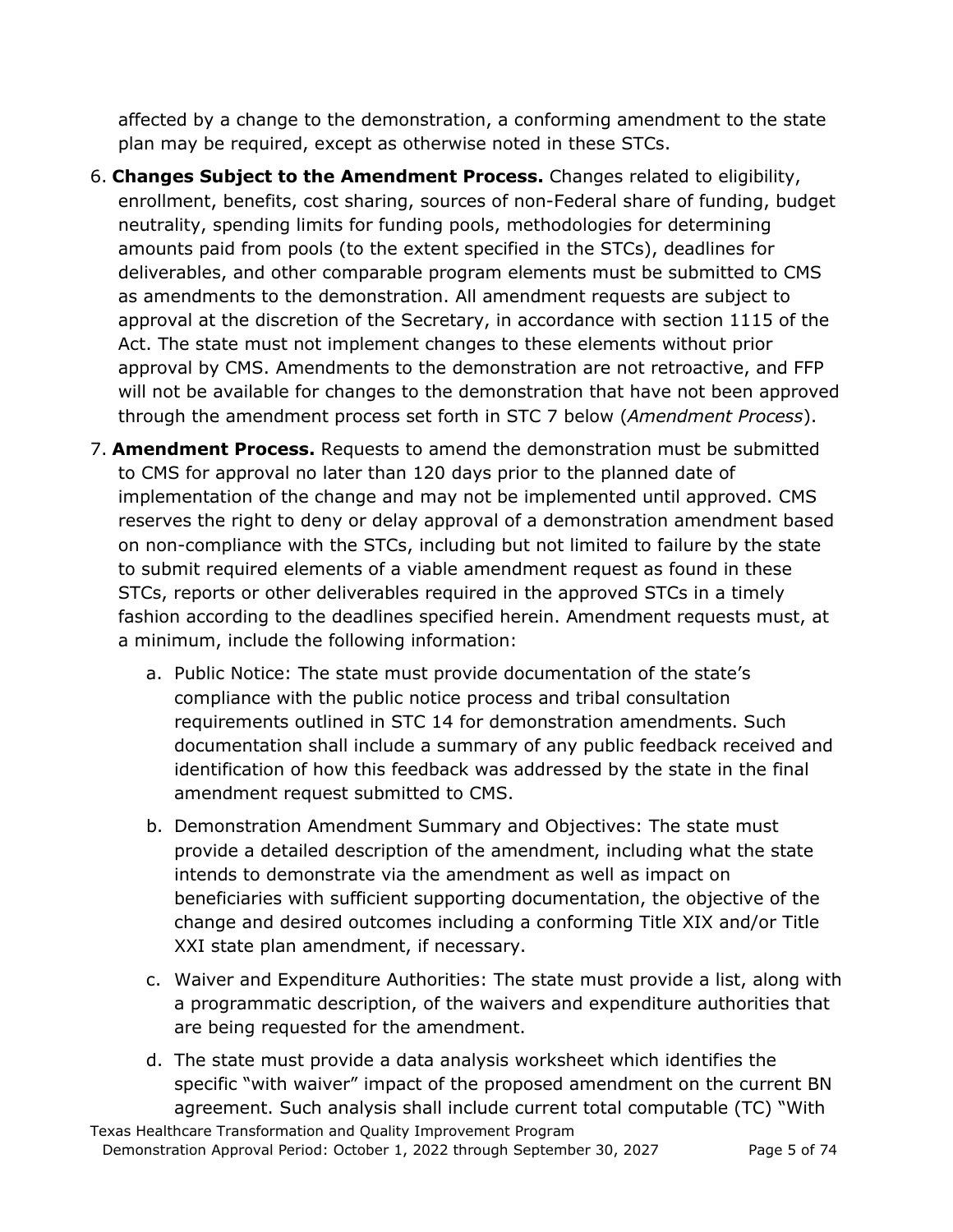affected by a change to the demonstration, a conforming amendment to the state plan may be required, except as otherwise noted in these STCs.

6. **Changes Subject to the Amendment Process.** Changes related to eligibility, enrollment, benefits, cost sharing, sources of non-Federal share of funding, budget neutrality, spending limits for funding pools, methodologies for determining amounts paid from pools (to the extent specified in the STCs), deadlines for deliverables, and other comparable program elements must be submitted to CMS as amendments to the demonstration. All amendment requests are subject to approval at the discretion of the Secretary, in accordance with section 1115 of the Act. The state must not implement changes to these elements without prior approval by CMS. Amendments to the demonstration are not retroactive, and FFP will not be available for changes to the demonstration that have not been approved through the amendment process set forth in STC 7 below (*Amendment Process*).

7. **Amendment Process.** Requests to amend the demonstration must be submitted to CMS for approval no later than 120 days prior to the planned date of implementation of the change and may not be implemented until approved. CMS reserves the right to deny or delay approval of a demonstration amendment based on non-compliance with the STCs, including but not limited to failure by the state to submit required elements of a viable amendment request as found in these STCs, reports or other deliverables required in the approved STCs in a timely fashion according to the deadlines specified herein. Amendment requests must, at a minimum, include the following information:

   a. Public Notice: The state must provide documentation of the state's compliance with the public notice process and tribal consultation requirements outlined in STC 14 for demonstration amendments. Such documentation shall include a summary of any public feedback received and identification of how this feedback was addressed by the state in the final amendment request submitted to CMS.

   b. Demonstration Amendment Summary and Objectives: The state must provide a detailed description of the amendment, including what the state intends to demonstrate via the amendment as well as impact on beneficiaries with sufficient supporting documentation, the objective of the change and desired outcomes including a conforming Title XIX and/or Title XXI state plan amendment, if necessary.

   c. Waiver and Expenditure Authorities: The state must provide a list, along with a programmatic description, of the waivers and expenditure authorities that are being requested for the amendment.

   d. The state must provide a data analysis worksheet which identifies the specific "with waiver" impact of the proposed amendment on the current BN agreement. Such analysis shall include current total computable (TC) "With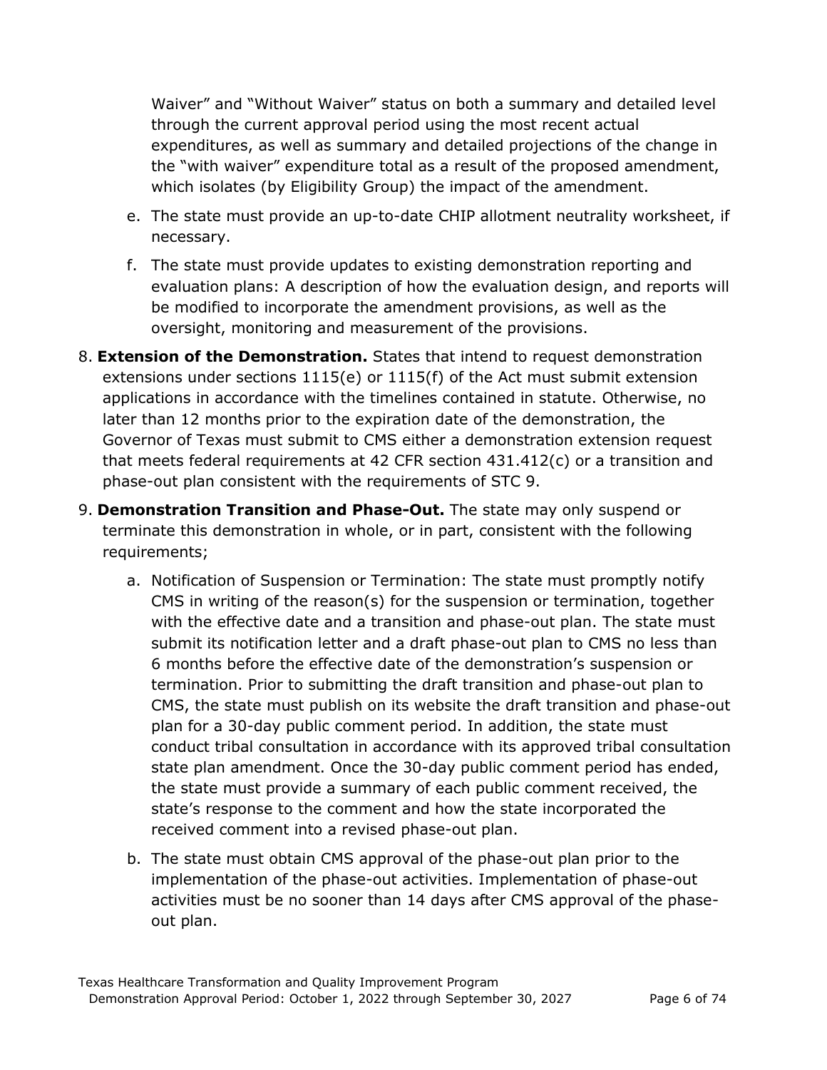Waiver" and "Without Waiver" status on both a summary and detailed level through the current approval period using the most recent actual expenditures, as well as summary and detailed projections of the change in the "with waiver" expenditure total as a result of the proposed amendment, which isolates (by Eligibility Group) the impact of the amendment.

e. The state must provide an up-to-date CHIP allotment neutrality worksheet, if necessary.

f. The state must provide updates to existing demonstration reporting and evaluation plans: A description of how the evaluation design, and reports will be modified to incorporate the amendment provisions, as well as the oversight, monitoring and measurement of the provisions.

8. **Extension of the Demonstration.** States that intend to request demonstration extensions under sections 1115(e) or 1115(f) of the Act must submit extension applications in accordance with the timelines contained in statute. Otherwise, no later than 12 months prior to the expiration date of the demonstration, the Governor of Texas must submit to CMS either a demonstration extension request that meets federal requirements at 42 CFR section 431.412(c) or a transition and phase-out plan consistent with the requirements of STC 9.

9. **Demonstration Transition and Phase-Out.** The state may only suspend or terminate this demonstration in whole, or in part, consistent with the following requirements;

   a. Notification of Suspension or Termination: The state must promptly notify CMS in writing of the reason(s) for the suspension or termination, together with the effective date and a transition and phase-out plan. The state must submit its notification letter and a draft phase-out plan to CMS no less than 6 months before the effective date of the demonstration's suspension or termination. Prior to submitting the draft transition and phase-out plan to CMS, the state must publish on its website the draft transition and phase-out plan for a 30-day public comment period. In addition, the state must conduct tribal consultation in accordance with its approved tribal consultation state plan amendment. Once the 30-day public comment period has ended, the state must provide a summary of each public comment received, the state's response to the comment and how the state incorporated the received comment into a revised phase-out plan.

   b. The state must obtain CMS approval of the phase-out plan prior to the implementation of the phase-out activities. Implementation of phase-out activities must be no sooner than 14 days after CMS approval of the phase-out plan.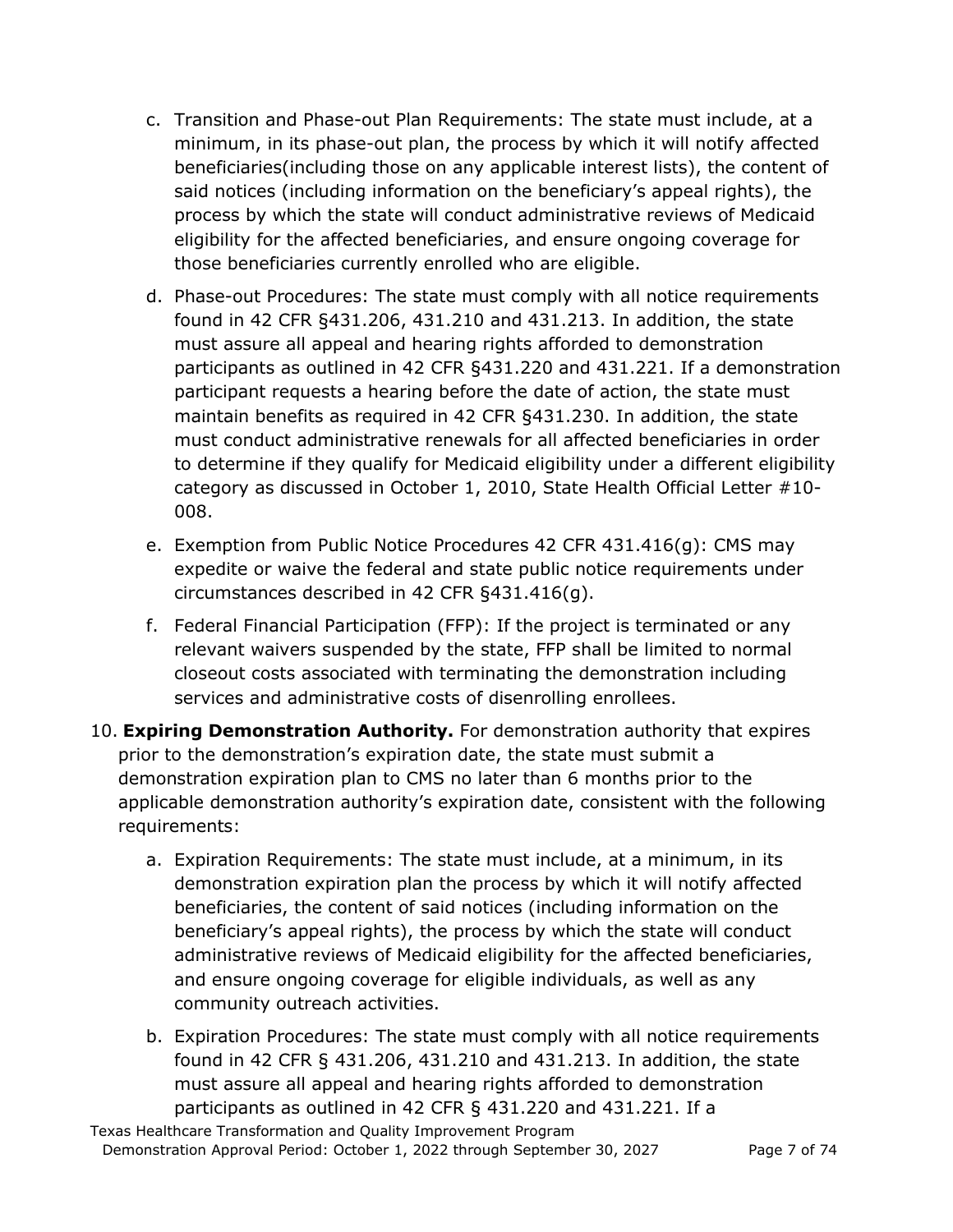c. Transition and Phase-out Plan Requirements: The state must include, at a minimum, in its phase-out plan, the process by which it will notify affected beneficiaries(including those on any applicable interest lists), the content of said notices (including information on the beneficiary's appeal rights), the process by which the state will conduct administrative reviews of Medicaid eligibility for the affected beneficiaries, and ensure ongoing coverage for those beneficiaries currently enrolled who are eligible.

d. Phase-out Procedures: The state must comply with all notice requirements found in 42 CFR §431.206, 431.210 and 431.213. In addition, the state must assure all appeal and hearing rights afforded to demonstration participants as outlined in 42 CFR §431.220 and 431.221. If a demonstration participant requests a hearing before the date of action, the state must maintain benefits as required in 42 CFR §431.230. In addition, the state must conduct administrative renewals for all affected beneficiaries in order to determine if they qualify for Medicaid eligibility under a different eligibility category as discussed in October 1, 2010, State Health Official Letter #10-008.

e. Exemption from Public Notice Procedures 42 CFR 431.416(g): CMS may expedite or waive the federal and state public notice requirements under circumstances described in 42 CFR §431.416(g).

f. Federal Financial Participation (FFP): If the project is terminated or any relevant waivers suspended by the state, FFP shall be limited to normal closeout costs associated with terminating the demonstration including services and administrative costs of disenrolling enrollees.

10. **Expiring Demonstration Authority.** For demonstration authority that expires prior to the demonstration's expiration date, the state must submit a demonstration expiration plan to CMS no later than 6 months prior to the applicable demonstration authority's expiration date, consistent with the following requirements:

    a. Expiration Requirements: The state must include, at a minimum, in its demonstration expiration plan the process by which it will notify affected beneficiaries, the content of said notices (including information on the beneficiary's appeal rights), the process by which the state will conduct administrative reviews of Medicaid eligibility for the affected beneficiaries, and ensure ongoing coverage for eligible individuals, as well as any community outreach activities.

    b. Expiration Procedures: The state must comply with all notice requirements found in 42 CFR § 431.206, 431.210 and 431.213. In addition, the state must assure all appeal and hearing rights afforded to demonstration participants as outlined in 42 CFR § 431.220 and 431.221. If a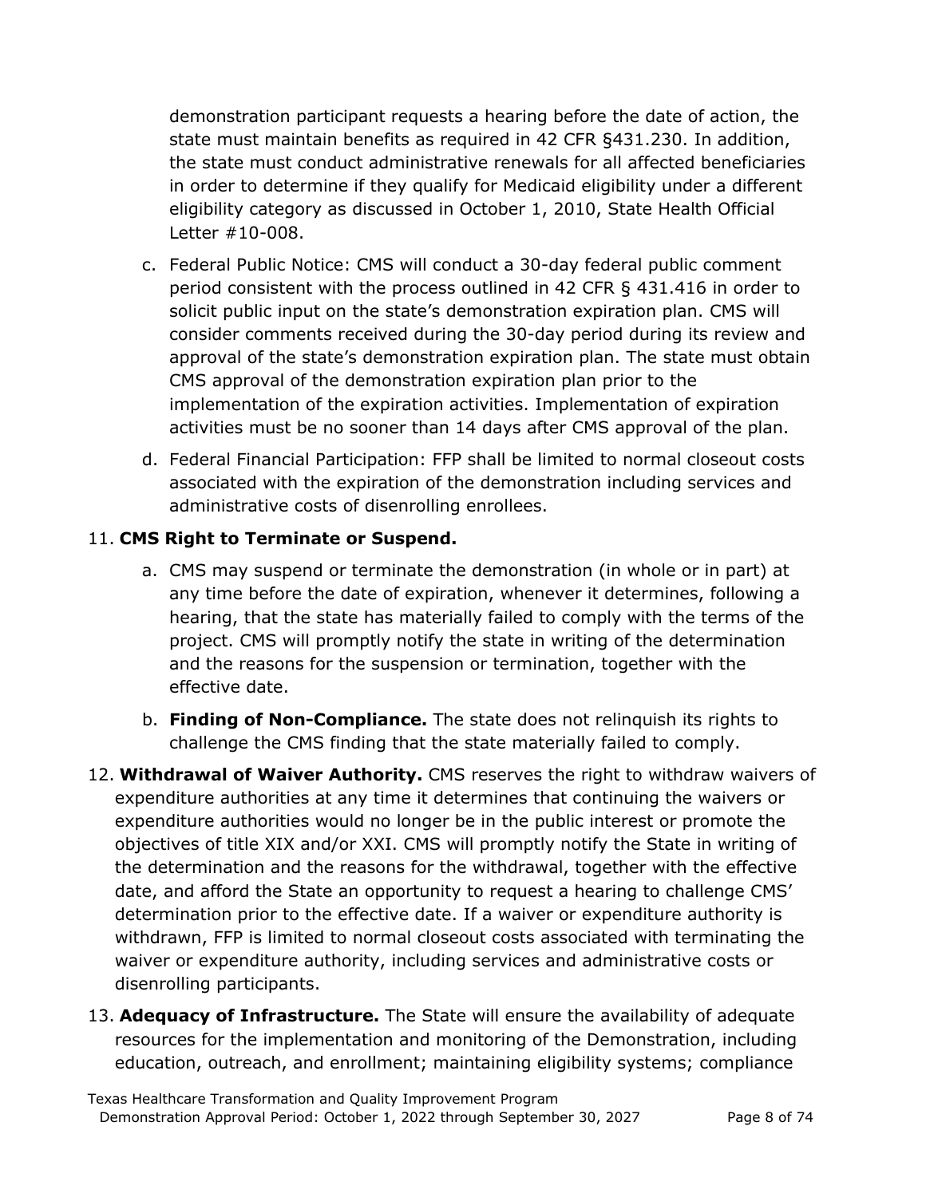demonstration participant requests a hearing before the date of action, the state must maintain benefits as required in 42 CFR §431.230. In addition, the state must conduct administrative renewals for all affected beneficiaries in order to determine if they qualify for Medicaid eligibility under a different eligibility category as discussed in October 1, 2010, State Health Official Letter #10-008.

c. Federal Public Notice: CMS will conduct a 30-day federal public comment period consistent with the process outlined in 42 CFR § 431.416 in order to solicit public input on the state's demonstration expiration plan. CMS will consider comments received during the 30-day period during its review and approval of the state's demonstration expiration plan. The state must obtain CMS approval of the demonstration expiration plan prior to the implementation of the expiration activities. Implementation of expiration activities must be no sooner than 14 days after CMS approval of the plan.

d. Federal Financial Participation: FFP shall be limited to normal closeout costs associated with the expiration of the demonstration including services and administrative costs of disenrolling enrollees.

11. **CMS Right to Terminate or Suspend.**

    a. CMS may suspend or terminate the demonstration (in whole or in part) at any time before the date of expiration, whenever it determines, following a hearing, that the state has materially failed to comply with the terms of the project. CMS will promptly notify the state in writing of the determination and the reasons for the suspension or termination, together with the effective date.

    b. **Finding of Non-Compliance.** The state does not relinquish its rights to challenge the CMS finding that the state materially failed to comply.

12. **Withdrawal of Waiver Authority.** CMS reserves the right to withdraw waivers of expenditure authorities at any time it determines that continuing the waivers or expenditure authorities would no longer be in the public interest or promote the objectives of title XIX and/or XXI. CMS will promptly notify the State in writing of the determination and the reasons for the withdrawal, together with the effective date, and afford the State an opportunity to request a hearing to challenge CMS' determination prior to the effective date. If a waiver or expenditure authority is withdrawn, FFP is limited to normal closeout costs associated with terminating the waiver or expenditure authority, including services and administrative costs or disenrolling participants.

13. **Adequacy of Infrastructure.** The State will ensure the availability of adequate resources for the implementation and monitoring of the Demonstration, including education, outreach, and enrollment; maintaining eligibility systems; compliance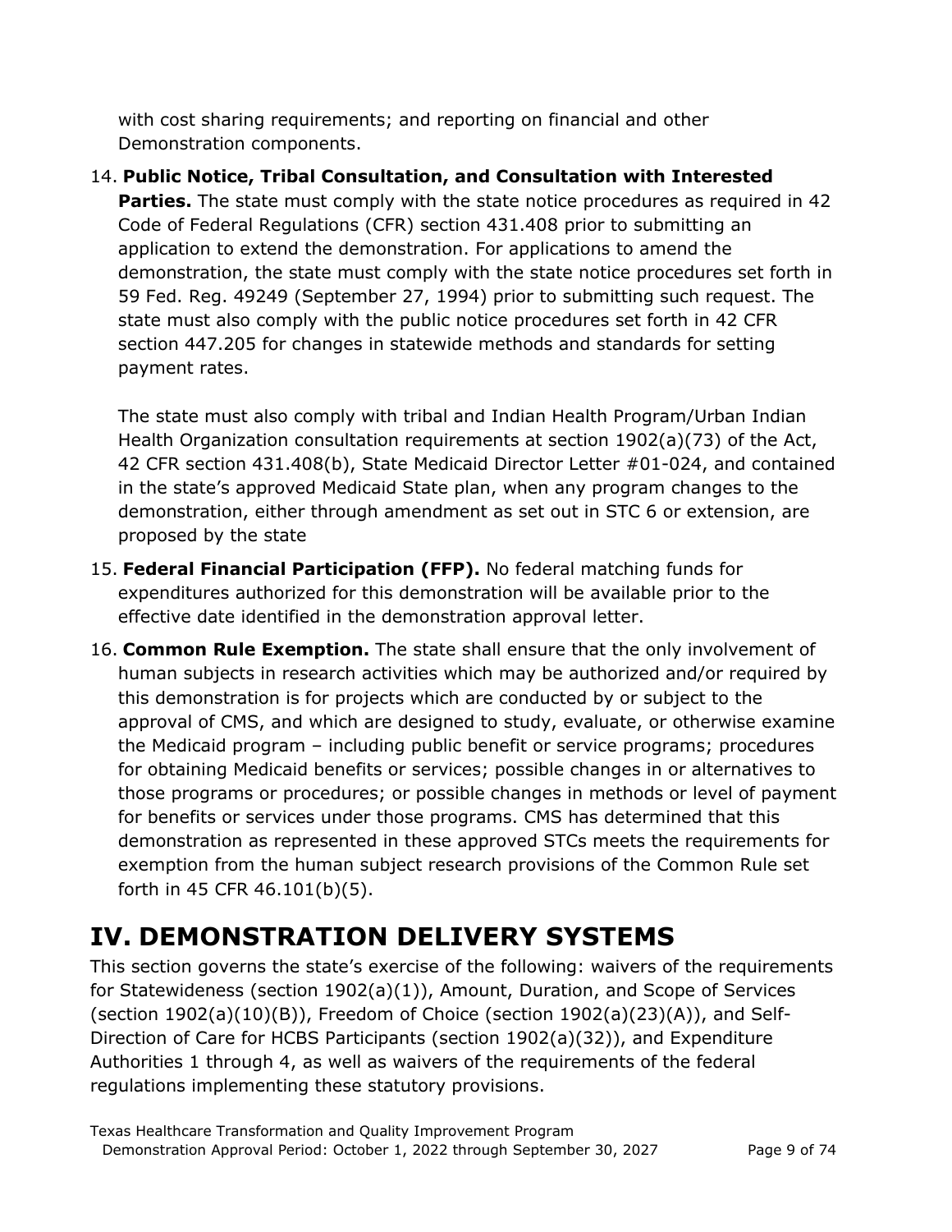with cost sharing requirements; and reporting on financial and other Demonstration components.

14. **Public Notice, Tribal Consultation, and Consultation with Interested Parties.** The state must comply with the state notice procedures as required in 42 Code of Federal Regulations (CFR) section 431.408 prior to submitting an application to extend the demonstration. For applications to amend the demonstration, the state must comply with the state notice procedures set forth in 59 Fed. Reg. 49249 (September 27, 1994) prior to submitting such request. The state must also comply with the public notice procedures set forth in 42 CFR section 447.205 for changes in statewide methods and standards for setting payment rates.

    The state must also comply with tribal and Indian Health Program/Urban Indian Health Organization consultation requirements at section 1902(a)(73) of the Act, 42 CFR section 431.408(b), State Medicaid Director Letter #01-024, and contained in the state's approved Medicaid State plan, when any program changes to the demonstration, either through amendment as set out in STC 6 or extension, are proposed by the state

15. **Federal Financial Participation (FFP).** No federal matching funds for expenditures authorized for this demonstration will be available prior to the effective date identified in the demonstration approval letter.

16. **Common Rule Exemption.** The state shall ensure that the only involvement of human subjects in research activities which may be authorized and/or required by this demonstration is for projects which are conducted by or subject to the approval of CMS, and which are designed to study, evaluate, or otherwise examine the Medicaid program – including public benefit or service programs; procedures for obtaining Medicaid benefits or services; possible changes in or alternatives to those programs or procedures; or possible changes in methods or level of payment for benefits or services under those programs. CMS has determined that this demonstration as represented in these approved STCs meets the requirements for exemption from the human subject research provisions of the Common Rule set forth in 45 CFR 46.101(b)(5).

# IV. DEMONSTRATION DELIVERY SYSTEMS

This section governs the state's exercise of the following: waivers of the requirements for Statewideness (section 1902(a)(1)), Amount, Duration, and Scope of Services (section 1902(a)(10)(B)), Freedom of Choice (section 1902(a)(23)(A)), and Self-Direction of Care for HCBS Participants (section 1902(a)(32)), and Expenditure Authorities 1 through 4, as well as waivers of the requirements of the federal regulations implementing these statutory provisions.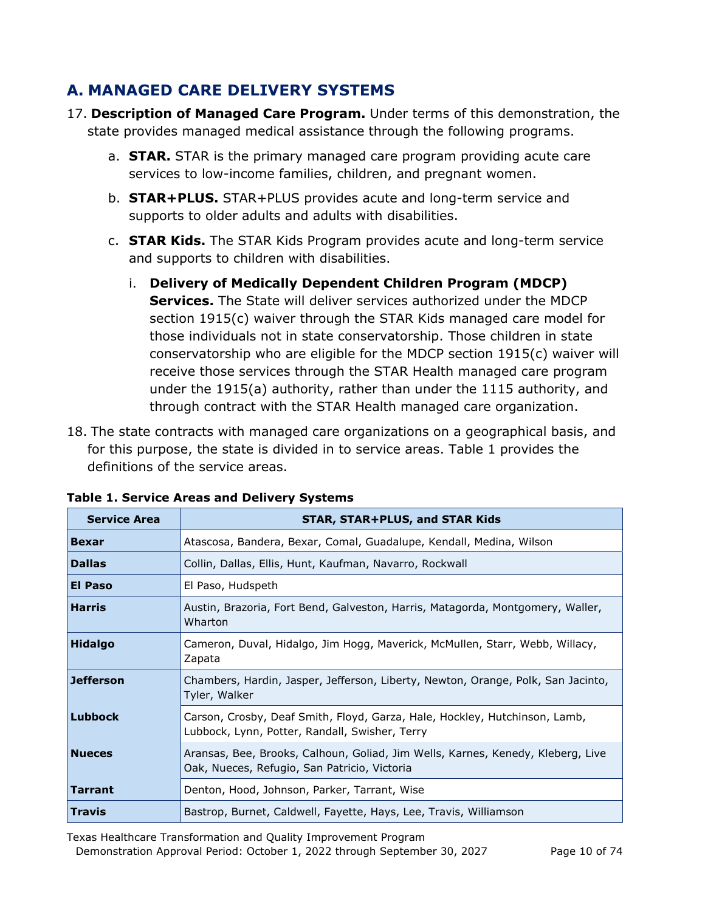## A. MANAGED CARE DELIVERY SYSTEMS

17. **Description of Managed Care Program.** Under terms of this demonstration, the state provides managed medical assistance through the following programs.

    a. **STAR.** STAR is the primary managed care program providing acute care services to low-income families, children, and pregnant women.

    b. **STAR+PLUS.** STAR+PLUS provides acute and long-term service and supports to older adults and adults with disabilities.

    c. **STAR Kids.** The STAR Kids Program provides acute and long-term service and supports to children with disabilities.

       i. **Delivery of Medically Dependent Children Program (MDCP) Services.** The State will deliver services authorized under the MDCP section 1915(c) waiver through the STAR Kids managed care model for those individuals not in state conservatorship. Those children in state conservatorship who are eligible for the MDCP section 1915(c) waiver will receive those services through the STAR Health managed care program under the 1915(a) authority, rather than under the 1115 authority, and through contract with the STAR Health managed care organization.

18. The state contracts with managed care organizations on a geographical basis, and for this purpose, the state is divided in to service areas. Table 1 provides the definitions of the service areas.

**Table 1. Service Areas and Delivery Systems**

| Service Area | STAR, STAR+PLUS, and STAR Kids |
|---|---|
| **Bexar** | Atascosa, Bandera, Bexar, Comal, Guadalupe, Kendall, Medina, Wilson |
| **Dallas** | Collin, Dallas, Ellis, Hunt, Kaufman, Navarro, Rockwall |
| **El Paso** | El Paso, Hudspeth |
| **Harris** | Austin, Brazoria, Fort Bend, Galveston, Harris, Matagorda, Montgomery, Waller, Wharton |
| **Hidalgo** | Cameron, Duval, Hidalgo, Jim Hogg, Maverick, McMullen, Starr, Webb, Willacy, Zapata |
| **Jefferson** | Chambers, Hardin, Jasper, Jefferson, Liberty, Newton, Orange, Polk, San Jacinto, Tyler, Walker |
| **Lubbock** | Carson, Crosby, Deaf Smith, Floyd, Garza, Hale, Hockley, Hutchinson, Lamb, Lubbock, Lynn, Potter, Randall, Swisher, Terry |
| **Nueces** | Aransas, Bee, Brooks, Calhoun, Goliad, Jim Wells, Karnes, Kenedy, Kleberg, Live Oak, Nueces, Refugio, San Patricio, Victoria |
| **Tarrant** | Denton, Hood, Johnson, Parker, Tarrant, Wise |
| **Travis** | Bastrop, Burnet, Caldwell, Fayette, Hays, Lee, Travis, Williamson |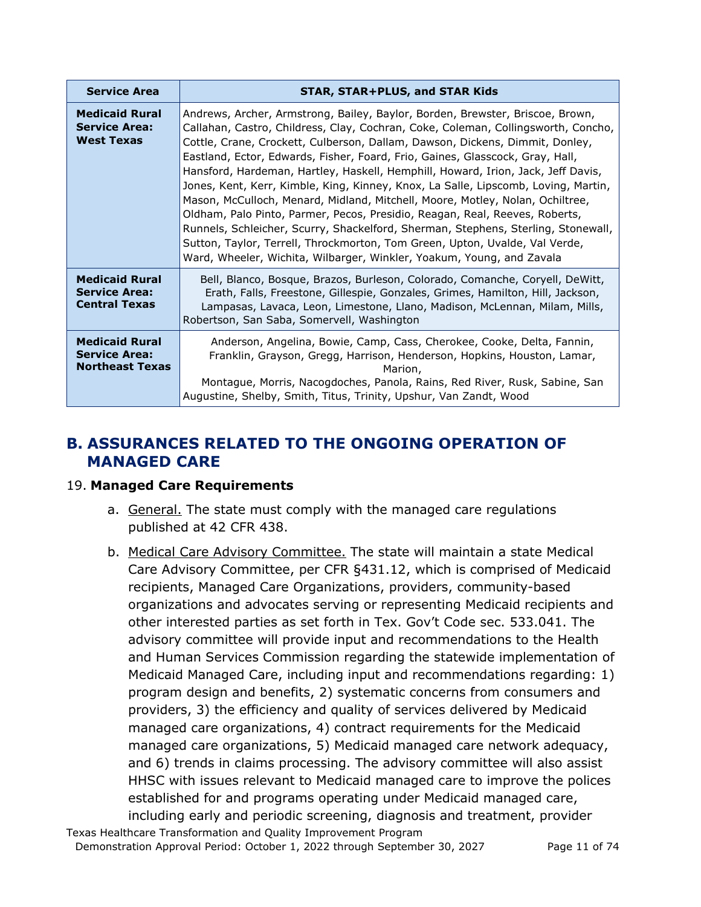| Service Area | STAR, STAR+PLUS, and STAR Kids |
| --- | --- |
| **Medicaid Rural Service Area: West Texas** | Andrews, Archer, Armstrong, Bailey, Baylor, Borden, Brewster, Briscoe, Brown, Callahan, Castro, Childress, Clay, Cochran, Coke, Coleman, Collingsworth, Concho, Cottle, Crane, Crockett, Culberson, Dallam, Dawson, Dickens, Dimmit, Donley, Eastland, Ector, Edwards, Fisher, Foard, Frio, Gaines, Glasscock, Gray, Hall, Hansford, Hardeman, Hartley, Haskell, Hemphill, Howard, Irion, Jack, Jeff Davis, Jones, Kent, Kerr, Kimble, King, Kinney, Knox, La Salle, Lipscomb, Loving, Martin, Mason, McCulloch, Menard, Midland, Mitchell, Moore, Motley, Nolan, Ochiltree, Oldham, Palo Pinto, Parmer, Pecos, Presidio, Reagan, Real, Reeves, Roberts, Runnels, Schleicher, Scurry, Shackelford, Sherman, Stephens, Sterling, Stonewall, Sutton, Taylor, Terrell, Throckmorton, Tom Green, Upton, Uvalde, Val Verde, Ward, Wheeler, Wichita, Wilbarger, Winkler, Yoakum, Young, and Zavala |
| **Medicaid Rural Service Area: Central Texas** | Bell, Blanco, Bosque, Brazos, Burleson, Colorado, Comanche, Coryell, DeWitt, Erath, Falls, Freestone, Gillespie, Gonzales, Grimes, Hamilton, Hill, Jackson, Lampasas, Lavaca, Leon, Limestone, Llano, Madison, McLennan, Milam, Mills, Robertson, San Saba, Somervell, Washington |
| **Medicaid Rural Service Area: Northeast Texas** | Anderson, Angelina, Bowie, Camp, Cass, Cherokee, Cooke, Delta, Fannin, Franklin, Grayson, Gregg, Harrison, Henderson, Hopkins, Houston, Lamar, Marion, Montague, Morris, Nacogdoches, Panola, Rains, Red River, Rusk, Sabine, San Augustine, Shelby, Smith, Titus, Trinity, Upshur, Van Zandt, Wood |

## B. ASSURANCES RELATED TO THE ONGOING OPERATION OF MANAGED CARE

19. **Managed Care Requirements**

   a. General. The state must comply with the managed care regulations published at 42 CFR 438.

   b. Medical Care Advisory Committee. The state will maintain a state Medical Care Advisory Committee, per CFR §431.12, which is comprised of Medicaid recipients, Managed Care Organizations, providers, community-based organizations and advocates serving or representing Medicaid recipients and other interested parties as set forth in Tex. Gov't Code sec. 533.041. The advisory committee will provide input and recommendations to the Health and Human Services Commission regarding the statewide implementation of Medicaid Managed Care, including input and recommendations regarding: 1) program design and benefits, 2) systematic concerns from consumers and providers, 3) the efficiency and quality of services delivered by Medicaid managed care organizations, 4) contract requirements for the Medicaid managed care organizations, 5) Medicaid managed care network adequacy, and 6) trends in claims processing. The advisory committee will also assist HHSC with issues relevant to Medicaid managed care to improve the polices established for and programs operating under Medicaid managed care, including early and periodic screening, diagnosis and treatment, provider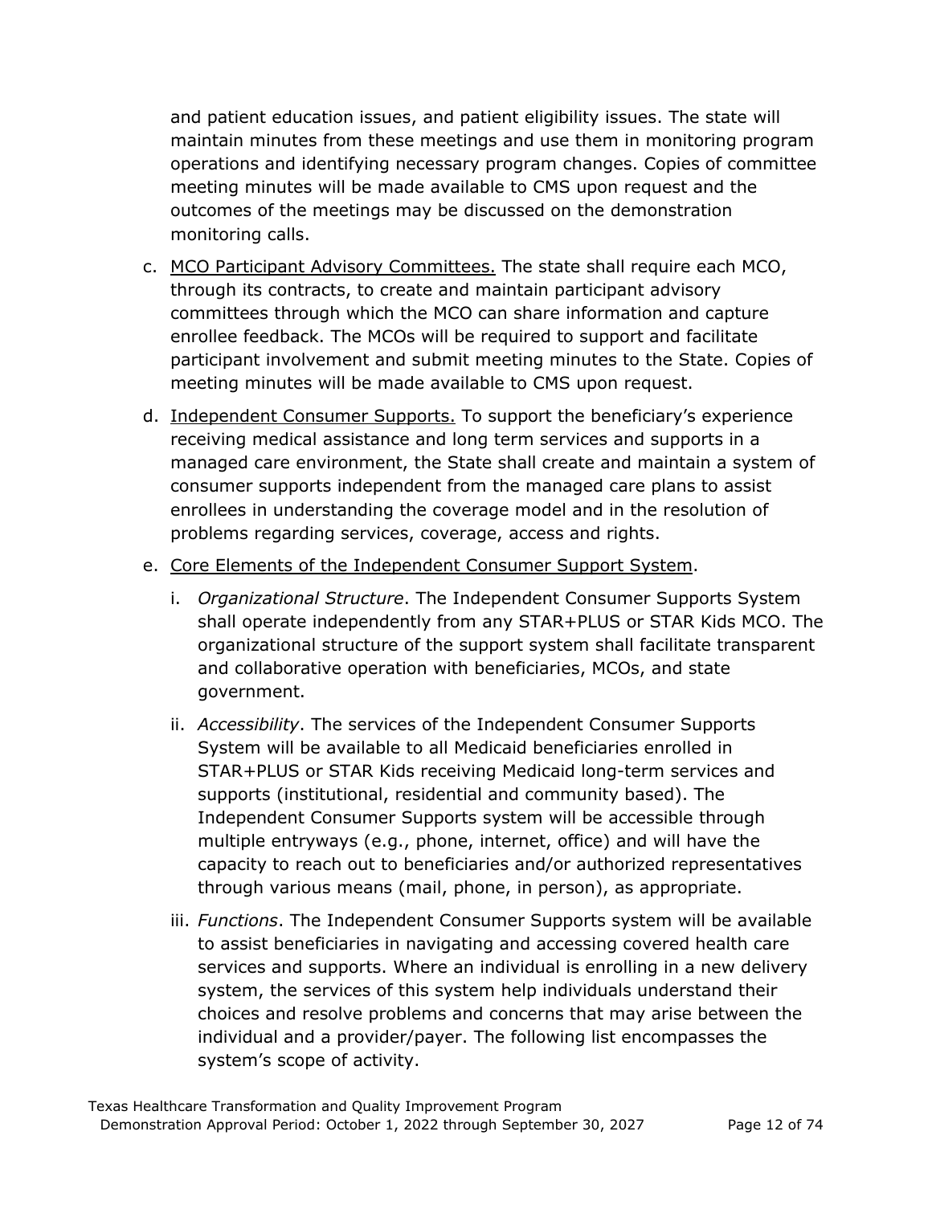and patient education issues, and patient eligibility issues. The state will maintain minutes from these meetings and use them in monitoring program operations and identifying necessary program changes. Copies of committee meeting minutes will be made available to CMS upon request and the outcomes of the meetings may be discussed on the demonstration monitoring calls.

c. <u>MCO Participant Advisory Committees.</u> The state shall require each MCO, through its contracts, to create and maintain participant advisory committees through which the MCO can share information and capture enrollee feedback. The MCOs will be required to support and facilitate participant involvement and submit meeting minutes to the State. Copies of meeting minutes will be made available to CMS upon request.

d. <u>Independent Consumer Supports.</u> To support the beneficiary's experience receiving medical assistance and long term services and supports in a managed care environment, the State shall create and maintain a system of consumer supports independent from the managed care plans to assist enrollees in understanding the coverage model and in the resolution of problems regarding services, coverage, access and rights.

e. <u>Core Elements of the Independent Consumer Support System</u>.

   i. *Organizational Structure*. The Independent Consumer Supports System shall operate independently from any STAR+PLUS or STAR Kids MCO. The organizational structure of the support system shall facilitate transparent and collaborative operation with beneficiaries, MCOs, and state government.

   ii. *Accessibility*. The services of the Independent Consumer Supports System will be available to all Medicaid beneficiaries enrolled in STAR+PLUS or STAR Kids receiving Medicaid long-term services and supports (institutional, residential and community based). The Independent Consumer Supports system will be accessible through multiple entryways (e.g., phone, internet, office) and will have the capacity to reach out to beneficiaries and/or authorized representatives through various means (mail, phone, in person), as appropriate.

   iii. *Functions*. The Independent Consumer Supports system will be available to assist beneficiaries in navigating and accessing covered health care services and supports. Where an individual is enrolling in a new delivery system, the services of this system help individuals understand their choices and resolve problems and concerns that may arise between the individual and a provider/payer. The following list encompasses the system's scope of activity.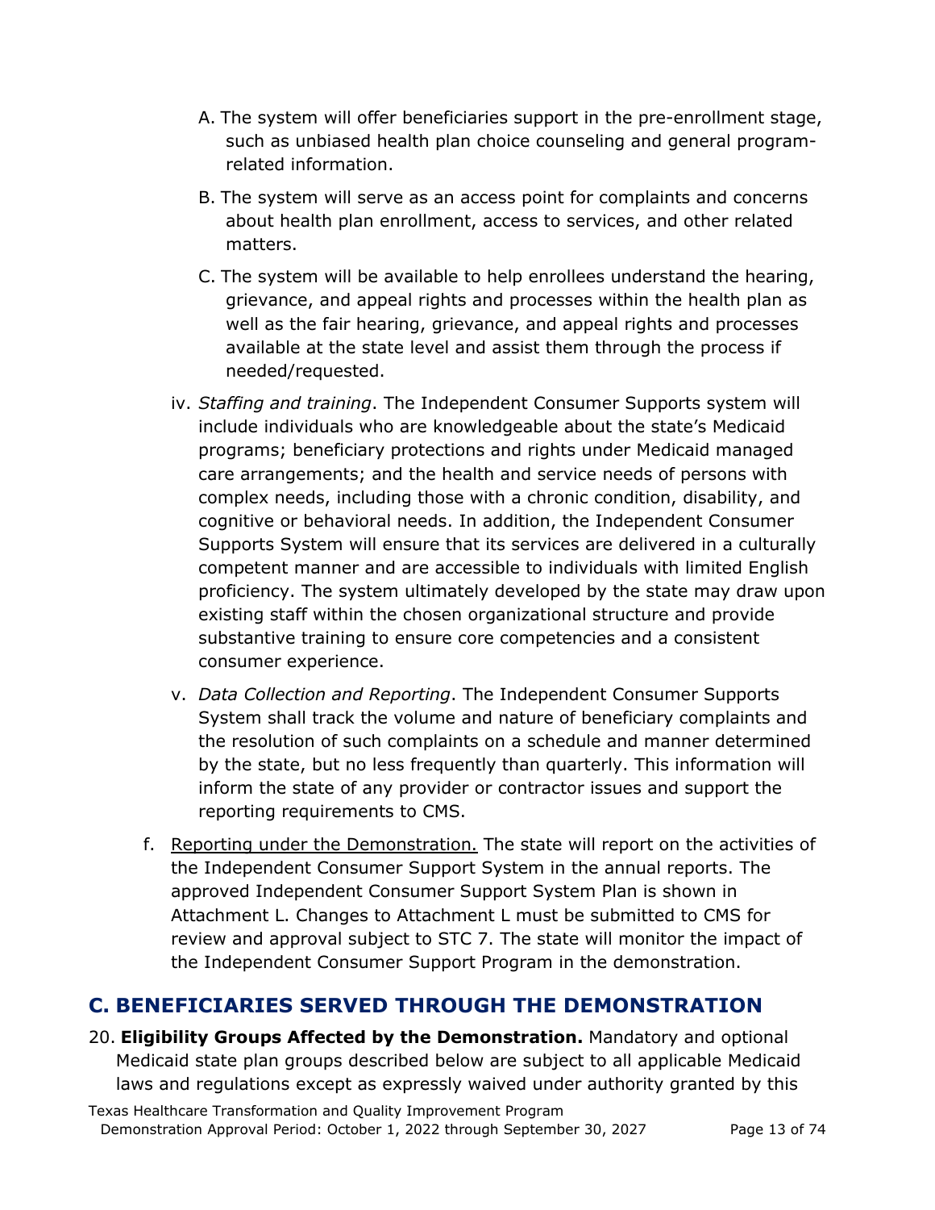A. The system will offer beneficiaries support in the pre-enrollment stage, such as unbiased health plan choice counseling and general program-related information.

B. The system will serve as an access point for complaints and concerns about health plan enrollment, access to services, and other related matters.

C. The system will be available to help enrollees understand the hearing, grievance, and appeal rights and processes within the health plan as well as the fair hearing, grievance, and appeal rights and processes available at the state level and assist them through the process if needed/requested.

iv. *Staffing and training*. The Independent Consumer Supports system will include individuals who are knowledgeable about the state's Medicaid programs; beneficiary protections and rights under Medicaid managed care arrangements; and the health and service needs of persons with complex needs, including those with a chronic condition, disability, and cognitive or behavioral needs. In addition, the Independent Consumer Supports System will ensure that its services are delivered in a culturally competent manner and are accessible to individuals with limited English proficiency. The system ultimately developed by the state may draw upon existing staff within the chosen organizational structure and provide substantive training to ensure core competencies and a consistent consumer experience.

v. *Data Collection and Reporting*. The Independent Consumer Supports System shall track the volume and nature of beneficiary complaints and the resolution of such complaints on a schedule and manner determined by the state, but no less frequently than quarterly. This information will inform the state of any provider or contractor issues and support the reporting requirements to CMS.

f. Reporting under the Demonstration. The state will report on the activities of the Independent Consumer Support System in the annual reports. The approved Independent Consumer Support System Plan is shown in Attachment L. Changes to Attachment L must be submitted to CMS for review and approval subject to STC 7. The state will monitor the impact of the Independent Consumer Support Program in the demonstration.

## C. BENEFICIARIES SERVED THROUGH THE DEMONSTRATION

20. **Eligibility Groups Affected by the Demonstration.** Mandatory and optional Medicaid state plan groups described below are subject to all applicable Medicaid laws and regulations except as expressly waived under authority granted by this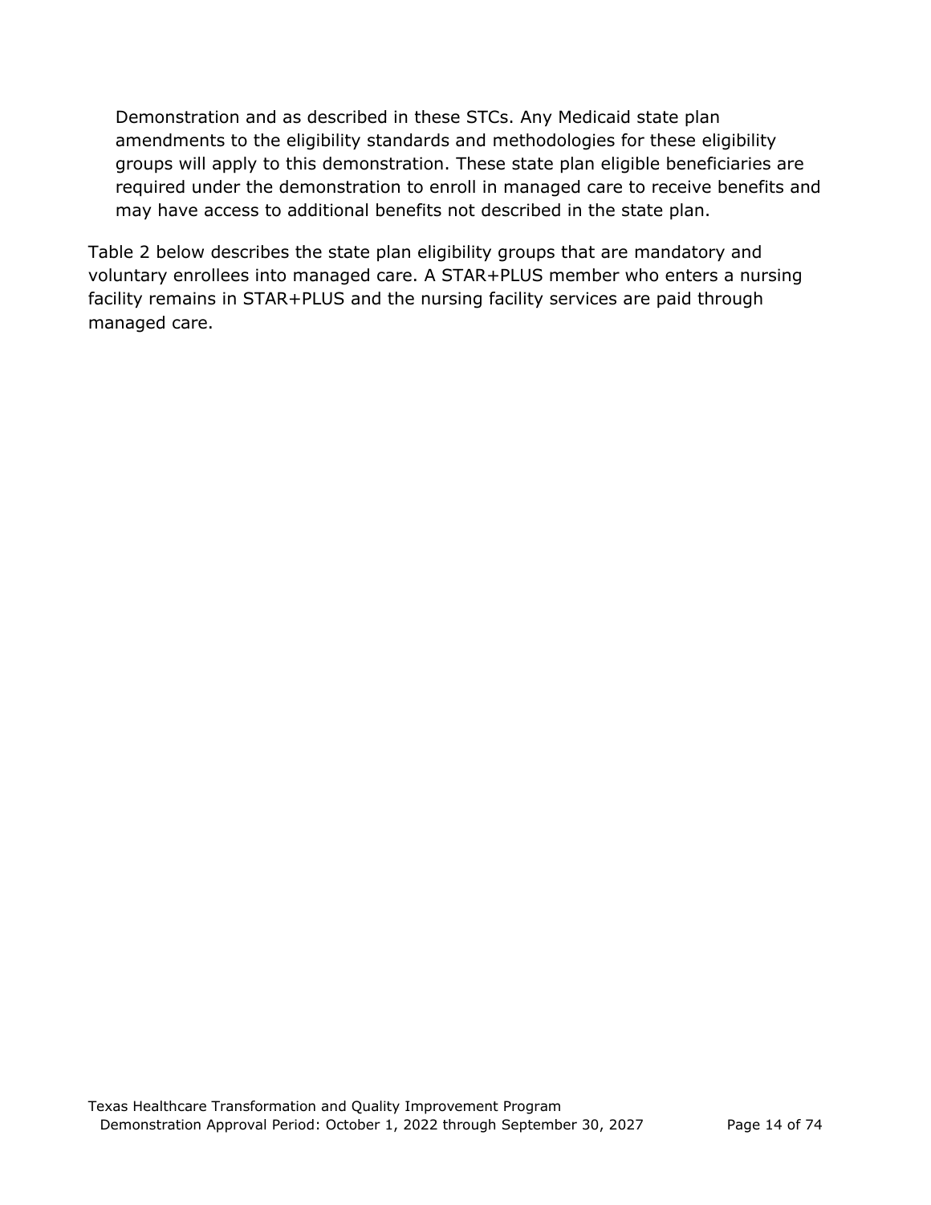Demonstration and as described in these STCs. Any Medicaid state plan amendments to the eligibility standards and methodologies for these eligibility groups will apply to this demonstration. These state plan eligible beneficiaries are required under the demonstration to enroll in managed care to receive benefits and may have access to additional benefits not described in the state plan.

Table 2 below describes the state plan eligibility groups that are mandatory and voluntary enrollees into managed care. A STAR+PLUS member who enters a nursing facility remains in STAR+PLUS and the nursing facility services are paid through managed care.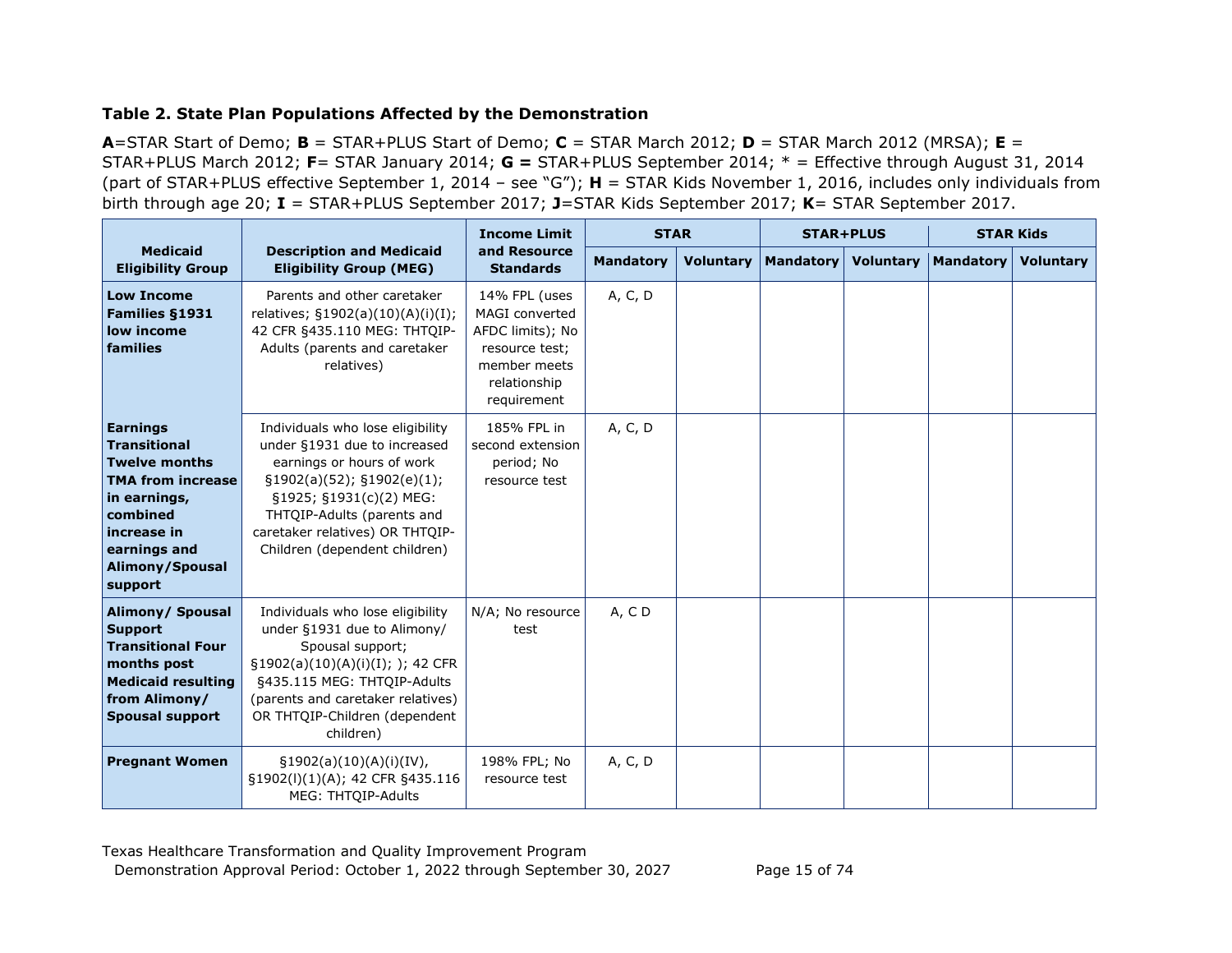**Table 2. State Plan Populations Affected by the Demonstration**

**A**=STAR Start of Demo; **B** = STAR+PLUS Start of Demo; **C** = STAR March 2012; **D** = STAR March 2012 (MRSA); **E** = STAR+PLUS March 2012; **F**= STAR January 2014; **G =** STAR+PLUS September 2014; * = Effective through August 31, 2014 (part of STAR+PLUS effective September 1, 2014 – see "G"); **H** = STAR Kids November 1, 2016, includes only individuals from birth through age 20; **I** = STAR+PLUS September 2017; **J**=STAR Kids September 2017; **K**= STAR September 2017.

| Medicaid Eligibility Group | Description and Medicaid Eligibility Group (MEG) | Income Limit and Resource Standards | STAR | | STAR+PLUS | | STAR Kids | |
|---|---|---|---|---|---|---|---|---|
| | | | Mandatory | Voluntary | Mandatory | Voluntary | Mandatory | Voluntary |
| **Low Income Families §1931 low income families** | Parents and other caretaker relatives; §1902(a)(10)(A)(i)(I); 42 CFR §435.110 MEG: THTQIP-Adults (parents and caretaker relatives) | 14% FPL (uses MAGI converted AFDC limits); No resource test; member meets relationship requirement | A, C, D | | | | | |
| **Earnings Transitional Twelve months TMA from increase in earnings, combined increase in earnings and Alimony/Spousal support** | Individuals who lose eligibility under §1931 due to increased earnings or hours of work §1902(a)(52); §1902(e)(1); §1925; §1931(c)(2) MEG: THTQIP-Adults (parents and caretaker relatives) OR THTQIP-Children (dependent children) | 185% FPL in second extension period; No resource test | A, C, D | | | | | |
| **Alimony/ Spousal Support Transitional Four months post Medicaid resulting from Alimony/ Spousal support** | Individuals who lose eligibility under §1931 due to Alimony/ Spousal support; §1902(a)(10)(A)(i)(I); ); 42 CFR §435.115 MEG: THTQIP-Adults (parents and caretaker relatives) OR THTQIP-Children (dependent children) | N/A; No resource test | A, C D | | | | | |
| **Pregnant Women** | §1902(a)(10)(A)(i)(IV), §1902(l)(1)(A); 42 CFR §435.116 MEG: THTQIP-Adults | 198% FPL; No resource test | A, C, D | | | | | |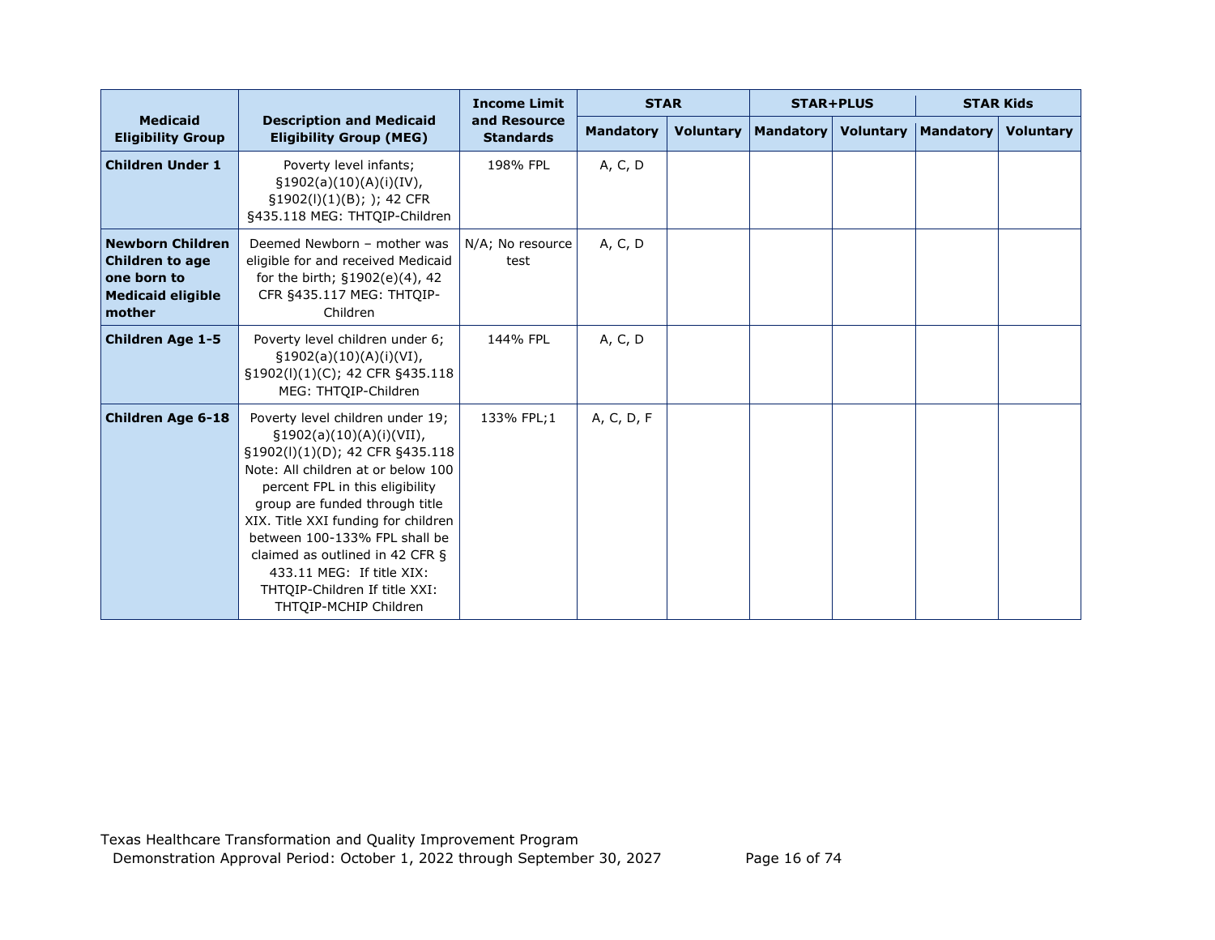| Medicaid Eligibility Group | Description and Medicaid Eligibility Group (MEG) | Income Limit and Resource Standards | STAR | | STAR+PLUS | | STAR Kids | |
|---|---|---|---|---|---|---|---|---|
| | | | Mandatory | Voluntary | Mandatory | Voluntary | Mandatory | Voluntary |
| **Children Under 1** | Poverty level infants; §1902(a)(10)(A)(i)(IV), §1902(l)(1)(B); ); 42 CFR §435.118 MEG: THTQIP-Children | 198% FPL | A, C, D | | | | | |
| **Newborn Children Children to age one born to Medicaid eligible mother** | Deemed Newborn – mother was eligible for and received Medicaid for the birth; §1902(e)(4), 42 CFR §435.117 MEG: THTQIP-Children | N/A; No resource test | A, C, D | | | | | |
| **Children Age 1-5** | Poverty level children under 6; §1902(a)(10)(A)(i)(VI), §1902(l)(1)(C); 42 CFR §435.118 MEG: THTQIP-Children | 144% FPL | A, C, D | | | | | |
| **Children Age 6-18** | Poverty level children under 19; §1902(a)(10)(A)(i)(VII), §1902(l)(1)(D); 42 CFR §435.118 Note: All children at or below 100 percent FPL in this eligibility group are funded through title XIX. Title XXI funding for children between 100-133% FPL shall be claimed as outlined in 42 CFR § 433.11 MEG: If title XIX: THTQIP-Children If title XXI: THTQIP-MCHIP Children | 133% FPL;1 | A, C, D, F | | | | | |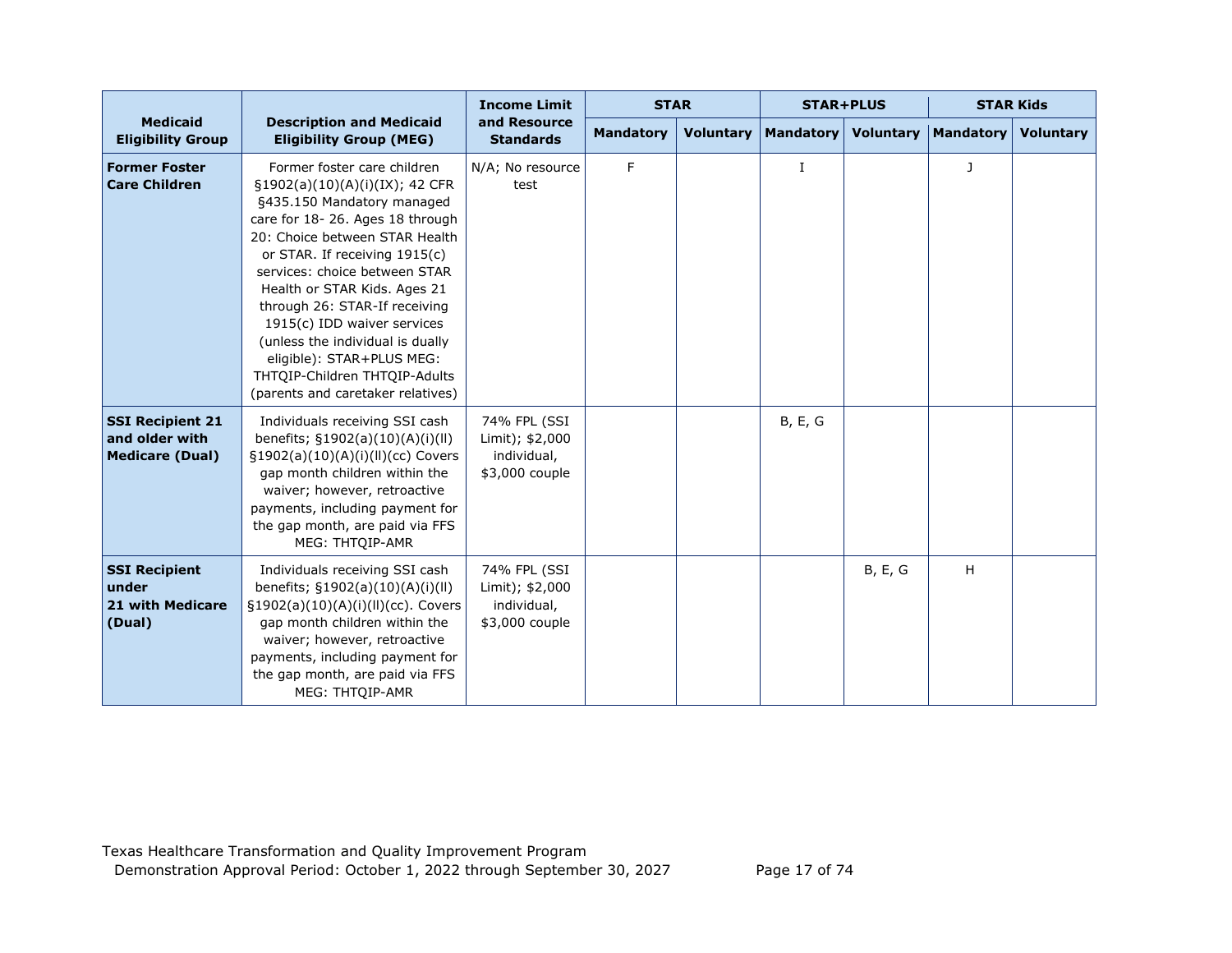| Medicaid Eligibility Group | Description and Medicaid Eligibility Group (MEG) | Income Limit and Resource Standards | STAR | | STAR+PLUS | | STAR Kids | |
|---|---|---|---|---|---|---|---|---|
| | | | Mandatory | Voluntary | Mandatory | Voluntary | Mandatory | Voluntary |
| **Former Foster Care Children** | Former foster care children §1902(a)(10)(A)(i)(IX); 42 CFR §435.150 Mandatory managed care for 18- 26. Ages 18 through 20: Choice between STAR Health or STAR. If receiving 1915(c) services: choice between STAR Health or STAR Kids. Ages 21 through 26: STAR-If receiving 1915(c) IDD waiver services (unless the individual is dually eligible): STAR+PLUS MEG: THTQIP-Children THTQIP-Adults (parents and caretaker relatives) | N/A; No resource test | F | | I | | J | |
| **SSI Recipient 21 and older with Medicare (Dual)** | Individuals receiving SSI cash benefits; §1902(a)(10)(A)(i)(II) §1902(a)(10)(A)(i)(II)(cc) Covers gap month children within the waiver; however, retroactive payments, including payment for the gap month, are paid via FFS MEG: THTQIP-AMR | 74% FPL (SSI Limit); $2,000 individual, $3,000 couple | | | B, E, G | | | |
| **SSI Recipient under 21 with Medicare (Dual)** | Individuals receiving SSI cash benefits; §1902(a)(10)(A)(i)(II) §1902(a)(10)(A)(i)(II)(cc). Covers gap month children within the waiver; however, retroactive payments, including payment for the gap month, are paid via FFS MEG: THTQIP-AMR | 74% FPL (SSI Limit); $2,000 individual, $3,000 couple | | | | B, E, G | H | |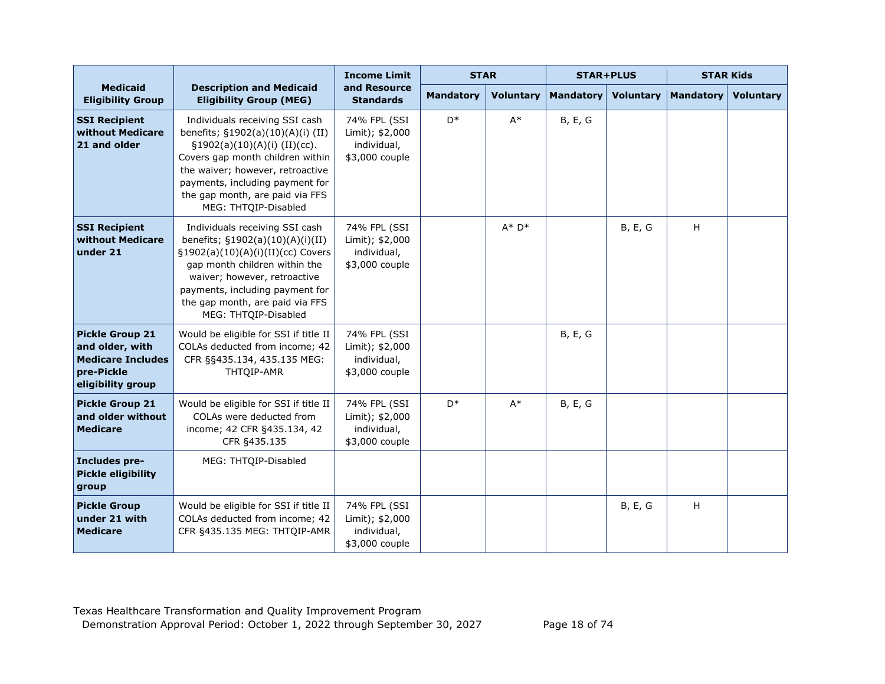| Medicaid Eligibility Group | Description and Medicaid Eligibility Group (MEG) | Income Limit and Resource Standards | STAR | | STAR+PLUS | | STAR Kids | |
|---|---|---|---|---|---|---|---|---|
| | | | Mandatory | Voluntary | Mandatory | Voluntary | Mandatory | Voluntary |
| **SSI Recipient without Medicare 21 and older** | Individuals receiving SSI cash benefits; §1902(a)(10)(A)(i) (II) §1902(a)(10)(A)(i) (II)(cc). Covers gap month children within the waiver; however, retroactive payments, including payment for the gap month, are paid via FFS MEG: THTQIP-Disabled | 74% FPL (SSI Limit); $2,000 individual, $3,000 couple | D* | A* | B, E, G | | | |
| **SSI Recipient without Medicare under 21** | Individuals receiving SSI cash benefits; §1902(a)(10)(A)(i)(II) §1902(a)(10)(A)(i)(II)(cc) Covers gap month children within the waiver; however, retroactive payments, including payment for the gap month, are paid via FFS MEG: THTQIP-Disabled | 74% FPL (SSI Limit); $2,000 individual, $3,000 couple | | A* D* | | B, E, G | H | |
| **Pickle Group 21 and older, with Medicare Includes pre-Pickle eligibility group** | Would be eligible for SSI if title II COLAs deducted from income; 42 CFR §§435.134, 435.135 MEG: THTQIP-AMR | 74% FPL (SSI Limit); $2,000 individual, $3,000 couple | | | B, E, G | | | |
| **Pickle Group 21 and older without Medicare** | Would be eligible for SSI if title II COLAs were deducted from income; 42 CFR §435.134, 42 CFR §435.135 | 74% FPL (SSI Limit); $2,000 individual, $3,000 couple | D* | A* | B, E, G | | | |
| **Includes pre-Pickle eligibility group** | MEG: THTQIP-Disabled | | | | | | | |
| **Pickle Group under 21 with Medicare** | Would be eligible for SSI if title II COLAs deducted from income; 42 CFR §435.135 MEG: THTQIP-AMR | 74% FPL (SSI Limit); $2,000 individual, $3,000 couple | | | | B, E, G | H | |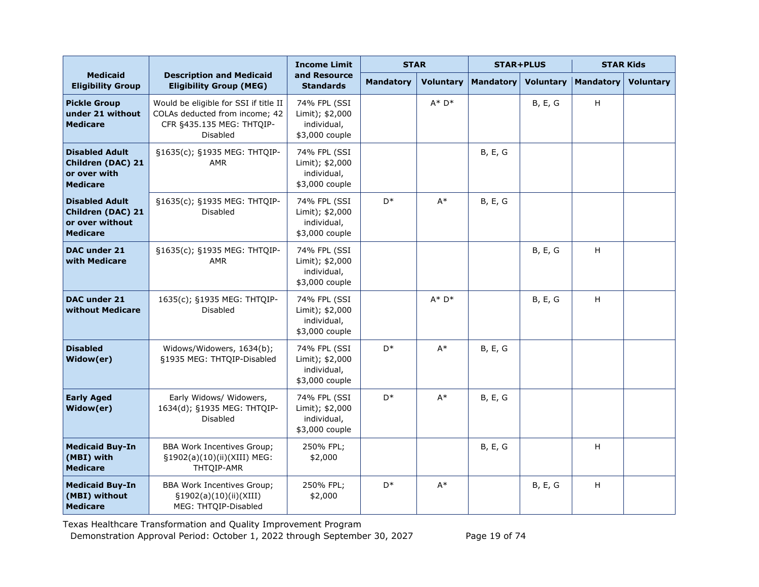| Medicaid Eligibility Group | Description and Medicaid Eligibility Group (MEG) | Income Limit and Resource Standards | STAR | | STAR+PLUS | | STAR Kids | |
|---|---|---|---|---|---|---|---|---|
| | | | Mandatory | Voluntary | Mandatory | Voluntary | Mandatory | Voluntary |
| **Pickle Group under 21 without Medicare** | Would be eligible for SSI if title II COLAs deducted from income; 42 CFR §435.135 MEG: THTQIP-Disabled | 74% FPL (SSI Limit); $2,000 individual, $3,000 couple | | A* D* | | B, E, G | H | |
| **Disabled Adult Children (DAC) 21 or over with Medicare** | §1635(c); §1935 MEG: THTQIP-AMR | 74% FPL (SSI Limit); $2,000 individual, $3,000 couple | | | B, E, G | | | |
| **Disabled Adult Children (DAC) 21 or over without Medicare** | §1635(c); §1935 MEG: THTQIP-Disabled | 74% FPL (SSI Limit); $2,000 individual, $3,000 couple | D* | A* | B, E, G | | | |
| **DAC under 21 with Medicare** | §1635(c); §1935 MEG: THTQIP-AMR | 74% FPL (SSI Limit); $2,000 individual, $3,000 couple | | | | B, E, G | H | |
| **DAC under 21 without Medicare** | 1635(c); §1935 MEG: THTQIP-Disabled | 74% FPL (SSI Limit); $2,000 individual, $3,000 couple | | A* D* | | B, E, G | H | |
| **Disabled Widow(er)** | Widows/Widowers, 1634(b); §1935 MEG: THTQIP-Disabled | 74% FPL (SSI Limit); $2,000 individual, $3,000 couple | D* | A* | B, E, G | | | |
| **Early Aged Widow(er)** | Early Widows/ Widowers, 1634(d); §1935 MEG: THTQIP-Disabled | 74% FPL (SSI Limit); $2,000 individual, $3,000 couple | D* | A* | B, E, G | | | |
| **Medicaid Buy-In (MBI) with Medicare** | BBA Work Incentives Group; §1902(a)(10)(ii)(XIII) MEG: THTQIP-AMR | 250% FPL; $2,000 | | | B, E, G | | H | |
| **Medicaid Buy-In (MBI) without Medicare** | BBA Work Incentives Group; §1902(a)(10)(ii)(XIII) MEG: THTQIP-Disabled | 250% FPL; $2,000 | D* | A* | | B, E, G | H | |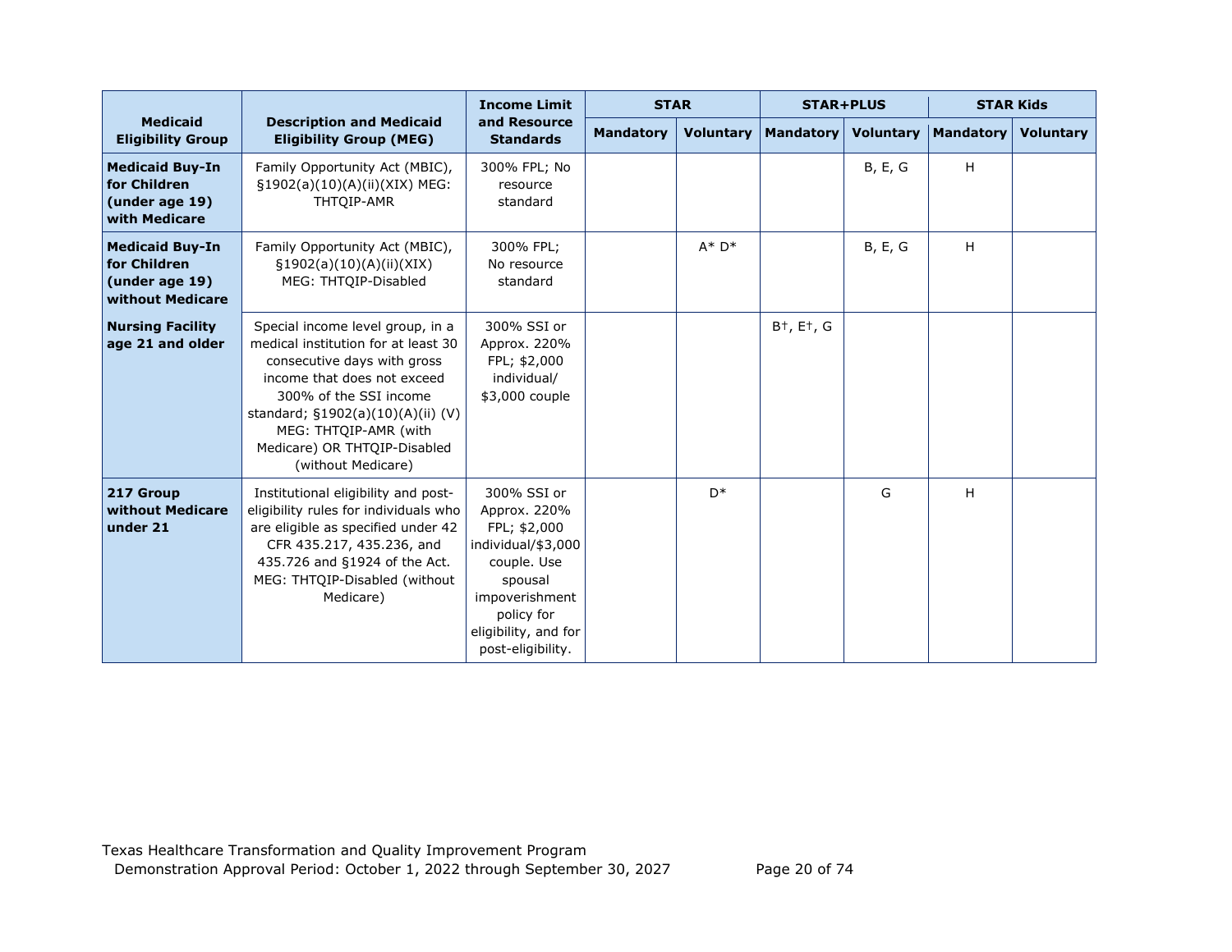| Medicaid Eligibility Group | Description and Medicaid Eligibility Group (MEG) | Income Limit and Resource Standards | STAR | | STAR+PLUS | | STAR Kids | |
|---|---|---|---|---|---|---|---|---|
| | | | Mandatory | Voluntary | Mandatory | Voluntary | Mandatory | Voluntary |
| **Medicaid Buy-In for Children (under age 19) with Medicare** | Family Opportunity Act (MBIC), §1902(a)(10)(A)(ii)(XIX) MEG: THTQIP-AMR | 300% FPL; No resource standard | | | | B, E, G | H | |
| **Medicaid Buy-In for Children (under age 19) without Medicare** | Family Opportunity Act (MBIC), §1902(a)(10)(A)(ii)(XIX) MEG: THTQIP-Disabled | 300% FPL; No resource standard | | A* D* | | B, E, G | H | |
| **Nursing Facility age 21 and older** | Special income level group, in a medical institution for at least 30 consecutive days with gross income that does not exceed 300% of the SSI income standard; §1902(a)(10)(A)(ii) (V) MEG: THTQIP-AMR (with Medicare) OR THTQIP-Disabled (without Medicare) | 300% SSI or Approx. 220% FPL; $2,000 individual/ $3,000 couple | | | B†, E†, G | | | |
| **217 Group without Medicare under 21** | Institutional eligibility and post-eligibility rules for individuals who are eligible as specified under 42 CFR 435.217, 435.236, and 435.726 and §1924 of the Act. MEG: THTQIP-Disabled (without Medicare) | 300% SSI or Approx. 220% FPL; $2,000 individual/$3,000 couple. Use spousal impoverishment policy for eligibility, and for post-eligibility. | | D* | | G | H | |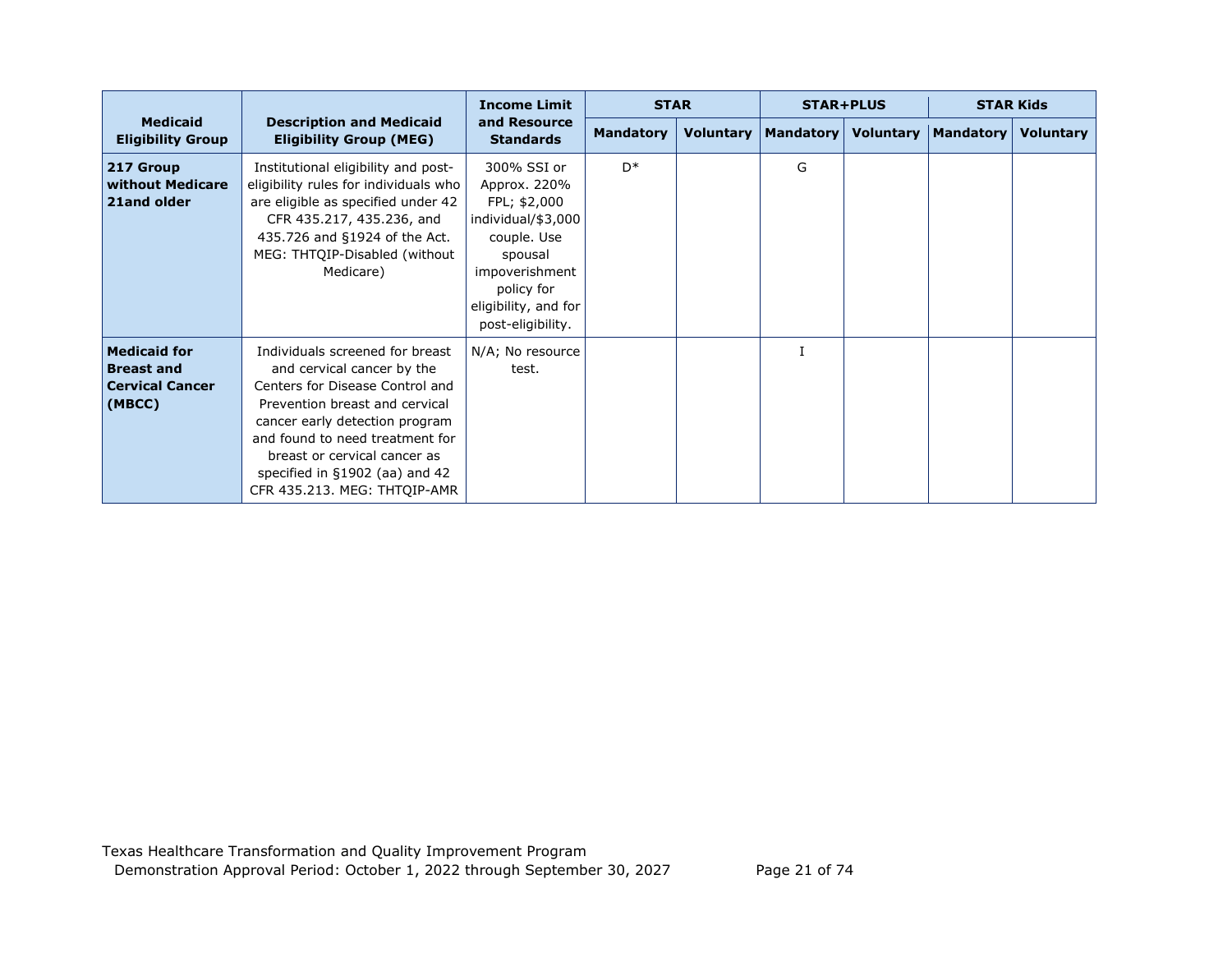| Medicaid Eligibility Group | Description and Medicaid Eligibility Group (MEG) | Income Limit and Resource Standards | STAR | | STAR+PLUS | | STAR Kids | |
|---|---|---|---|---|---|---|---|---|
| | | | Mandatory | Voluntary | Mandatory | Voluntary | Mandatory | Voluntary |
| **217 Group without Medicare 21and older** | Institutional eligibility and post-eligibility rules for individuals who are eligible as specified under 42 CFR 435.217, 435.236, and 435.726 and §1924 of the Act. MEG: THTQIP-Disabled (without Medicare) | 300% SSI or Approx. 220% FPL; $2,000 individual/$3,000 couple. Use spousal impoverishment policy for eligibility, and for post-eligibility. | D* | | G | | | |
| **Medicaid for Breast and Cervical Cancer (MBCC)** | Individuals screened for breast and cervical cancer by the Centers for Disease Control and Prevention breast and cervical cancer early detection program and found to need treatment for breast or cervical cancer as specified in §1902 (aa) and 42 CFR 435.213. MEG: THTQIP-AMR | N/A; No resource test. | | | I | | | |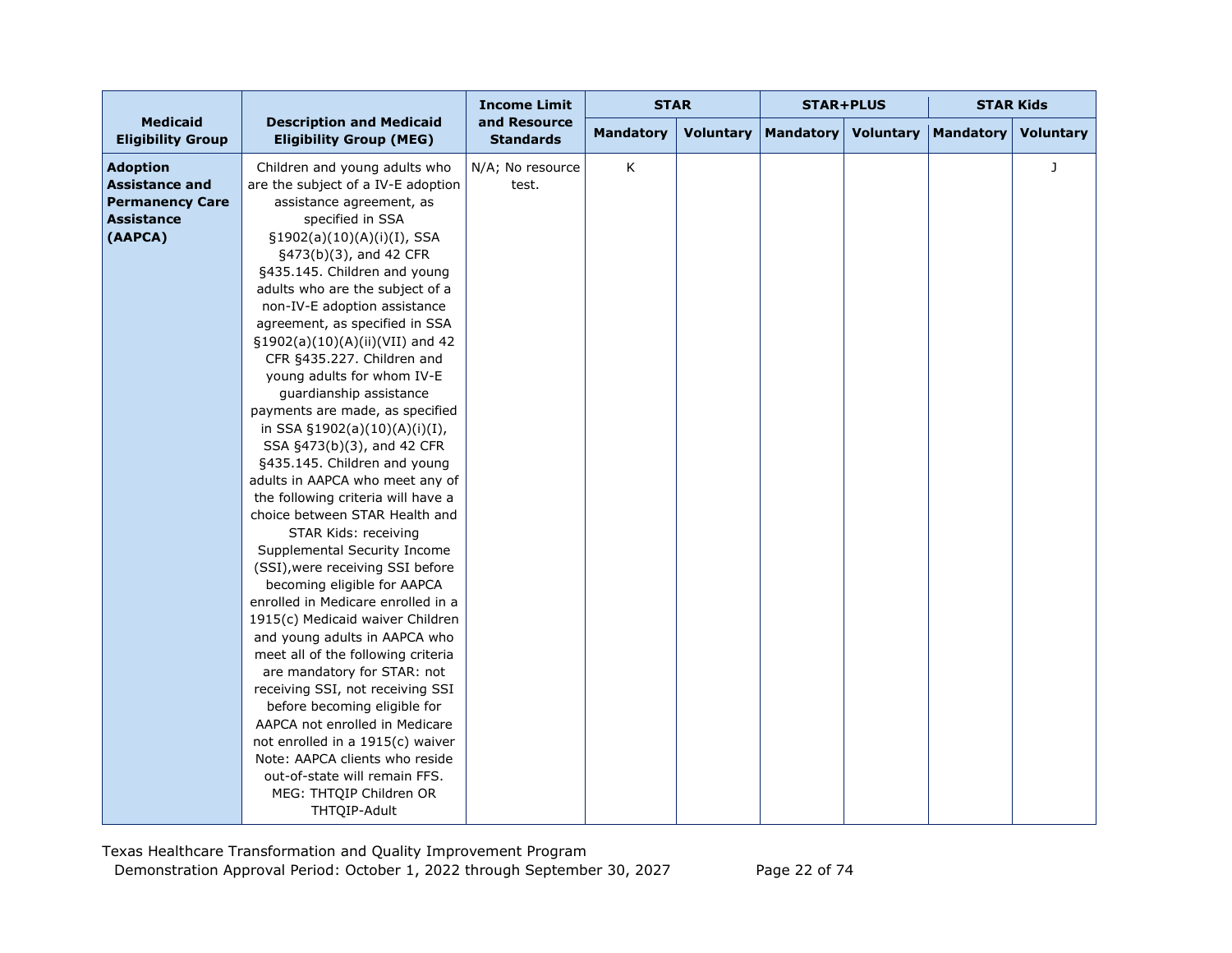| Medicaid Eligibility Group | Description and Medicaid Eligibility Group (MEG) | Income Limit and Resource Standards | STAR | | STAR+PLUS | | STAR Kids | |
|---|---|---|---|---|---|---|---|---|
| | | | Mandatory | Voluntary | Mandatory | Voluntary | Mandatory | Voluntary |
| **Adoption Assistance and Permanency Care Assistance (AAPCA)** | Children and young adults who are the subject of a IV-E adoption assistance agreement, as specified in SSA §1902(a)(10)(A)(i)(I), SSA §473(b)(3), and 42 CFR §435.145. Children and young adults who are the subject of a non-IV-E adoption assistance agreement, as specified in SSA §1902(a)(10)(A)(ii)(VII) and 42 CFR §435.227. Children and young adults for whom IV-E guardianship assistance payments are made, as specified in SSA §1902(a)(10)(A)(i)(I), SSA §473(b)(3), and 42 CFR §435.145. Children and young adults in AAPCA who meet any of the following criteria will have a choice between STAR Health and STAR Kids: receiving Supplemental Security Income (SSI),were receiving SSI before becoming eligible for AAPCA enrolled in Medicare enrolled in a 1915(c) Medicaid waiver Children and young adults in AAPCA who meet all of the following criteria are mandatory for STAR: not receiving SSI, not receiving SSI before becoming eligible for AAPCA not enrolled in Medicare not enrolled in a 1915(c) waiver Note: AAPCA clients who reside out-of-state will remain FFS. MEG: THTQIP Children OR THTQIP-Adult | N/A; No resource test. | K | | | | | J |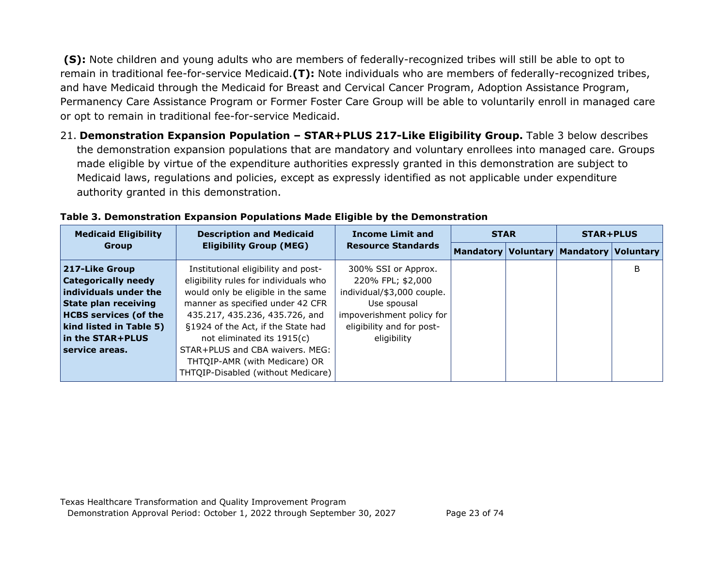**(S):** Note children and young adults who are members of federally-recognized tribes will still be able to opt to remain in traditional fee-for-service Medicaid.**(T):** Note individuals who are members of federally-recognized tribes, and have Medicaid through the Medicaid for Breast and Cervical Cancer Program, Adoption Assistance Program, Permanency Care Assistance Program or Former Foster Care Group will be able to voluntarily enroll in managed care or opt to remain in traditional fee-for-service Medicaid.

21. **Demonstration Expansion Population – STAR+PLUS 217-Like Eligibility Group.** Table 3 below describes the demonstration expansion populations that are mandatory and voluntary enrollees into managed care. Groups made eligible by virtue of the expenditure authorities expressly granted in this demonstration are subject to Medicaid laws, regulations and policies, except as expressly identified as not applicable under expenditure authority granted in this demonstration.

**Table 3. Demonstration Expansion Populations Made Eligible by the Demonstration**

| Medicaid Eligibility Group | Description and Medicaid Eligibility Group (MEG) | Income Limit and Resource Standards | STAR | | STAR+PLUS | |
|---|---|---|---|---|---|---|
| | | | Mandatory | Voluntary | Mandatory | Voluntary |
| **217-Like Group Categorically needy individuals under the State plan receiving HCBS services (of the kind listed in Table 5) in the STAR+PLUS service areas.** | Institutional eligibility and post-eligibility rules for individuals who would only be eligible in the same manner as specified under 42 CFR 435.217, 435.236, 435.726, and §1924 of the Act, if the State had not eliminated its 1915(c) STAR+PLUS and CBA waivers. MEG: THTQIP-AMR (with Medicare) OR THTQIP-Disabled (without Medicare) | 300% SSI or Approx. 220% FPL; $2,000 individual/$3,000 couple. Use spousal impoverishment policy for eligibility and for post-eligibility | | | | B |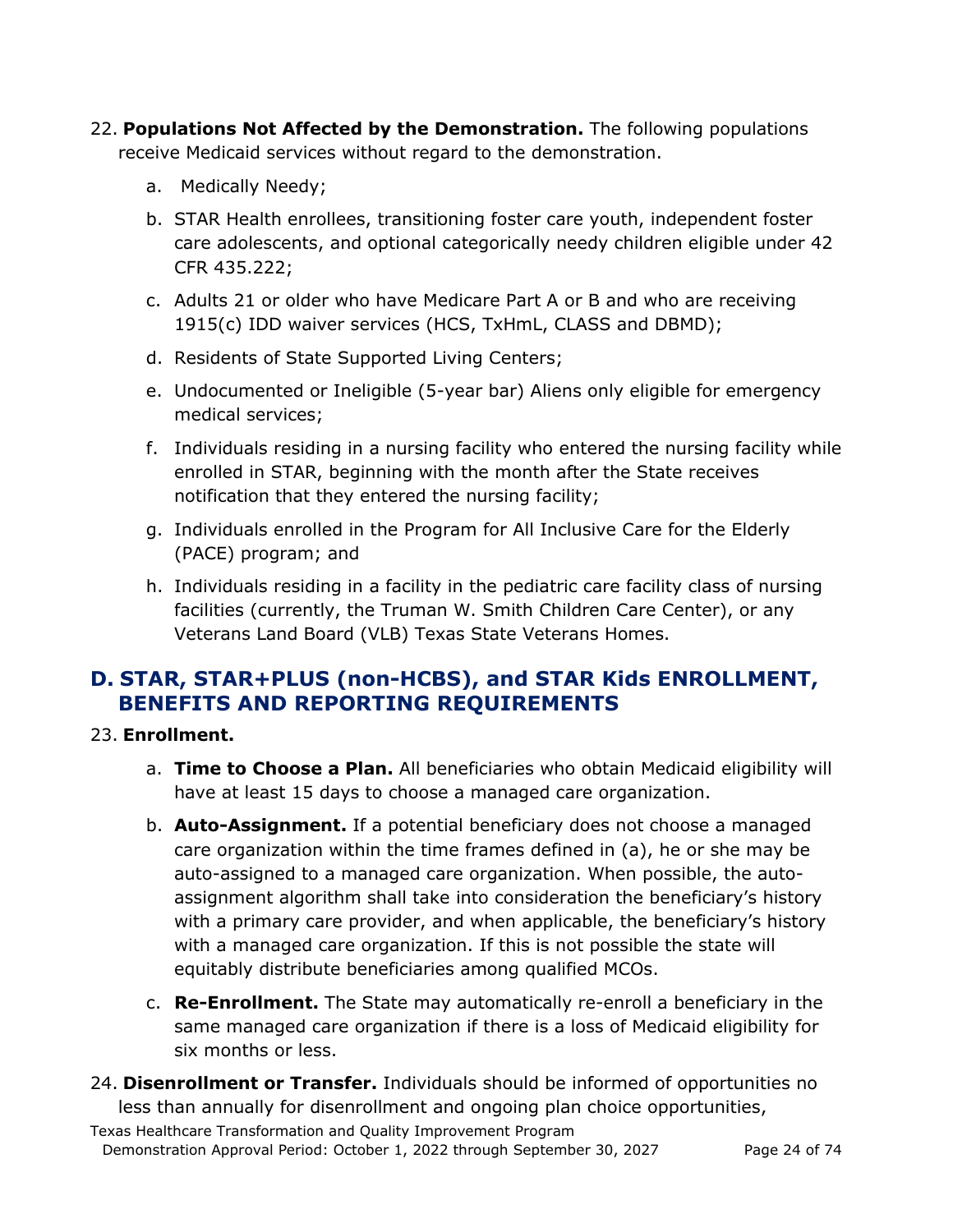22. **Populations Not Affected by the Demonstration.** The following populations receive Medicaid services without regard to the demonstration.

    a. Medically Needy;

    b. STAR Health enrollees, transitioning foster care youth, independent foster care adolescents, and optional categorically needy children eligible under 42 CFR 435.222;

    c. Adults 21 or older who have Medicare Part A or B and who are receiving 1915(c) IDD waiver services (HCS, TxHmL, CLASS and DBMD);

    d. Residents of State Supported Living Centers;

    e. Undocumented or Ineligible (5-year bar) Aliens only eligible for emergency medical services;

    f. Individuals residing in a nursing facility who entered the nursing facility while enrolled in STAR, beginning with the month after the State receives notification that they entered the nursing facility;

    g. Individuals enrolled in the Program for All Inclusive Care for the Elderly (PACE) program; and

    h. Individuals residing in a facility in the pediatric care facility class of nursing facilities (currently, the Truman W. Smith Children Care Center), or any Veterans Land Board (VLB) Texas State Veterans Homes.

## D. STAR, STAR+PLUS (non-HCBS), and STAR Kids ENROLLMENT, BENEFITS AND REPORTING REQUIREMENTS

23. **Enrollment.**

    a. **Time to Choose a Plan.** All beneficiaries who obtain Medicaid eligibility will have at least 15 days to choose a managed care organization.

    b. **Auto-Assignment.** If a potential beneficiary does not choose a managed care organization within the time frames defined in (a), he or she may be auto-assigned to a managed care organization. When possible, the auto-assignment algorithm shall take into consideration the beneficiary's history with a primary care provider, and when applicable, the beneficiary's history with a managed care organization. If this is not possible the state will equitably distribute beneficiaries among qualified MCOs.

    c. **Re-Enrollment.** The State may automatically re-enroll a beneficiary in the same managed care organization if there is a loss of Medicaid eligibility for six months or less.

24. **Disenrollment or Transfer.** Individuals should be informed of opportunities no less than annually for disenrollment and ongoing plan choice opportunities,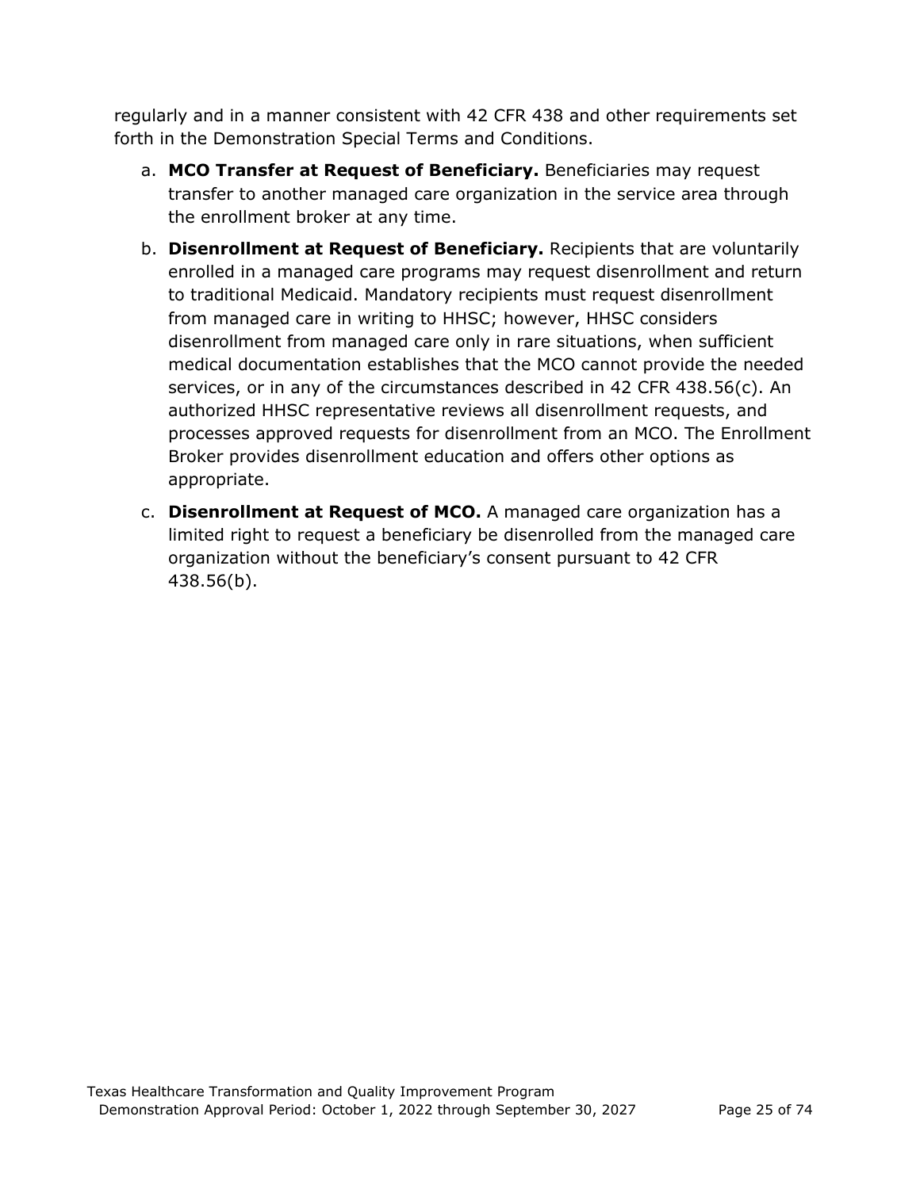regularly and in a manner consistent with 42 CFR 438 and other requirements set forth in the Demonstration Special Terms and Conditions.

a. **MCO Transfer at Request of Beneficiary.** Beneficiaries may request transfer to another managed care organization in the service area through the enrollment broker at any time.

b. **Disenrollment at Request of Beneficiary.** Recipients that are voluntarily enrolled in a managed care programs may request disenrollment and return to traditional Medicaid. Mandatory recipients must request disenrollment from managed care in writing to HHSC; however, HHSC considers disenrollment from managed care only in rare situations, when sufficient medical documentation establishes that the MCO cannot provide the needed services, or in any of the circumstances described in 42 CFR 438.56(c). An authorized HHSC representative reviews all disenrollment requests, and processes approved requests for disenrollment from an MCO. The Enrollment Broker provides disenrollment education and offers other options as appropriate.

c. **Disenrollment at Request of MCO.** A managed care organization has a limited right to request a beneficiary be disenrolled from the managed care organization without the beneficiary's consent pursuant to 42 CFR 438.56(b).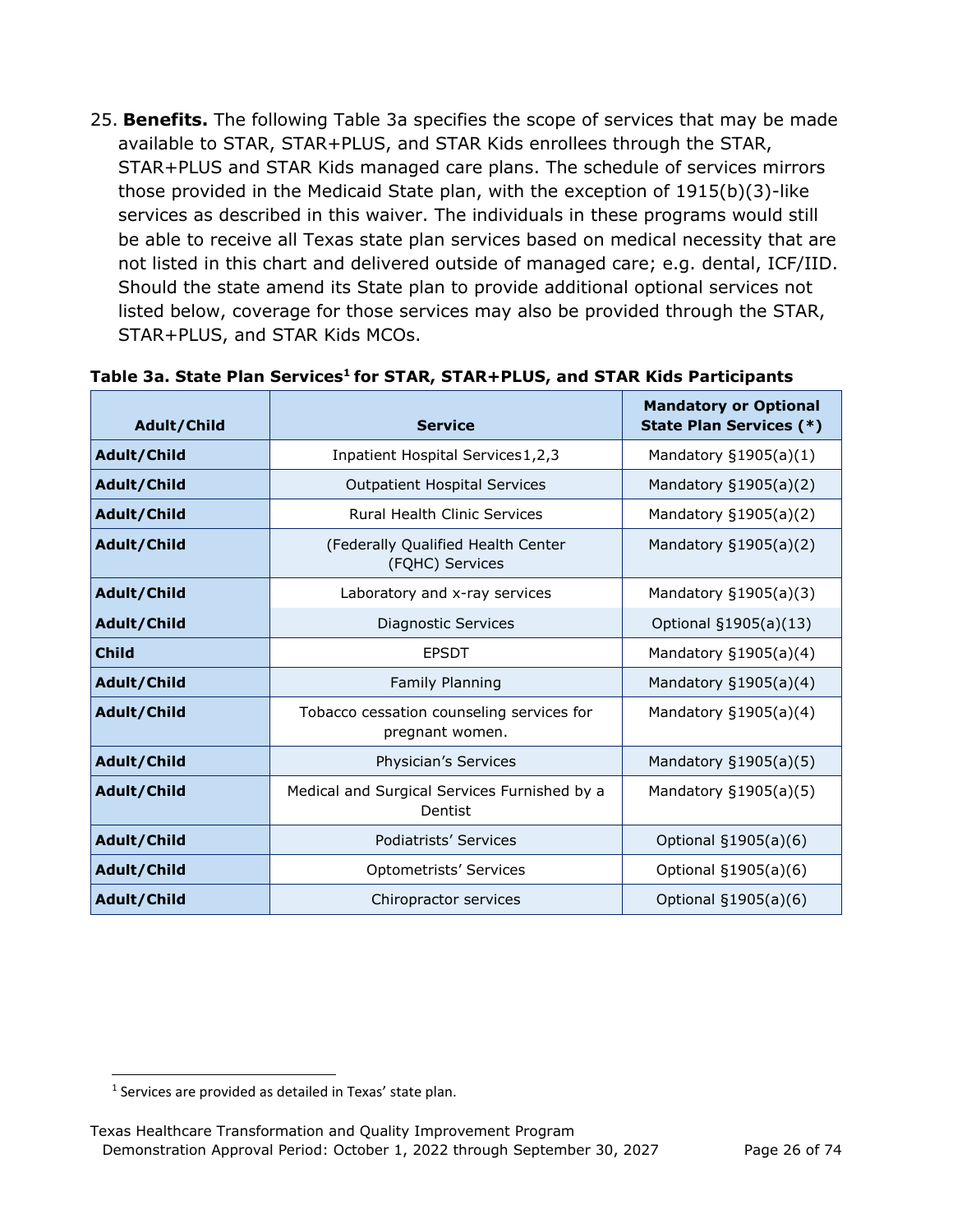25. **Benefits.** The following Table 3a specifies the scope of services that may be made available to STAR, STAR+PLUS, and STAR Kids enrollees through the STAR, STAR+PLUS and STAR Kids managed care plans. The schedule of services mirrors those provided in the Medicaid State plan, with the exception of 1915(b)(3)-like services as described in this waiver. The individuals in these programs would still be able to receive all Texas state plan services based on medical necessity that are not listed in this chart and delivered outside of managed care; e.g. dental, ICF/IID. Should the state amend its State plan to provide additional optional services not listed below, coverage for those services may also be provided through the STAR, STAR+PLUS, and STAR Kids MCOs.

**Table 3a. State Plan Services[1] for STAR, STAR+PLUS, and STAR Kids Participants**

| Adult/Child | Service | Mandatory or Optional State Plan Services (*) |
|---|---|---|
| **Adult/Child** | Inpatient Hospital Services1,2,3 | Mandatory §1905(a)(1) |
| **Adult/Child** | Outpatient Hospital Services | Mandatory §1905(a)(2) |
| **Adult/Child** | Rural Health Clinic Services | Mandatory §1905(a)(2) |
| **Adult/Child** | (Federally Qualified Health Center (FQHC) Services | Mandatory §1905(a)(2) |
| **Adult/Child** | Laboratory and x-ray services | Mandatory §1905(a)(3) |
| **Adult/Child** | Diagnostic Services | Optional §1905(a)(13) |
| **Child** | EPSDT | Mandatory §1905(a)(4) |
| **Adult/Child** | Family Planning | Mandatory §1905(a)(4) |
| **Adult/Child** | Tobacco cessation counseling services for pregnant women. | Mandatory §1905(a)(4) |
| **Adult/Child** | Physician's Services | Mandatory §1905(a)(5) |
| **Adult/Child** | Medical and Surgical Services Furnished by a Dentist | Mandatory §1905(a)(5) |
| **Adult/Child** | Podiatrists' Services | Optional §1905(a)(6) |
| **Adult/Child** | Optometrists' Services | Optional §1905(a)(6) |
| **Adult/Child** | Chiropractor services | Optional §1905(a)(6) |

[1] Services are provided as detailed in Texas' state plan.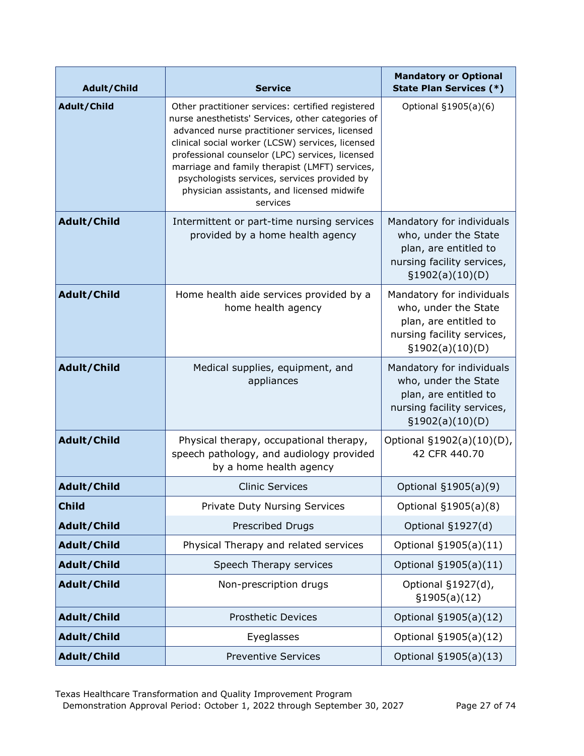| Adult/Child | Service | Mandatory or Optional State Plan Services (*) |
| --- | --- | --- |
| **Adult/Child** | Other practitioner services: certified registered nurse anesthetists' Services, other categories of advanced nurse practitioner services, licensed clinical social worker (LCSW) services, licensed professional counselor (LPC) services, licensed marriage and family therapist (LMFT) services, psychologists services, services provided by physician assistants, and licensed midwife services | Optional §1905(a)(6) |
| **Adult/Child** | Intermittent or part-time nursing services provided by a home health agency | Mandatory for individuals who, under the State plan, are entitled to nursing facility services, §1902(a)(10)(D) |
| **Adult/Child** | Home health aide services provided by a home health agency | Mandatory for individuals who, under the State plan, are entitled to nursing facility services, §1902(a)(10)(D) |
| **Adult/Child** | Medical supplies, equipment, and appliances | Mandatory for individuals who, under the State plan, are entitled to nursing facility services, §1902(a)(10)(D) |
| **Adult/Child** | Physical therapy, occupational therapy, speech pathology, and audiology provided by a home health agency | Optional §1902(a)(10)(D), 42 CFR 440.70 |
| **Adult/Child** | Clinic Services | Optional §1905(a)(9) |
| **Child** | Private Duty Nursing Services | Optional §1905(a)(8) |
| **Adult/Child** | Prescribed Drugs | Optional §1927(d) |
| **Adult/Child** | Physical Therapy and related services | Optional §1905(a)(11) |
| **Adult/Child** | Speech Therapy services | Optional §1905(a)(11) |
| **Adult/Child** | Non-prescription drugs | Optional §1927(d), §1905(a)(12) |
| **Adult/Child** | Prosthetic Devices | Optional §1905(a)(12) |
| **Adult/Child** | Eyeglasses | Optional §1905(a)(12) |
| **Adult/Child** | Preventive Services | Optional §1905(a)(13) |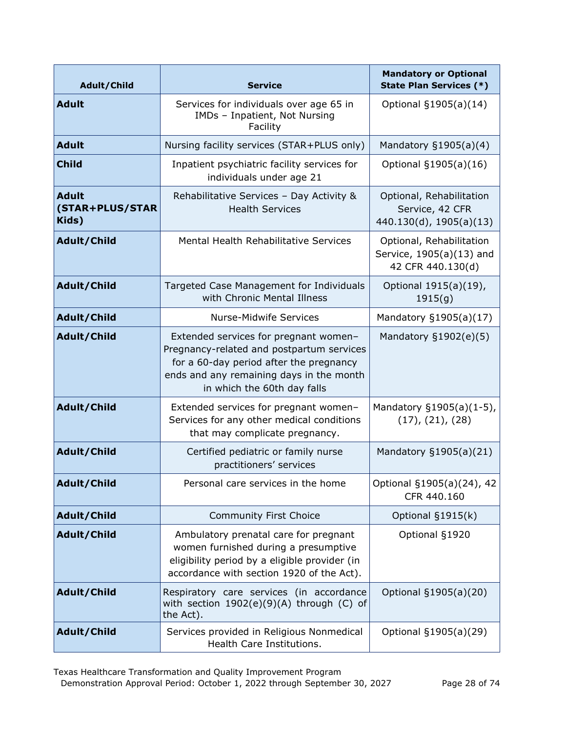| Adult/Child | Service | Mandatory or Optional State Plan Services (*) |
|---|---|---|
| **Adult** | Services for individuals over age 65 in IMDs – Inpatient, Not Nursing Facility | Optional §1905(a)(14) |
| **Adult** | Nursing facility services (STAR+PLUS only) | Mandatory §1905(a)(4) |
| **Child** | Inpatient psychiatric facility services for individuals under age 21 | Optional §1905(a)(16) |
| **Adult (STAR+PLUS/STAR Kids)** | Rehabilitative Services – Day Activity & Health Services | Optional, Rehabilitation Service, 42 CFR 440.130(d), 1905(a)(13) |
| **Adult/Child** | Mental Health Rehabilitative Services | Optional, Rehabilitation Service, 1905(a)(13) and 42 CFR 440.130(d) |
| **Adult/Child** | Targeted Case Management for Individuals with Chronic Mental Illness | Optional 1915(a)(19), 1915(g) |
| **Adult/Child** | Nurse-Midwife Services | Mandatory §1905(a)(17) |
| **Adult/Child** | Extended services for pregnant women– Pregnancy-related and postpartum services for a 60-day period after the pregnancy ends and any remaining days in the month in which the 60th day falls | Mandatory §1902(e)(5) |
| **Adult/Child** | Extended services for pregnant women– Services for any other medical conditions that may complicate pregnancy. | Mandatory §1905(a)(1-5), (17), (21), (28) |
| **Adult/Child** | Certified pediatric or family nurse practitioners' services | Mandatory §1905(a)(21) |
| **Adult/Child** | Personal care services in the home | Optional §1905(a)(24), 42 CFR 440.160 |
| **Adult/Child** | Community First Choice | Optional §1915(k) |
| **Adult/Child** | Ambulatory prenatal care for pregnant women furnished during a presumptive eligibility period by a eligible provider (in accordance with section 1920 of the Act). | Optional §1920 |
| **Adult/Child** | Respiratory care services (in accordance with section 1902(e)(9)(A) through (C) of the Act). | Optional §1905(a)(20) |
| **Adult/Child** | Services provided in Religious Nonmedical Health Care Institutions. | Optional §1905(a)(29) |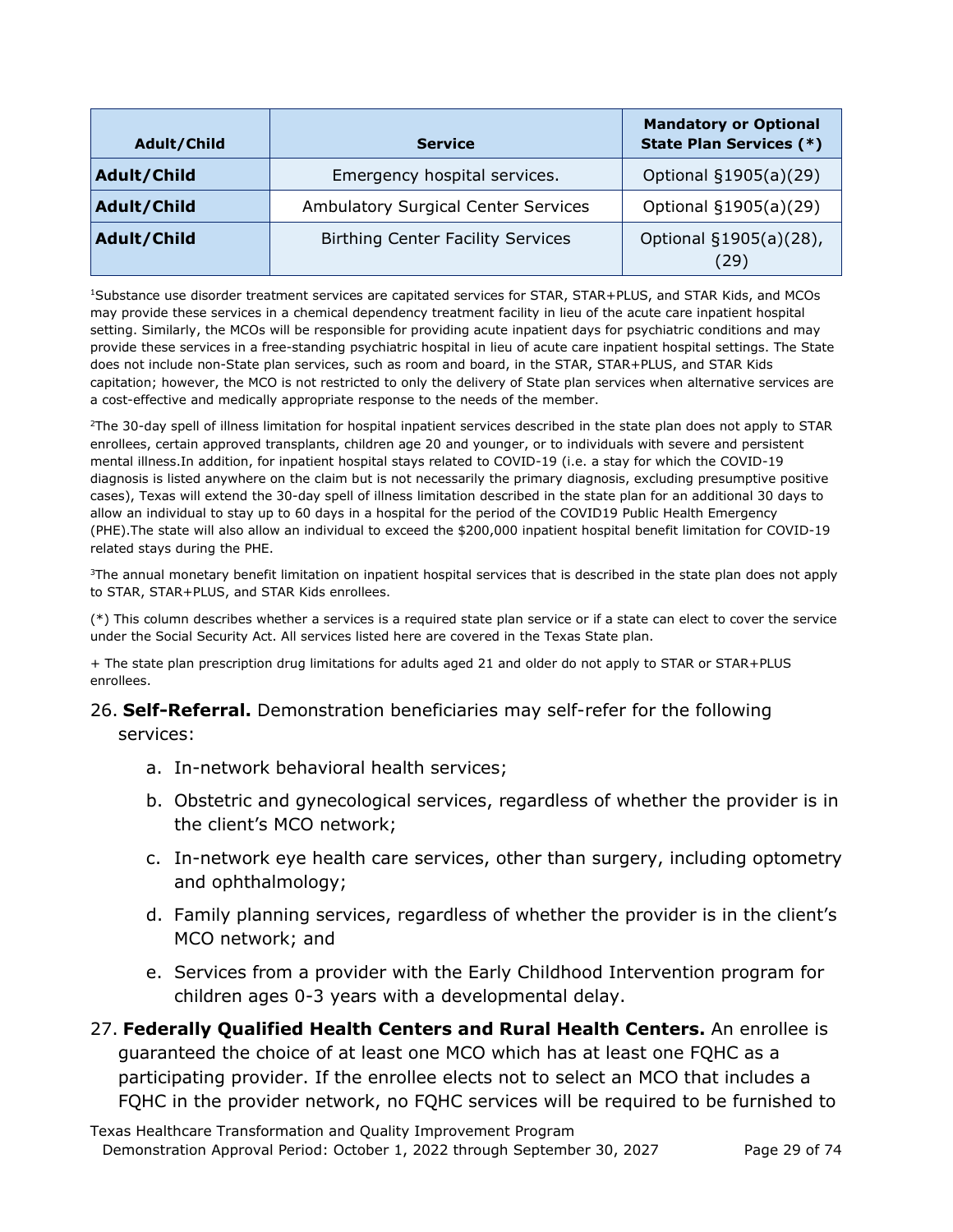| Adult/Child | Service | Mandatory or Optional State Plan Services (*) |
|---|---|---|
| **Adult/Child** | Emergency hospital services. | Optional §1905(a)(29) |
| **Adult/Child** | Ambulatory Surgical Center Services | Optional §1905(a)(29) |
| **Adult/Child** | Birthing Center Facility Services | Optional §1905(a)(28), (29) |

[1]Substance use disorder treatment services are capitated services for STAR, STAR+PLUS, and STAR Kids, and MCOs may provide these services in a chemical dependency treatment facility in lieu of the acute care inpatient hospital setting. Similarly, the MCOs will be responsible for providing acute inpatient days for psychiatric conditions and may provide these services in a free-standing psychiatric hospital in lieu of acute care inpatient hospital settings. The State does not include non-State plan services, such as room and board, in the STAR, STAR+PLUS, and STAR Kids capitation; however, the MCO is not restricted to only the delivery of State plan services when alternative services are a cost-effective and medically appropriate response to the needs of the member.

[2]The 30-day spell of illness limitation for hospital inpatient services described in the state plan does not apply to STAR enrollees, certain approved transplants, children age 20 and younger, or to individuals with severe and persistent mental illness.In addition, for inpatient hospital stays related to COVID-19 (i.e. a stay for which the COVID-19 diagnosis is listed anywhere on the claim but is not necessarily the primary diagnosis, excluding presumptive positive cases), Texas will extend the 30-day spell of illness limitation described in the state plan for an additional 30 days to allow an individual to stay up to 60 days in a hospital for the period of the COVID19 Public Health Emergency (PHE).The state will also allow an individual to exceed the $200,000 inpatient hospital benefit limitation for COVID-19 related stays during the PHE.

[3]The annual monetary benefit limitation on inpatient hospital services that is described in the state plan does not apply to STAR, STAR+PLUS, and STAR Kids enrollees.

(*) This column describes whether a services is a required state plan service or if a state can elect to cover the service under the Social Security Act. All services listed here are covered in the Texas State plan.

+ The state plan prescription drug limitations for adults aged 21 and older do not apply to STAR or STAR+PLUS enrollees.

26. **Self-Referral.** Demonstration beneficiaries may self-refer for the following services:

    a. In-network behavioral health services;

    b. Obstetric and gynecological services, regardless of whether the provider is in the client's MCO network;

    c. In-network eye health care services, other than surgery, including optometry and ophthalmology;

    d. Family planning services, regardless of whether the provider is in the client's MCO network; and

    e. Services from a provider with the Early Childhood Intervention program for children ages 0-3 years with a developmental delay.

27. **Federally Qualified Health Centers and Rural Health Centers.** An enrollee is guaranteed the choice of at least one MCO which has at least one FQHC as a participating provider. If the enrollee elects not to select an MCO that includes a FQHC in the provider network, no FQHC services will be required to be furnished to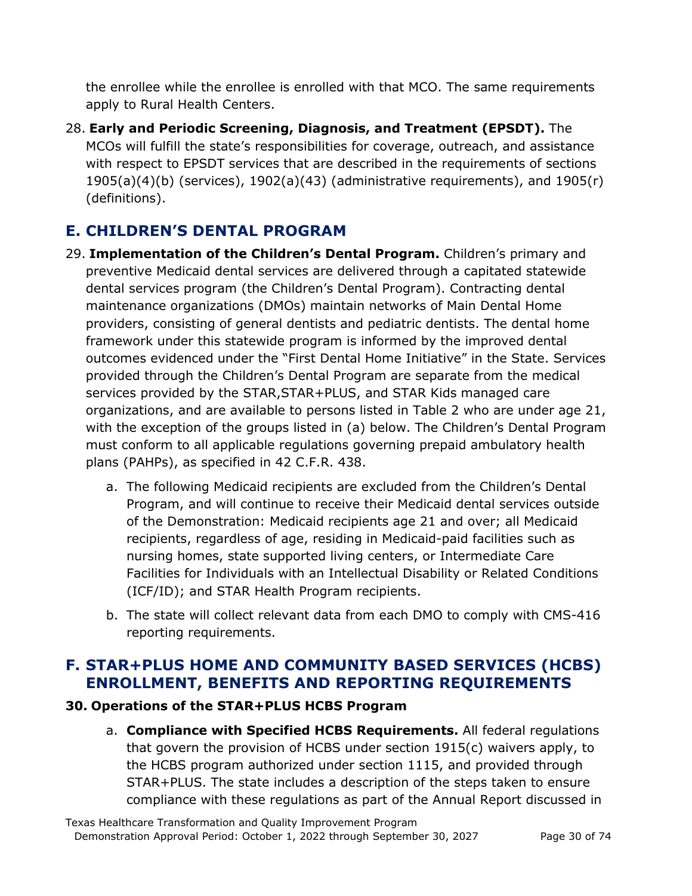the enrollee while the enrollee is enrolled with that MCO. The same requirements apply to Rural Health Centers.

28. **Early and Periodic Screening, Diagnosis, and Treatment (EPSDT).** The MCOs will fulfill the state's responsibilities for coverage, outreach, and assistance with respect to EPSDT services that are described in the requirements of sections 1905(a)(4)(b) (services), 1902(a)(43) (administrative requirements), and 1905(r) (definitions).

## E. CHILDREN'S DENTAL PROGRAM

29. **Implementation of the Children's Dental Program.** Children's primary and preventive Medicaid dental services are delivered through a capitated statewide dental services program (the Children's Dental Program). Contracting dental maintenance organizations (DMOs) maintain networks of Main Dental Home providers, consisting of general dentists and pediatric dentists. The dental home framework under this statewide program is informed by the improved dental outcomes evidenced under the "First Dental Home Initiative" in the State. Services provided through the Children's Dental Program are separate from the medical services provided by the STAR,STAR+PLUS, and STAR Kids managed care organizations, and are available to persons listed in Table 2 who are under age 21, with the exception of the groups listed in (a) below. The Children's Dental Program must conform to all applicable regulations governing prepaid ambulatory health plans (PAHPs), as specified in 42 C.F.R. 438.

    a. The following Medicaid recipients are excluded from the Children's Dental Program, and will continue to receive their Medicaid dental services outside of the Demonstration: Medicaid recipients age 21 and over; all Medicaid recipients, regardless of age, residing in Medicaid-paid facilities such as nursing homes, state supported living centers, or Intermediate Care Facilities for Individuals with an Intellectual Disability or Related Conditions (ICF/ID); and STAR Health Program recipients.

    b. The state will collect relevant data from each DMO to comply with CMS-416 reporting requirements.

## F. STAR+PLUS HOME AND COMMUNITY BASED SERVICES (HCBS) ENROLLMENT, BENEFITS AND REPORTING REQUIREMENTS

### 30. Operations of the STAR+PLUS HCBS Program

a. **Compliance with Specified HCBS Requirements.** All federal regulations that govern the provision of HCBS under section 1915(c) waivers apply, to the HCBS program authorized under section 1115, and provided through STAR+PLUS. The state includes a description of the steps taken to ensure compliance with these regulations as part of the Annual Report discussed in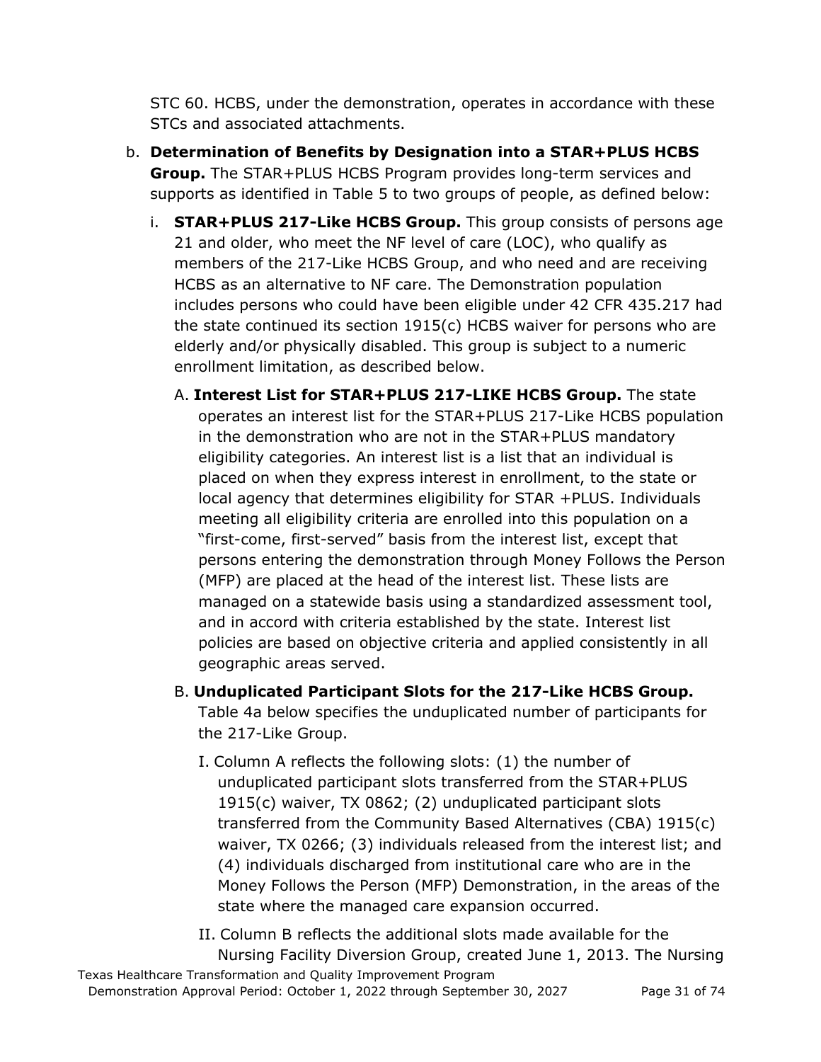STC 60. HCBS, under the demonstration, operates in accordance with these STCs and associated attachments.

b. **Determination of Benefits by Designation into a STAR+PLUS HCBS Group.** The STAR+PLUS HCBS Program provides long-term services and supports as identified in Table 5 to two groups of people, as defined below:

   i. **STAR+PLUS 217-Like HCBS Group.** This group consists of persons age 21 and older, who meet the NF level of care (LOC), who qualify as members of the 217-Like HCBS Group, and who need and are receiving HCBS as an alternative to NF care. The Demonstration population includes persons who could have been eligible under 42 CFR 435.217 had the state continued its section 1915(c) HCBS waiver for persons who are elderly and/or physically disabled. This group is subject to a numeric enrollment limitation, as described below.

      A. **Interest List for STAR+PLUS 217-LIKE HCBS Group.** The state operates an interest list for the STAR+PLUS 217-Like HCBS population in the demonstration who are not in the STAR+PLUS mandatory eligibility categories. An interest list is a list that an individual is placed on when they express interest in enrollment, to the state or local agency that determines eligibility for STAR +PLUS. Individuals meeting all eligibility criteria are enrolled into this population on a "first-come, first-served" basis from the interest list, except that persons entering the demonstration through Money Follows the Person (MFP) are placed at the head of the interest list. These lists are managed on a statewide basis using a standardized assessment tool, and in accord with criteria established by the state. Interest list policies are based on objective criteria and applied consistently in all geographic areas served.

      B. **Unduplicated Participant Slots for the 217-Like HCBS Group.** Table 4a below specifies the unduplicated number of participants for the 217-Like Group.

         I. Column A reflects the following slots: (1) the number of unduplicated participant slots transferred from the STAR+PLUS 1915(c) waiver, TX 0862; (2) unduplicated participant slots transferred from the Community Based Alternatives (CBA) 1915(c) waiver, TX 0266; (3) individuals released from the interest list; and (4) individuals discharged from institutional care who are in the Money Follows the Person (MFP) Demonstration, in the areas of the state where the managed care expansion occurred.

         II. Column B reflects the additional slots made available for the Nursing Facility Diversion Group, created June 1, 2013. The Nursing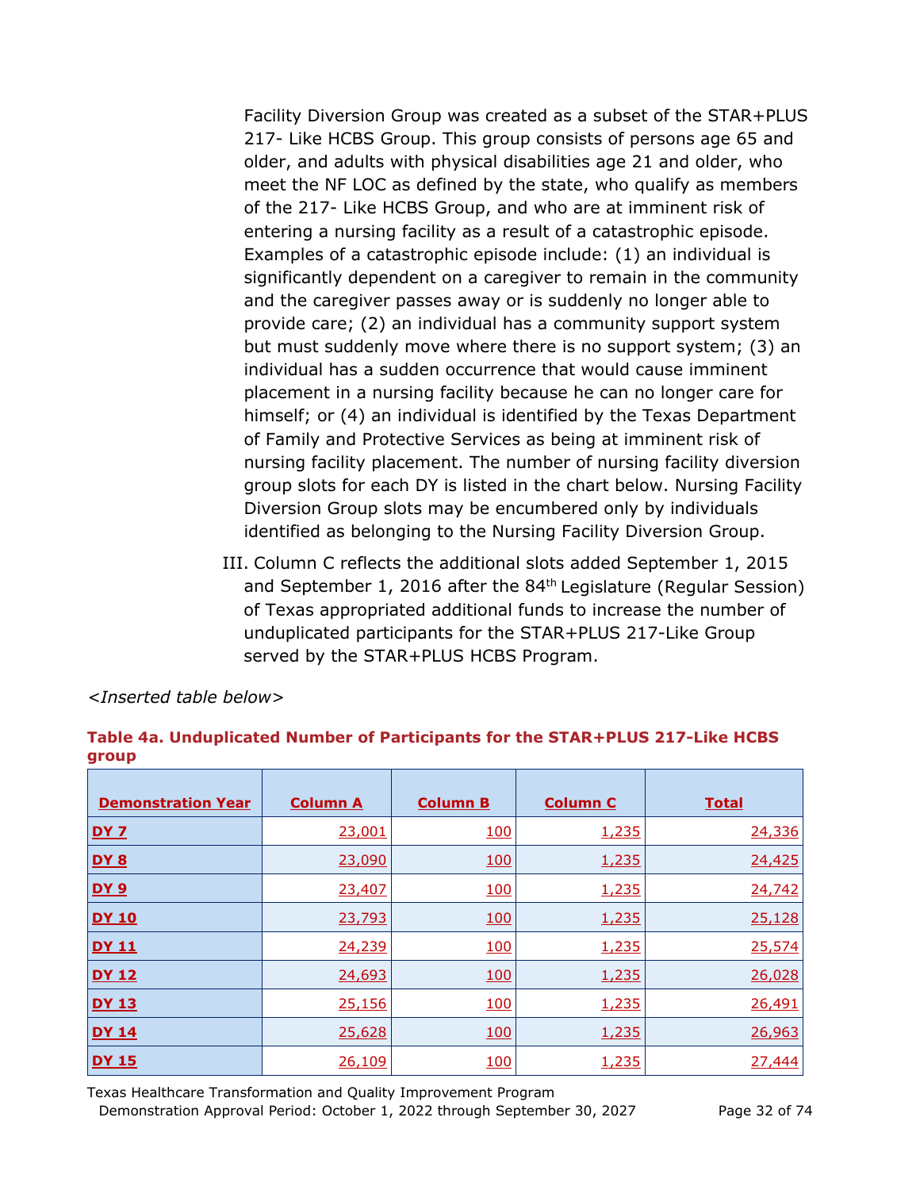Facility Diversion Group was created as a subset of the STAR+PLUS 217- Like HCBS Group. This group consists of persons age 65 and older, and adults with physical disabilities age 21 and older, who meet the NF LOC as defined by the state, who qualify as members of the 217- Like HCBS Group, and who are at imminent risk of entering a nursing facility as a result of a catastrophic episode. Examples of a catastrophic episode include: (1) an individual is significantly dependent on a caregiver to remain in the community and the caregiver passes away or is suddenly no longer able to provide care; (2) an individual has a community support system but must suddenly move where there is no support system; (3) an individual has a sudden occurrence that would cause imminent placement in a nursing facility because he can no longer care for himself; or (4) an individual is identified by the Texas Department of Family and Protective Services as being at imminent risk of nursing facility placement. The number of nursing facility diversion group slots for each DY is listed in the chart below. Nursing Facility Diversion Group slots may be encumbered only by individuals identified as belonging to the Nursing Facility Diversion Group.

III. Column C reflects the additional slots added September 1, 2015 and September 1, 2016 after the 84th Legislature (Regular Session) of Texas appropriated additional funds to increase the number of unduplicated participants for the STAR+PLUS 217-Like Group served by the STAR+PLUS HCBS Program.

*<Inserted table below>*

**Table 4a. Unduplicated Number of Participants for the STAR+PLUS 217-Like HCBS group**

| Demonstration Year | Column A | Column B | Column C | Total |
|---|---|---|---|---|
| DY 7 | 23,001 | 100 | 1,235 | 24,336 |
| DY 8 | 23,090 | 100 | 1,235 | 24,425 |
| DY 9 | 23,407 | 100 | 1,235 | 24,742 |
| DY 10 | 23,793 | 100 | 1,235 | 25,128 |
| DY 11 | 24,239 | 100 | 1,235 | 25,574 |
| DY 12 | 24,693 | 100 | 1,235 | 26,028 |
| DY 13 | 25,156 | 100 | 1,235 | 26,491 |
| DY 14 | 25,628 | 100 | 1,235 | 26,963 |
| DY 15 | 26,109 | 100 | 1,235 | 27,444 |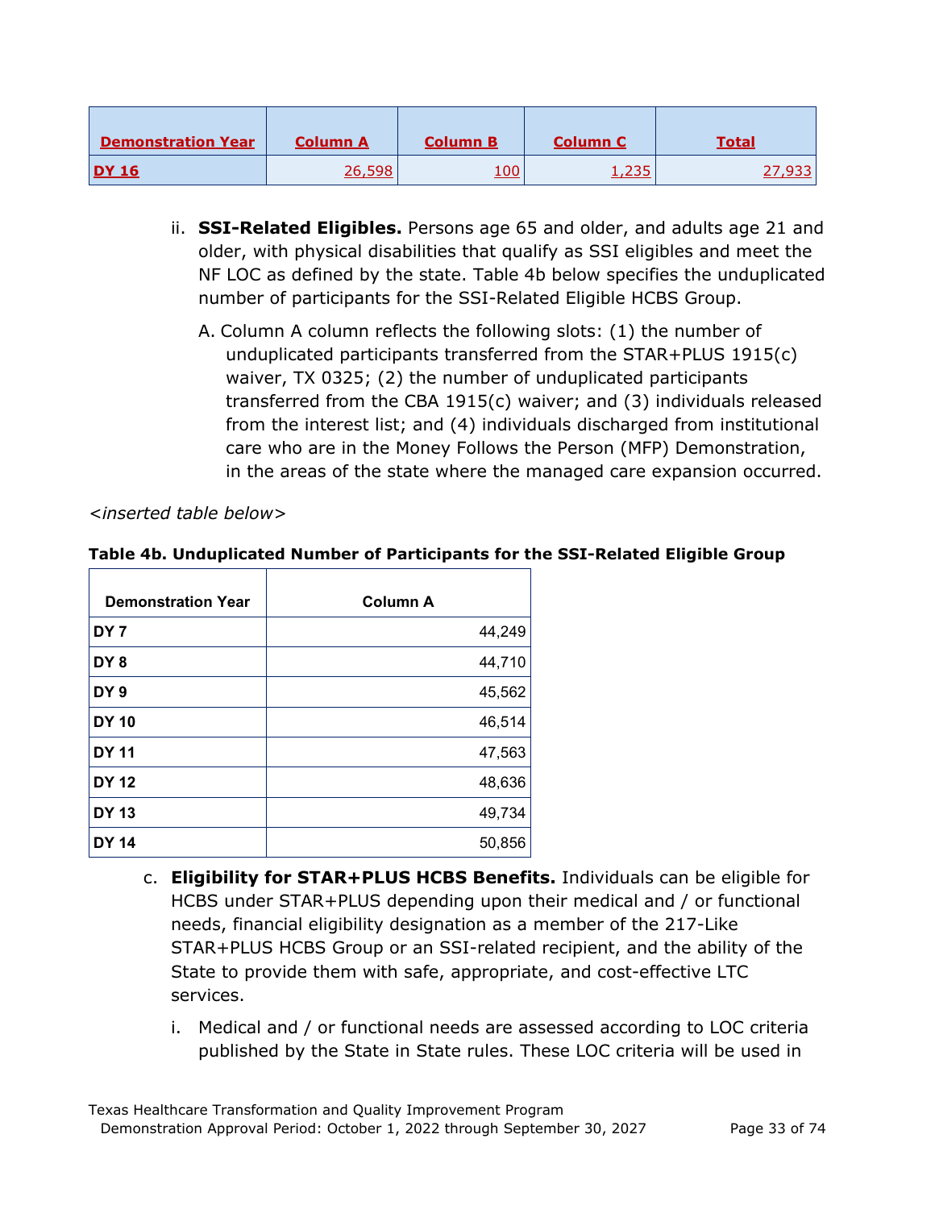| Demonstration Year | Column A | Column B | Column C | Total |
|---|---|---|---|---|
| DY 16 | 26,598 | 100 | 1,235 | 27,933 |

ii. **SSI-Related Eligibles.** Persons age 65 and older, and adults age 21 and older, with physical disabilities that qualify as SSI eligibles and meet the NF LOC as defined by the state. Table 4b below specifies the unduplicated number of participants for the SSI-Related Eligible HCBS Group.

A. Column A column reflects the following slots: (1) the number of unduplicated participants transferred from the STAR+PLUS 1915(c) waiver, TX 0325; (2) the number of unduplicated participants transferred from the CBA 1915(c) waiver; and (3) individuals released from the interest list; and (4) individuals discharged from institutional care who are in the Money Follows the Person (MFP) Demonstration, in the areas of the state where the managed care expansion occurred.

*<inserted table below>*

**Table 4b. Unduplicated Number of Participants for the SSI-Related Eligible Group**

| Demonstration Year | Column A |
|---|---|
| DY 7 | 44,249 |
| DY 8 | 44,710 |
| DY 9 | 45,562 |
| DY 10 | 46,514 |
| DY 11 | 47,563 |
| DY 12 | 48,636 |
| DY 13 | 49,734 |
| DY 14 | 50,856 |

c. **Eligibility for STAR+PLUS HCBS Benefits.** Individuals can be eligible for HCBS under STAR+PLUS depending upon their medical and / or functional needs, financial eligibility designation as a member of the 217-Like STAR+PLUS HCBS Group or an SSI-related recipient, and the ability of the State to provide them with safe, appropriate, and cost-effective LTC services.

i. Medical and / or functional needs are assessed according to LOC criteria published by the State in State rules. These LOC criteria will be used in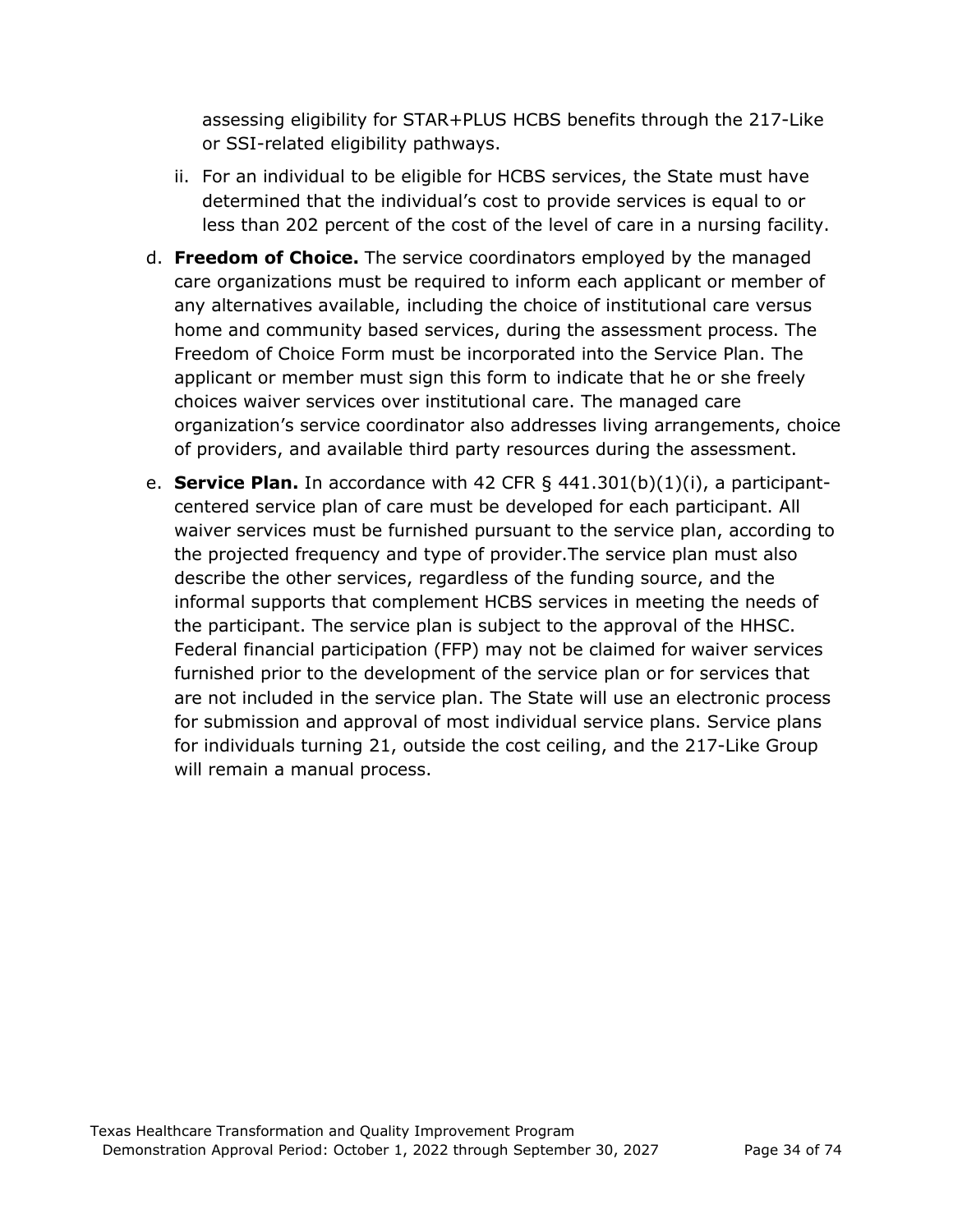assessing eligibility for STAR+PLUS HCBS benefits through the 217-Like or SSI-related eligibility pathways.

ii. For an individual to be eligible for HCBS services, the State must have determined that the individual's cost to provide services is equal to or less than 202 percent of the cost of the level of care in a nursing facility.

d. **Freedom of Choice.** The service coordinators employed by the managed care organizations must be required to inform each applicant or member of any alternatives available, including the choice of institutional care versus home and community based services, during the assessment process. The Freedom of Choice Form must be incorporated into the Service Plan. The applicant or member must sign this form to indicate that he or she freely choices waiver services over institutional care. The managed care organization's service coordinator also addresses living arrangements, choice of providers, and available third party resources during the assessment.

e. **Service Plan.** In accordance with 42 CFR § 441.301(b)(1)(i), a participant-centered service plan of care must be developed for each participant. All waiver services must be furnished pursuant to the service plan, according to the projected frequency and type of provider.The service plan must also describe the other services, regardless of the funding source, and the informal supports that complement HCBS services in meeting the needs of the participant. The service plan is subject to the approval of the HHSC. Federal financial participation (FFP) may not be claimed for waiver services furnished prior to the development of the service plan or for services that are not included in the service plan. The State will use an electronic process for submission and approval of most individual service plans. Service plans for individuals turning 21, outside the cost ceiling, and the 217-Like Group will remain a manual process.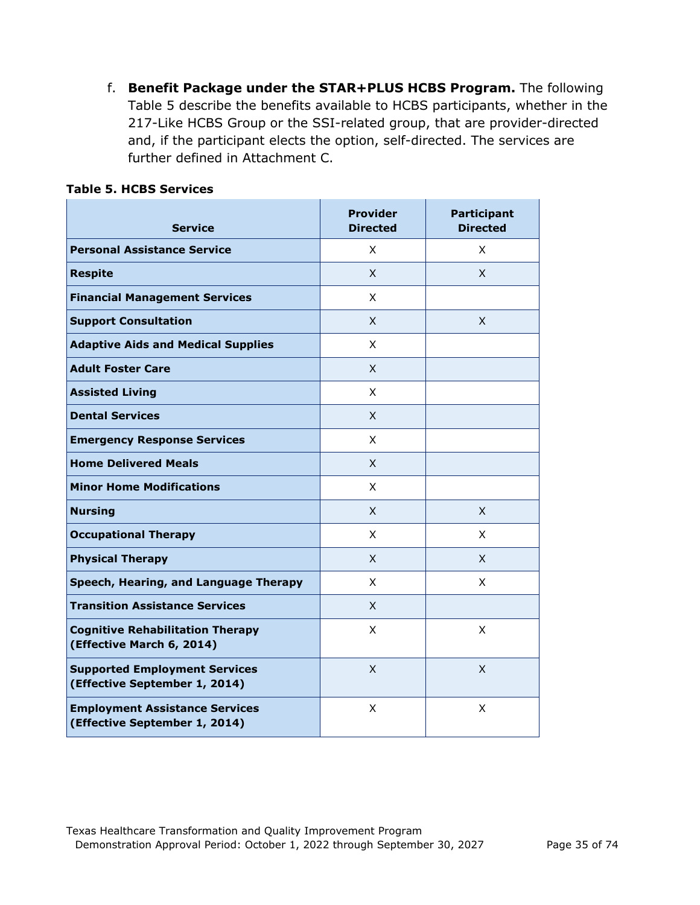f. **Benefit Package under the STAR+PLUS HCBS Program.** The following Table 5 describe the benefits available to HCBS participants, whether in the 217-Like HCBS Group or the SSI-related group, that are provider-directed and, if the participant elects the option, self-directed. The services are further defined in Attachment C.

**Table 5. HCBS Services**

| Service | Provider Directed | Participant Directed |
|---|---|---|
| **Personal Assistance Service** | X | X |
| **Respite** | X | X |
| **Financial Management Services** | X | |
| **Support Consultation** | X | X |
| **Adaptive Aids and Medical Supplies** | X | |
| **Adult Foster Care** | X | |
| **Assisted Living** | X | |
| **Dental Services** | X | |
| **Emergency Response Services** | X | |
| **Home Delivered Meals** | X | |
| **Minor Home Modifications** | X | |
| **Nursing** | X | X |
| **Occupational Therapy** | X | X |
| **Physical Therapy** | X | X |
| **Speech, Hearing, and Language Therapy** | X | X |
| **Transition Assistance Services** | X | |
| **Cognitive Rehabilitation Therapy (Effective March 6, 2014)** | X | X |
| **Supported Employment Services (Effective September 1, 2014)** | X | X |
| **Employment Assistance Services (Effective September 1, 2014)** | X | X |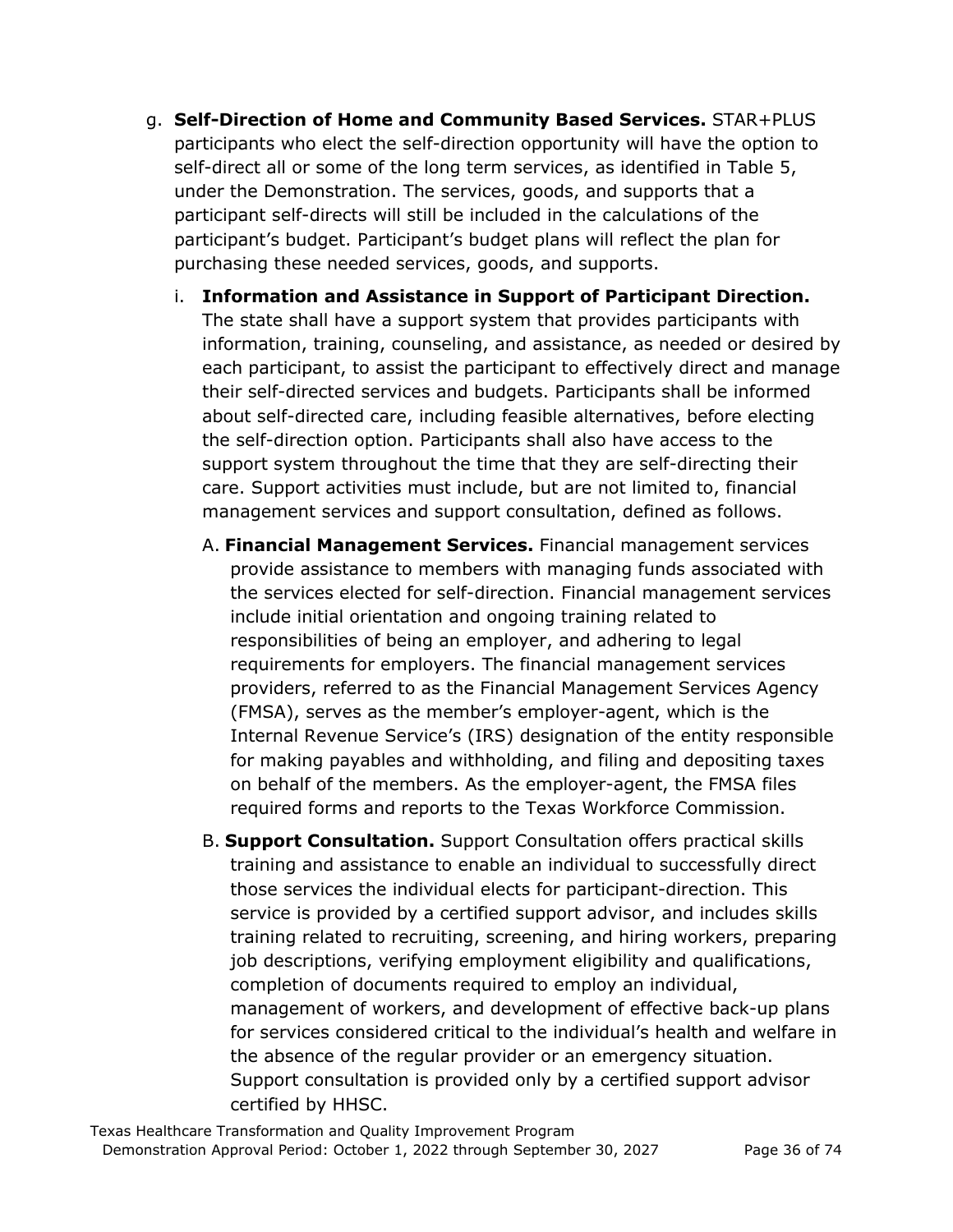g. **Self-Direction of Home and Community Based Services.** STAR+PLUS participants who elect the self-direction opportunity will have the option to self-direct all or some of the long term services, as identified in Table 5, under the Demonstration. The services, goods, and supports that a participant self-directs will still be included in the calculations of the participant's budget. Participant's budget plans will reflect the plan for purchasing these needed services, goods, and supports.

   i. **Information and Assistance in Support of Participant Direction.** The state shall have a support system that provides participants with information, training, counseling, and assistance, as needed or desired by each participant, to assist the participant to effectively direct and manage their self-directed services and budgets. Participants shall be informed about self-directed care, including feasible alternatives, before electing the self-direction option. Participants shall also have access to the support system throughout the time that they are self-directing their care. Support activities must include, but are not limited to, financial management services and support consultation, defined as follows.

      A. **Financial Management Services.** Financial management services provide assistance to members with managing funds associated with the services elected for self-direction. Financial management services include initial orientation and ongoing training related to responsibilities of being an employer, and adhering to legal requirements for employers. The financial management services providers, referred to as the Financial Management Services Agency (FMSA), serves as the member's employer-agent, which is the Internal Revenue Service's (IRS) designation of the entity responsible for making payables and withholding, and filing and depositing taxes on behalf of the members. As the employer-agent, the FMSA files required forms and reports to the Texas Workforce Commission.

      B. **Support Consultation.** Support Consultation offers practical skills training and assistance to enable an individual to successfully direct those services the individual elects for participant-direction. This service is provided by a certified support advisor, and includes skills training related to recruiting, screening, and hiring workers, preparing job descriptions, verifying employment eligibility and qualifications, completion of documents required to employ an individual, management of workers, and development of effective back-up plans for services considered critical to the individual's health and welfare in the absence of the regular provider or an emergency situation. Support consultation is provided only by a certified support advisor certified by HHSC.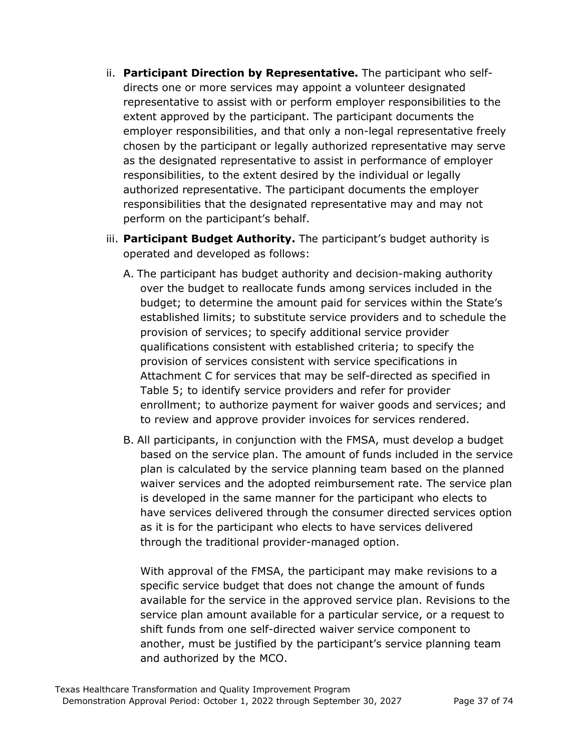ii. **Participant Direction by Representative.** The participant who self-directs one or more services may appoint a volunteer designated representative to assist with or perform employer responsibilities to the extent approved by the participant. The participant documents the employer responsibilities, and that only a non-legal representative freely chosen by the participant or legally authorized representative may serve as the designated representative to assist in performance of employer responsibilities, to the extent desired by the individual or legally authorized representative. The participant documents the employer responsibilities that the designated representative may and may not perform on the participant's behalf.

iii. **Participant Budget Authority.** The participant's budget authority is operated and developed as follows:

A. The participant has budget authority and decision-making authority over the budget to reallocate funds among services included in the budget; to determine the amount paid for services within the State's established limits; to substitute service providers and to schedule the provision of services; to specify additional service provider qualifications consistent with established criteria; to specify the provision of services consistent with service specifications in Attachment C for services that may be self-directed as specified in Table 5; to identify service providers and refer for provider enrollment; to authorize payment for waiver goods and services; and to review and approve provider invoices for services rendered.

B. All participants, in conjunction with the FMSA, must develop a budget based on the service plan. The amount of funds included in the service plan is calculated by the service planning team based on the planned waiver services and the adopted reimbursement rate. The service plan is developed in the same manner for the participant who elects to have services delivered through the consumer directed services option as it is for the participant who elects to have services delivered through the traditional provider-managed option.

With approval of the FMSA, the participant may make revisions to a specific service budget that does not change the amount of funds available for the service in the approved service plan. Revisions to the service plan amount available for a particular service, or a request to shift funds from one self-directed waiver service component to another, must be justified by the participant's service planning team and authorized by the MCO.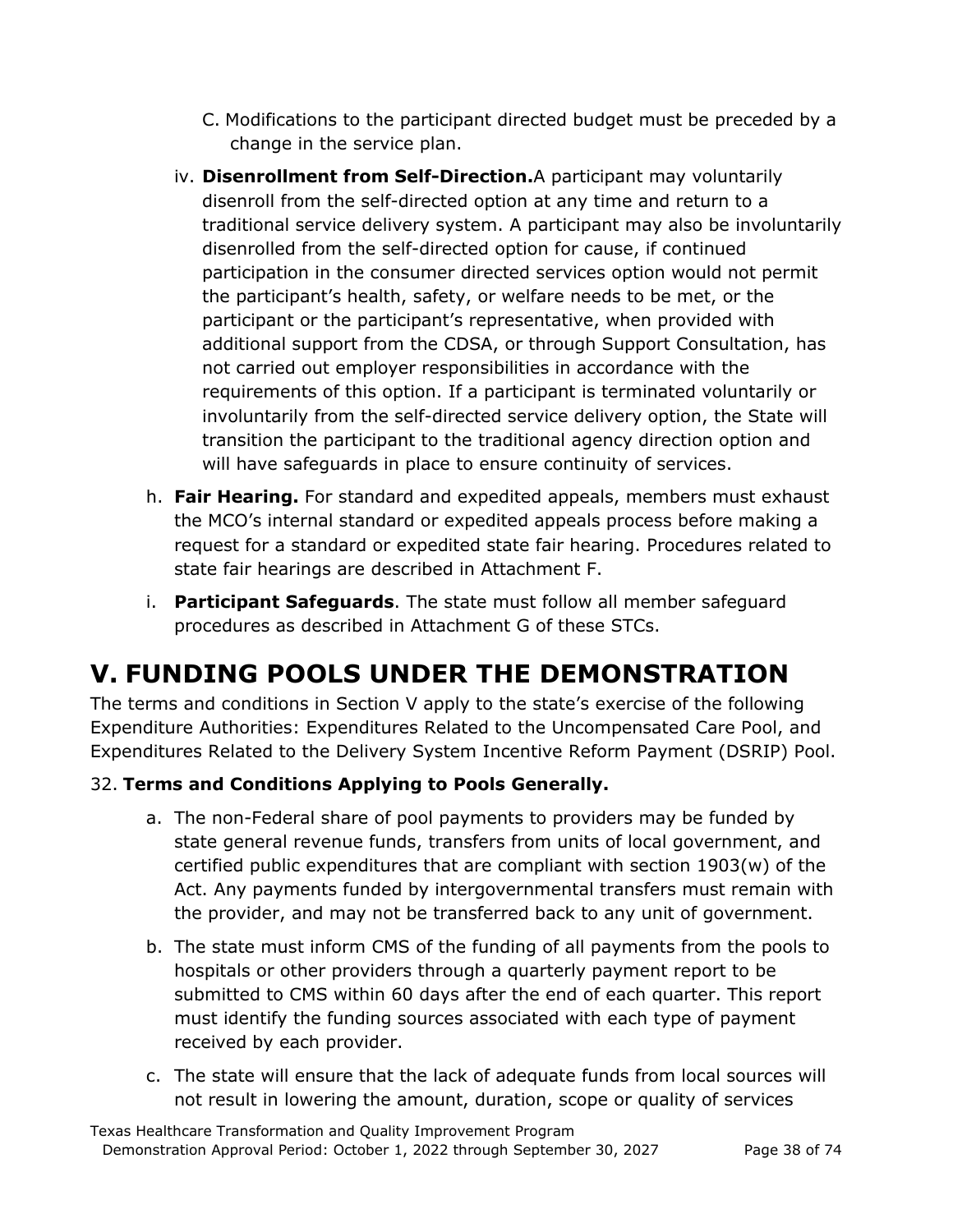C. Modifications to the participant directed budget must be preceded by a change in the service plan.

iv. **Disenrollment from Self-Direction.**A participant may voluntarily disenroll from the self-directed option at any time and return to a traditional service delivery system. A participant may also be involuntarily disenrolled from the self-directed option for cause, if continued participation in the consumer directed services option would not permit the participant's health, safety, or welfare needs to be met, or the participant or the participant's representative, when provided with additional support from the CDSA, or through Support Consultation, has not carried out employer responsibilities in accordance with the requirements of this option. If a participant is terminated voluntarily or involuntarily from the self-directed service delivery option, the State will transition the participant to the traditional agency direction option and will have safeguards in place to ensure continuity of services.

h. **Fair Hearing.** For standard and expedited appeals, members must exhaust the MCO's internal standard or expedited appeals process before making a request for a standard or expedited state fair hearing. Procedures related to state fair hearings are described in Attachment F.

i. **Participant Safeguards**. The state must follow all member safeguard procedures as described in Attachment G of these STCs.

# V. FUNDING POOLS UNDER THE DEMONSTRATION

The terms and conditions in Section V apply to the state's exercise of the following Expenditure Authorities: Expenditures Related to the Uncompensated Care Pool, and Expenditures Related to the Delivery System Incentive Reform Payment (DSRIP) Pool.

32. **Terms and Conditions Applying to Pools Generally.**

a. The non-Federal share of pool payments to providers may be funded by state general revenue funds, transfers from units of local government, and certified public expenditures that are compliant with section 1903(w) of the Act. Any payments funded by intergovernmental transfers must remain with the provider, and may not be transferred back to any unit of government.

b. The state must inform CMS of the funding of all payments from the pools to hospitals or other providers through a quarterly payment report to be submitted to CMS within 60 days after the end of each quarter. This report must identify the funding sources associated with each type of payment received by each provider.

c. The state will ensure that the lack of adequate funds from local sources will not result in lowering the amount, duration, scope or quality of services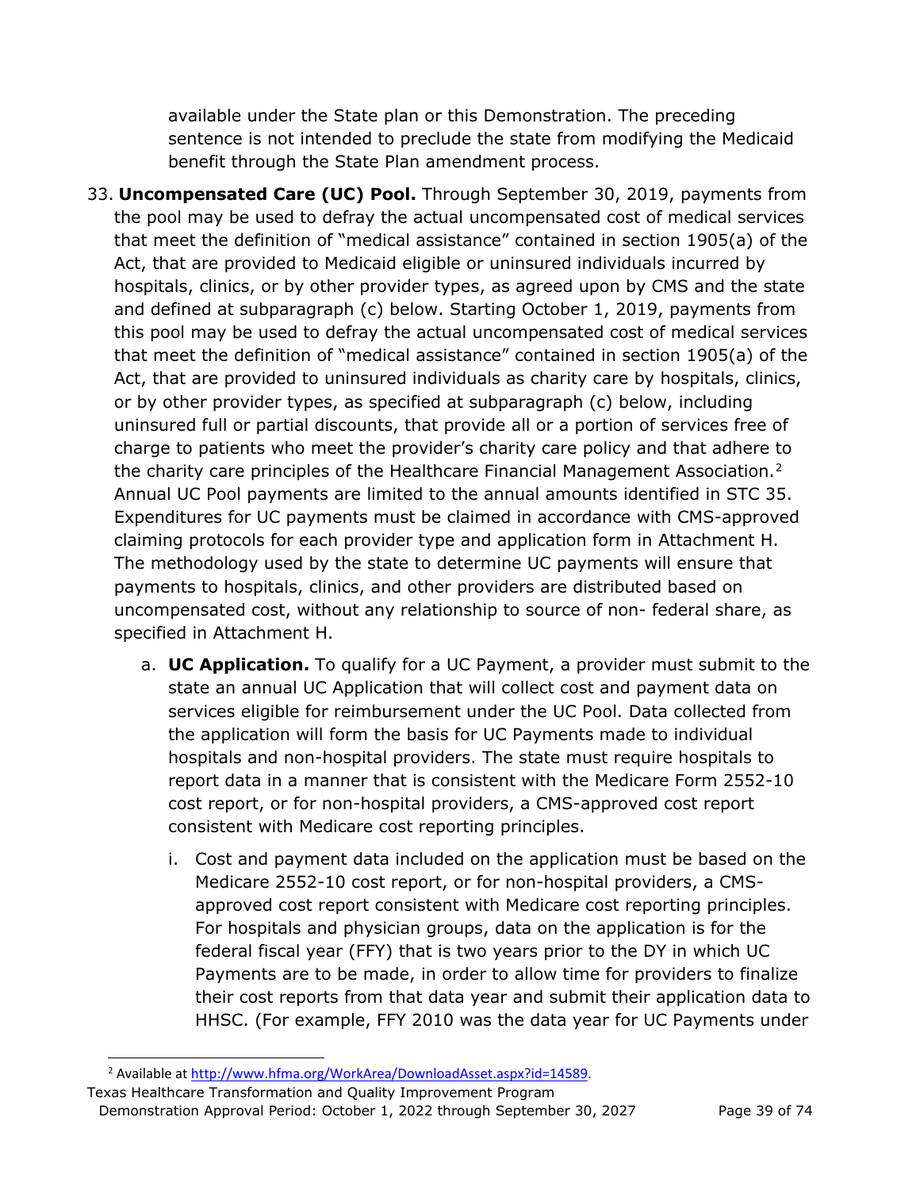available under the State plan or this Demonstration. The preceding sentence is not intended to preclude the state from modifying the Medicaid benefit through the State Plan amendment process.

33. **Uncompensated Care (UC) Pool.** Through September 30, 2019, payments from the pool may be used to defray the actual uncompensated cost of medical services that meet the definition of "medical assistance" contained in section 1905(a) of the Act, that are provided to Medicaid eligible or uninsured individuals incurred by hospitals, clinics, or by other provider types, as agreed upon by CMS and the state and defined at subparagraph (c) below. Starting October 1, 2019, payments from this pool may be used to defray the actual uncompensated cost of medical services that meet the definition of "medical assistance" contained in section 1905(a) of the Act, that are provided to uninsured individuals as charity care by hospitals, clinics, or by other provider types, as specified at subparagraph (c) below, including uninsured full or partial discounts, that provide all or a portion of services free of charge to patients who meet the provider's charity care policy and that adhere to the charity care principles of the Healthcare Financial Management Association.[2] Annual UC Pool payments are limited to the annual amounts identified in STC 35. Expenditures for UC payments must be claimed in accordance with CMS-approved claiming protocols for each provider type and application form in Attachment H. The methodology used by the state to determine UC payments will ensure that payments to hospitals, clinics, and other providers are distributed based on uncompensated cost, without any relationship to source of non- federal share, as specified in Attachment H.

    a. **UC Application.** To qualify for a UC Payment, a provider must submit to the state an annual UC Application that will collect cost and payment data on services eligible for reimbursement under the UC Pool. Data collected from the application will form the basis for UC Payments made to individual hospitals and non-hospital providers. The state must require hospitals to report data in a manner that is consistent with the Medicare Form 2552-10 cost report, or for non-hospital providers, a CMS-approved cost report consistent with Medicare cost reporting principles.

        i. Cost and payment data included on the application must be based on the Medicare 2552-10 cost report, or for non-hospital providers, a CMS-approved cost report consistent with Medicare cost reporting principles. For hospitals and physician groups, data on the application is for the federal fiscal year (FFY) that is two years prior to the DY in which UC Payments are to be made, in order to allow time for providers to finalize their cost reports from that data year and submit their application data to HHSC. (For example, FFY 2010 was the data year for UC Payments under

[2] Available at http://www.hfma.org/WorkArea/DownloadAsset.aspx?id=14589.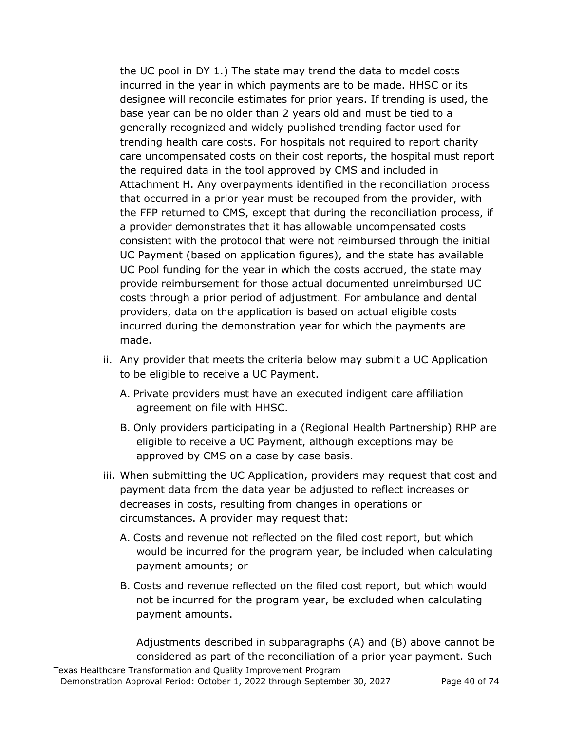the UC pool in DY 1.) The state may trend the data to model costs incurred in the year in which payments are to be made. HHSC or its designee will reconcile estimates for prior years. If trending is used, the base year can be no older than 2 years old and must be tied to a generally recognized and widely published trending factor used for trending health care costs. For hospitals not required to report charity care uncompensated costs on their cost reports, the hospital must report the required data in the tool approved by CMS and included in Attachment H. Any overpayments identified in the reconciliation process that occurred in a prior year must be recouped from the provider, with the FFP returned to CMS, except that during the reconciliation process, if a provider demonstrates that it has allowable uncompensated costs consistent with the protocol that were not reimbursed through the initial UC Payment (based on application figures), and the state has available UC Pool funding for the year in which the costs accrued, the state may provide reimbursement for those actual documented unreimbursed UC costs through a prior period of adjustment. For ambulance and dental providers, data on the application is based on actual eligible costs incurred during the demonstration year for which the payments are made.

ii. Any provider that meets the criteria below may submit a UC Application to be eligible to receive a UC Payment.

   A. Private providers must have an executed indigent care affiliation agreement on file with HHSC.

   B. Only providers participating in a (Regional Health Partnership) RHP are eligible to receive a UC Payment, although exceptions may be approved by CMS on a case by case basis.

iii. When submitting the UC Application, providers may request that cost and payment data from the data year be adjusted to reflect increases or decreases in costs, resulting from changes in operations or circumstances. A provider may request that:

   A. Costs and revenue not reflected on the filed cost report, but which would be incurred for the program year, be included when calculating payment amounts; or

   B. Costs and revenue reflected on the filed cost report, but which would not be incurred for the program year, be excluded when calculating payment amounts.

   Adjustments described in subparagraphs (A) and (B) above cannot be considered as part of the reconciliation of a prior year payment. Such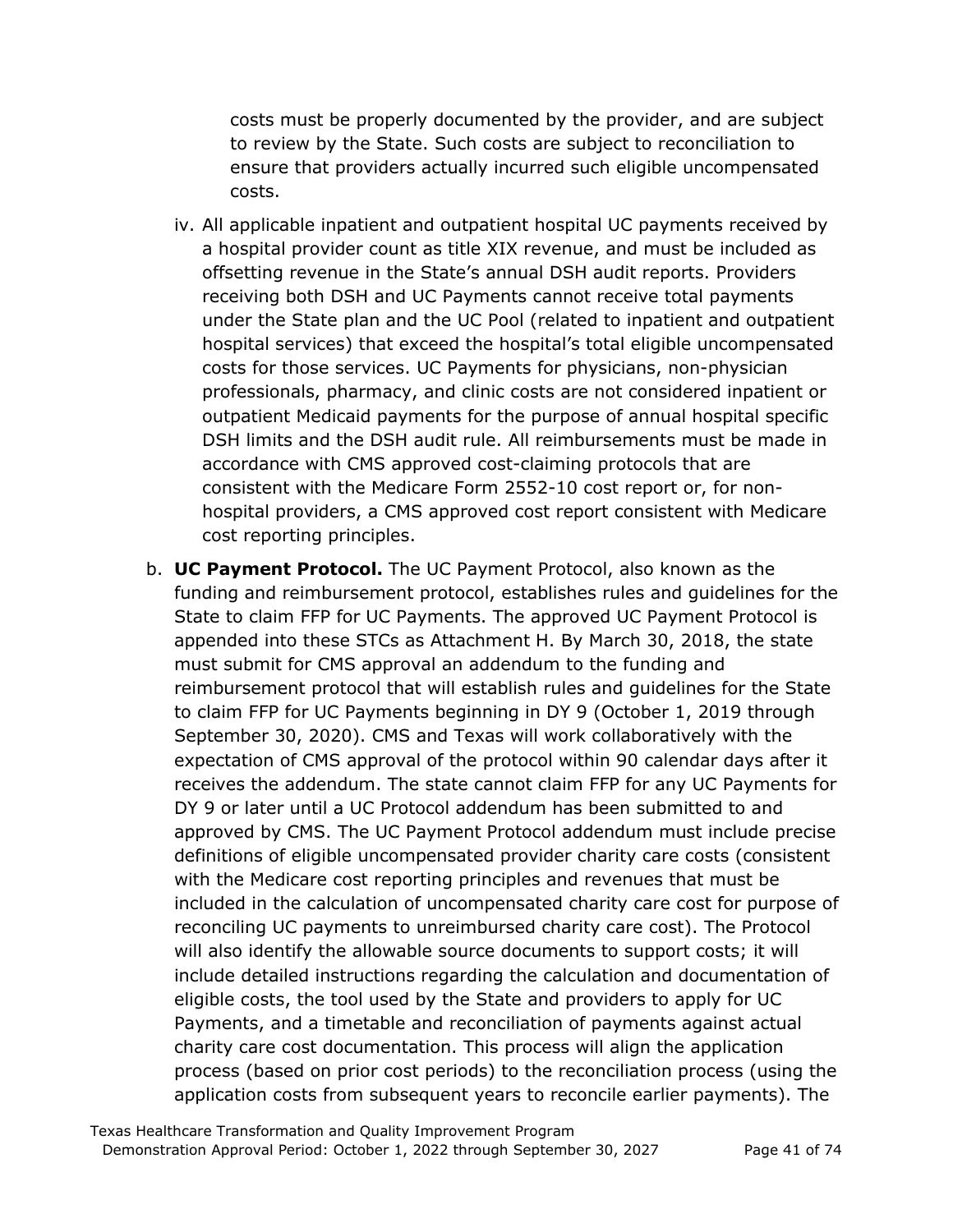costs must be properly documented by the provider, and are subject to review by the State. Such costs are subject to reconciliation to ensure that providers actually incurred such eligible uncompensated costs.

iv. All applicable inpatient and outpatient hospital UC payments received by a hospital provider count as title XIX revenue, and must be included as offsetting revenue in the State's annual DSH audit reports. Providers receiving both DSH and UC Payments cannot receive total payments under the State plan and the UC Pool (related to inpatient and outpatient hospital services) that exceed the hospital's total eligible uncompensated costs for those services. UC Payments for physicians, non-physician professionals, pharmacy, and clinic costs are not considered inpatient or outpatient Medicaid payments for the purpose of annual hospital specific DSH limits and the DSH audit rule. All reimbursements must be made in accordance with CMS approved cost-claiming protocols that are consistent with the Medicare Form 2552-10 cost report or, for non-hospital providers, a CMS approved cost report consistent with Medicare cost reporting principles.

b. **UC Payment Protocol.** The UC Payment Protocol, also known as the funding and reimbursement protocol, establishes rules and guidelines for the State to claim FFP for UC Payments. The approved UC Payment Protocol is appended into these STCs as Attachment H. By March 30, 2018, the state must submit for CMS approval an addendum to the funding and reimbursement protocol that will establish rules and guidelines for the State to claim FFP for UC Payments beginning in DY 9 (October 1, 2019 through September 30, 2020). CMS and Texas will work collaboratively with the expectation of CMS approval of the protocol within 90 calendar days after it receives the addendum. The state cannot claim FFP for any UC Payments for DY 9 or later until a UC Protocol addendum has been submitted to and approved by CMS. The UC Payment Protocol addendum must include precise definitions of eligible uncompensated provider charity care costs (consistent with the Medicare cost reporting principles and revenues that must be included in the calculation of uncompensated charity care cost for purpose of reconciling UC payments to unreimbursed charity care cost). The Protocol will also identify the allowable source documents to support costs; it will include detailed instructions regarding the calculation and documentation of eligible costs, the tool used by the State and providers to apply for UC Payments, and a timetable and reconciliation of payments against actual charity care cost documentation. This process will align the application process (based on prior cost periods) to the reconciliation process (using the application costs from subsequent years to reconcile earlier payments). The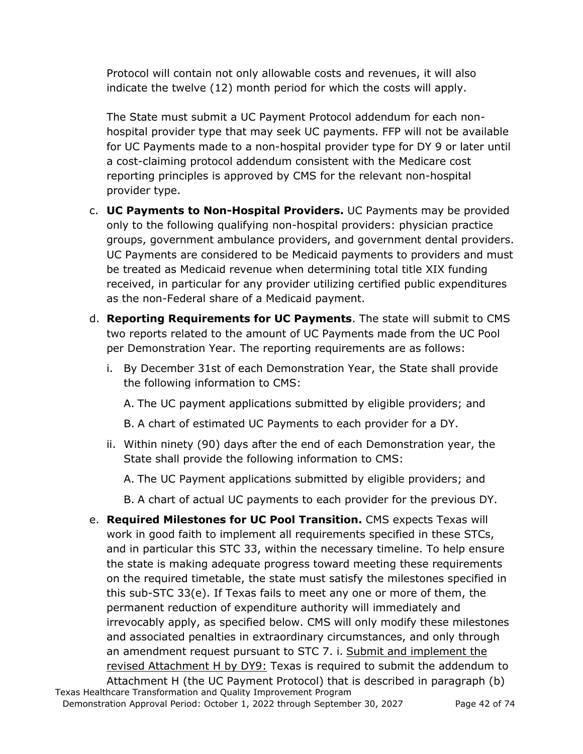Protocol will contain not only allowable costs and revenues, it will also indicate the twelve (12) month period for which the costs will apply.

The State must submit a UC Payment Protocol addendum for each non-hospital provider type that may seek UC payments. FFP will not be available for UC Payments made to a non-hospital provider type for DY 9 or later until a cost-claiming protocol addendum consistent with the Medicare cost reporting principles is approved by CMS for the relevant non-hospital provider type.

c. **UC Payments to Non-Hospital Providers.** UC Payments may be provided only to the following qualifying non-hospital providers: physician practice groups, government ambulance providers, and government dental providers. UC Payments are considered to be Medicaid payments to providers and must be treated as Medicaid revenue when determining total title XIX funding received, in particular for any provider utilizing certified public expenditures as the non-Federal share of a Medicaid payment.

d. **Reporting Requirements for UC Payments**. The state will submit to CMS two reports related to the amount of UC Payments made from the UC Pool per Demonstration Year. The reporting requirements are as follows:

   i. By December 31st of each Demonstration Year, the State shall provide the following information to CMS:

      A. The UC payment applications submitted by eligible providers; and

      B. A chart of estimated UC Payments to each provider for a DY.

   ii. Within ninety (90) days after the end of each Demonstration year, the State shall provide the following information to CMS:

      A. The UC Payment applications submitted by eligible providers; and

      B. A chart of actual UC payments to each provider for the previous DY.

e. **Required Milestones for UC Pool Transition.** CMS expects Texas will work in good faith to implement all requirements specified in these STCs, and in particular this STC 33, within the necessary timeline. To help ensure the state is making adequate progress toward meeting these requirements on the required timetable, the state must satisfy the milestones specified in this sub-STC 33(e). If Texas fails to meet any one or more of them, the permanent reduction of expenditure authority will immediately and irrevocably apply, as specified below. CMS will only modify these milestones and associated penalties in extraordinary circumstances, and only through an amendment request pursuant to STC 7. i. <u>Submit and implement the revised Attachment H by DY9:</u> Texas is required to submit the addendum to Attachment H (the UC Payment Protocol) that is described in paragraph (b)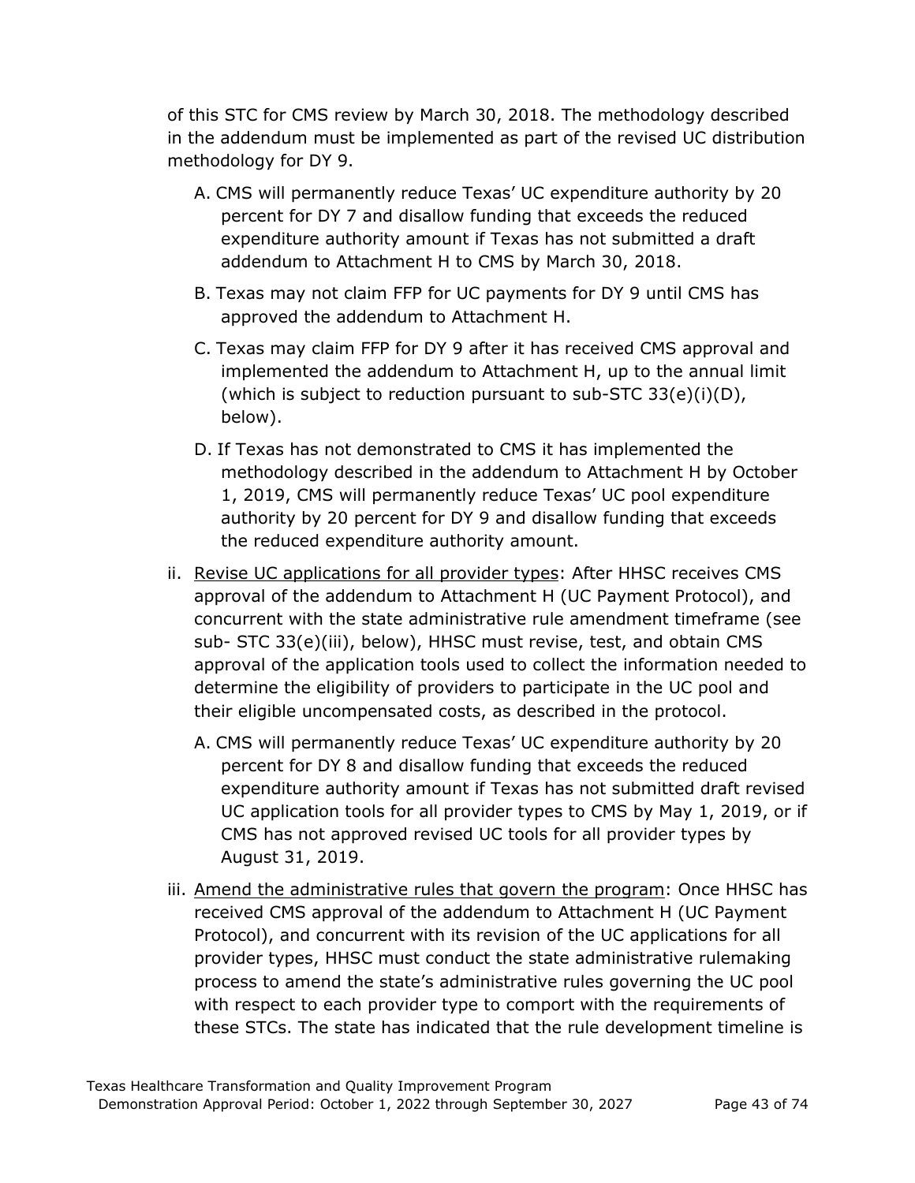of this STC for CMS review by March 30, 2018. The methodology described in the addendum must be implemented as part of the revised UC distribution methodology for DY 9.

A. CMS will permanently reduce Texas' UC expenditure authority by 20 percent for DY 7 and disallow funding that exceeds the reduced expenditure authority amount if Texas has not submitted a draft addendum to Attachment H to CMS by March 30, 2018.

B. Texas may not claim FFP for UC payments for DY 9 until CMS has approved the addendum to Attachment H.

C. Texas may claim FFP for DY 9 after it has received CMS approval and implemented the addendum to Attachment H, up to the annual limit (which is subject to reduction pursuant to sub-STC 33(e)(i)(D), below).

D. If Texas has not demonstrated to CMS it has implemented the methodology described in the addendum to Attachment H by October 1, 2019, CMS will permanently reduce Texas' UC pool expenditure authority by 20 percent for DY 9 and disallow funding that exceeds the reduced expenditure authority amount.

ii. <u>Revise UC applications for all provider types</u>: After HHSC receives CMS approval of the addendum to Attachment H (UC Payment Protocol), and concurrent with the state administrative rule amendment timeframe (see sub- STC 33(e)(iii), below), HHSC must revise, test, and obtain CMS approval of the application tools used to collect the information needed to determine the eligibility of providers to participate in the UC pool and their eligible uncompensated costs, as described in the protocol.

A. CMS will permanently reduce Texas' UC expenditure authority by 20 percent for DY 8 and disallow funding that exceeds the reduced expenditure authority amount if Texas has not submitted draft revised UC application tools for all provider types to CMS by May 1, 2019, or if CMS has not approved revised UC tools for all provider types by August 31, 2019.

iii. <u>Amend the administrative rules that govern the program</u>: Once HHSC has received CMS approval of the addendum to Attachment H (UC Payment Protocol), and concurrent with its revision of the UC applications for all provider types, HHSC must conduct the state administrative rulemaking process to amend the state's administrative rules governing the UC pool with respect to each provider type to comport with the requirements of these STCs. The state has indicated that the rule development timeline is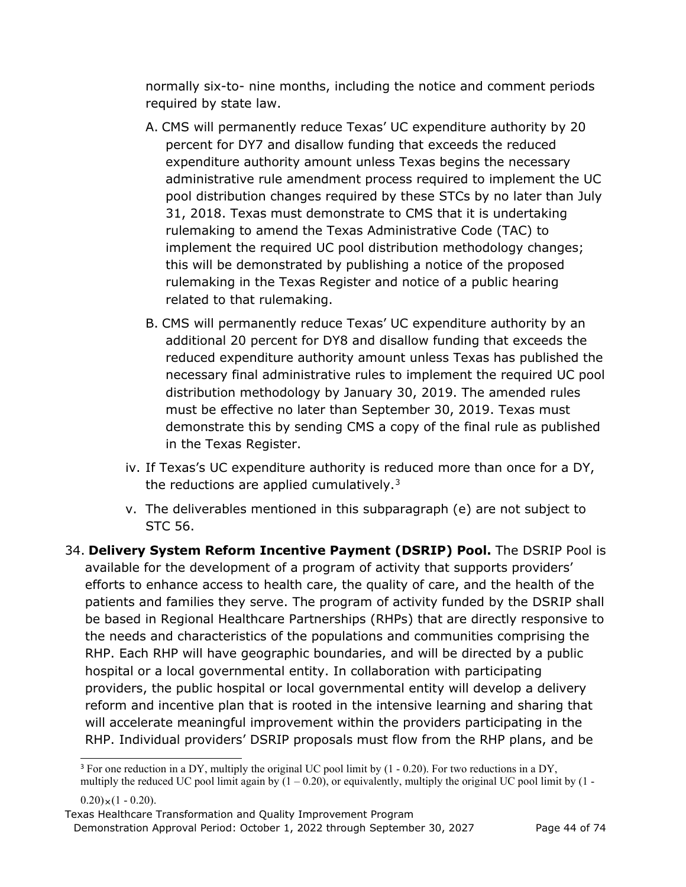normally six-to- nine months, including the notice and comment periods required by state law.

A. CMS will permanently reduce Texas' UC expenditure authority by 20 percent for DY7 and disallow funding that exceeds the reduced expenditure authority amount unless Texas begins the necessary administrative rule amendment process required to implement the UC pool distribution changes required by these STCs by no later than July 31, 2018. Texas must demonstrate to CMS that it is undertaking rulemaking to amend the Texas Administrative Code (TAC) to implement the required UC pool distribution methodology changes; this will be demonstrated by publishing a notice of the proposed rulemaking in the Texas Register and notice of a public hearing related to that rulemaking.

B. CMS will permanently reduce Texas' UC expenditure authority by an additional 20 percent for DY8 and disallow funding that exceeds the reduced expenditure authority amount unless Texas has published the necessary final administrative rules to implement the required UC pool distribution methodology by January 30, 2019. The amended rules must be effective no later than September 30, 2019. Texas must demonstrate this by sending CMS a copy of the final rule as published in the Texas Register.

iv. If Texas's UC expenditure authority is reduced more than once for a DY, the reductions are applied cumulatively.[3]

v. The deliverables mentioned in this subparagraph (e) are not subject to STC 56.

34. **Delivery System Reform Incentive Payment (DSRIP) Pool.** The DSRIP Pool is available for the development of a program of activity that supports providers' efforts to enhance access to health care, the quality of care, and the health of the patients and families they serve. The program of activity funded by the DSRIP shall be based in Regional Healthcare Partnerships (RHPs) that are directly responsive to the needs and characteristics of the populations and communities comprising the RHP. Each RHP will have geographic boundaries, and will be directed by a public hospital or a local governmental entity. In collaboration with participating providers, the public hospital or local governmental entity will develop a delivery reform and incentive plan that is rooted in the intensive learning and sharing that will accelerate meaningful improvement within the providers participating in the RHP. Individual providers' DSRIP proposals must flow from the RHP plans, and be

[3] For one reduction in a DY, multiply the original UC pool limit by (1 - 0.20). For two reductions in a DY, multiply the reduced UC pool limit again by (1 – 0.20), or equivalently, multiply the original UC pool limit by $(1 - 0.20) \times (1 - 0.20)$.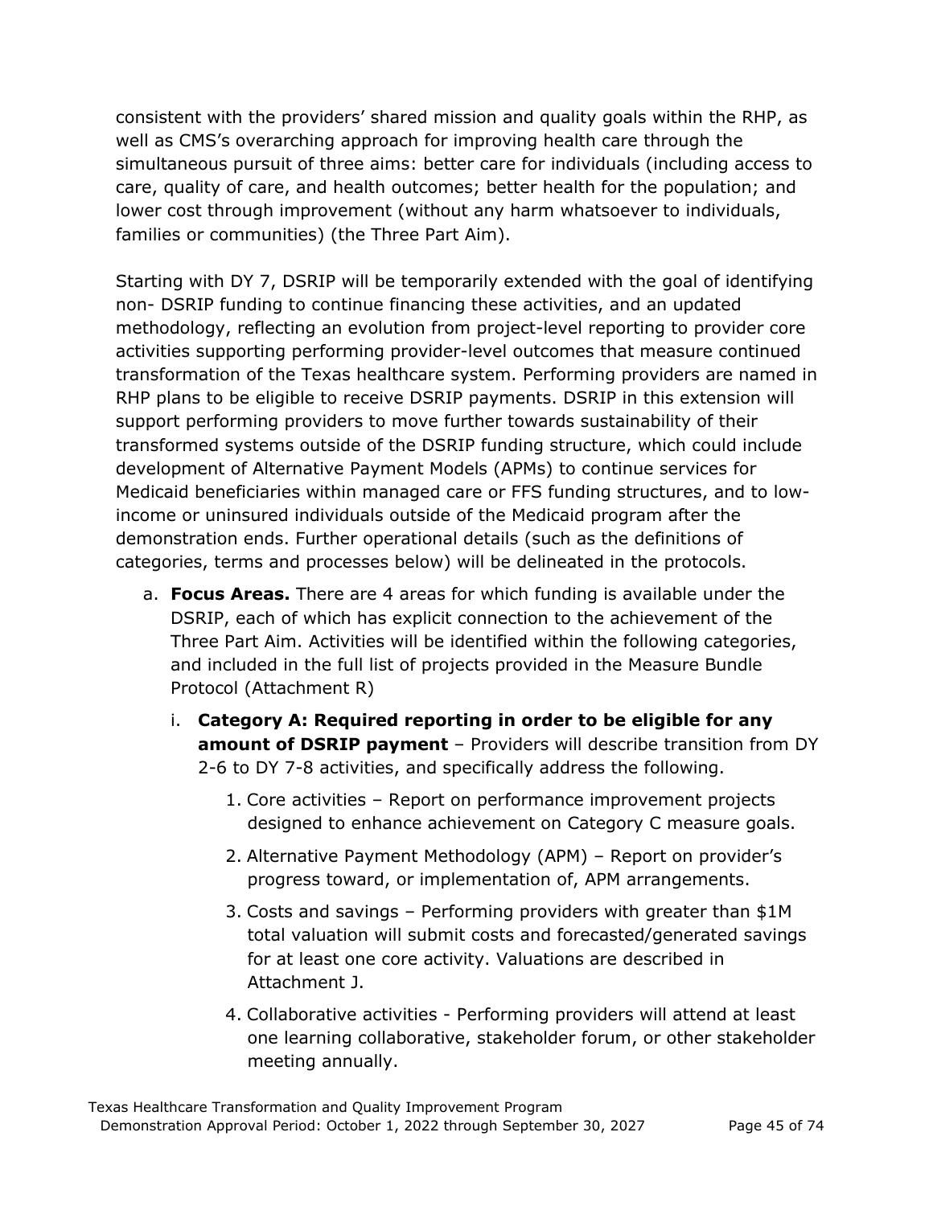consistent with the providers' shared mission and quality goals within the RHP, as well as CMS's overarching approach for improving health care through the simultaneous pursuit of three aims: better care for individuals (including access to care, quality of care, and health outcomes; better health for the population; and lower cost through improvement (without any harm whatsoever to individuals, families or communities) (the Three Part Aim).

Starting with DY 7, DSRIP will be temporarily extended with the goal of identifying non- DSRIP funding to continue financing these activities, and an updated methodology, reflecting an evolution from project-level reporting to provider core activities supporting performing provider-level outcomes that measure continued transformation of the Texas healthcare system. Performing providers are named in RHP plans to be eligible to receive DSRIP payments. DSRIP in this extension will support performing providers to move further towards sustainability of their transformed systems outside of the DSRIP funding structure, which could include development of Alternative Payment Models (APMs) to continue services for Medicaid beneficiaries within managed care or FFS funding structures, and to low-income or uninsured individuals outside of the Medicaid program after the demonstration ends. Further operational details (such as the definitions of categories, terms and processes below) will be delineated in the protocols.

a. **Focus Areas.** There are 4 areas for which funding is available under the DSRIP, each of which has explicit connection to the achievement of the Three Part Aim. Activities will be identified within the following categories, and included in the full list of projects provided in the Measure Bundle Protocol (Attachment R)

   i. **Category A: Required reporting in order to be eligible for any amount of DSRIP payment** – Providers will describe transition from DY 2-6 to DY 7-8 activities, and specifically address the following.

      1. Core activities – Report on performance improvement projects designed to enhance achievement on Category C measure goals.
      2. Alternative Payment Methodology (APM) – Report on provider's progress toward, or implementation of, APM arrangements.
      3. Costs and savings – Performing providers with greater than $1M total valuation will submit costs and forecasted/generated savings for at least one core activity. Valuations are described in Attachment J.
      4. Collaborative activities - Performing providers will attend at least one learning collaborative, stakeholder forum, or other stakeholder meeting annually.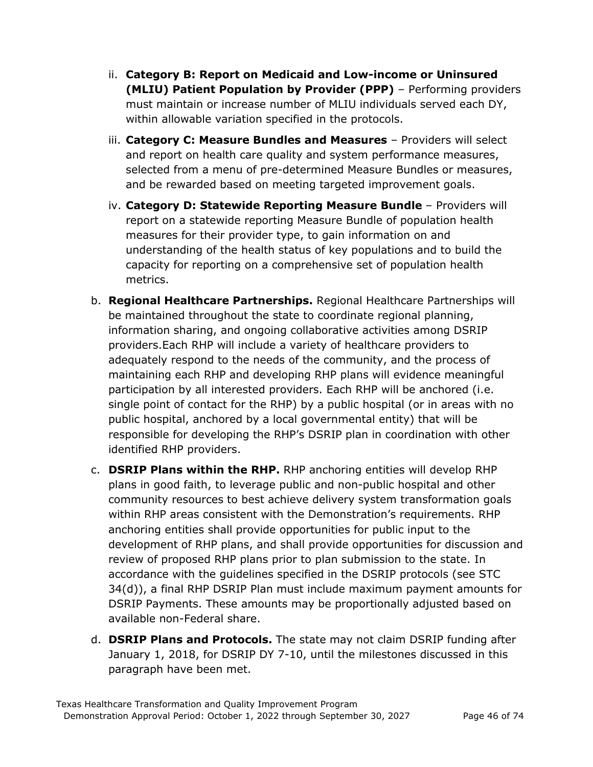ii. **Category B: Report on Medicaid and Low-income or Uninsured (MLIU) Patient Population by Provider (PPP)** – Performing providers must maintain or increase number of MLIU individuals served each DY, within allowable variation specified in the protocols.

iii. **Category C: Measure Bundles and Measures** – Providers will select and report on health care quality and system performance measures, selected from a menu of pre-determined Measure Bundles or measures, and be rewarded based on meeting targeted improvement goals.

iv. **Category D: Statewide Reporting Measure Bundle** – Providers will report on a statewide reporting Measure Bundle of population health measures for their provider type, to gain information on and understanding of the health status of key populations and to build the capacity for reporting on a comprehensive set of population health metrics.

b. **Regional Healthcare Partnerships.** Regional Healthcare Partnerships will be maintained throughout the state to coordinate regional planning, information sharing, and ongoing collaborative activities among DSRIP providers.Each RHP will include a variety of healthcare providers to adequately respond to the needs of the community, and the process of maintaining each RHP and developing RHP plans will evidence meaningful participation by all interested providers. Each RHP will be anchored (i.e. single point of contact for the RHP) by a public hospital (or in areas with no public hospital, anchored by a local governmental entity) that will be responsible for developing the RHP's DSRIP plan in coordination with other identified RHP providers.

c. **DSRIP Plans within the RHP.** RHP anchoring entities will develop RHP plans in good faith, to leverage public and non-public hospital and other community resources to best achieve delivery system transformation goals within RHP areas consistent with the Demonstration's requirements. RHP anchoring entities shall provide opportunities for public input to the development of RHP plans, and shall provide opportunities for discussion and review of proposed RHP plans prior to plan submission to the state. In accordance with the guidelines specified in the DSRIP protocols (see STC 34(d)), a final RHP DSRIP Plan must include maximum payment amounts for DSRIP Payments. These amounts may be proportionally adjusted based on available non-Federal share.

d. **DSRIP Plans and Protocols.** The state may not claim DSRIP funding after January 1, 2018, for DSRIP DY 7-10, until the milestones discussed in this paragraph have been met.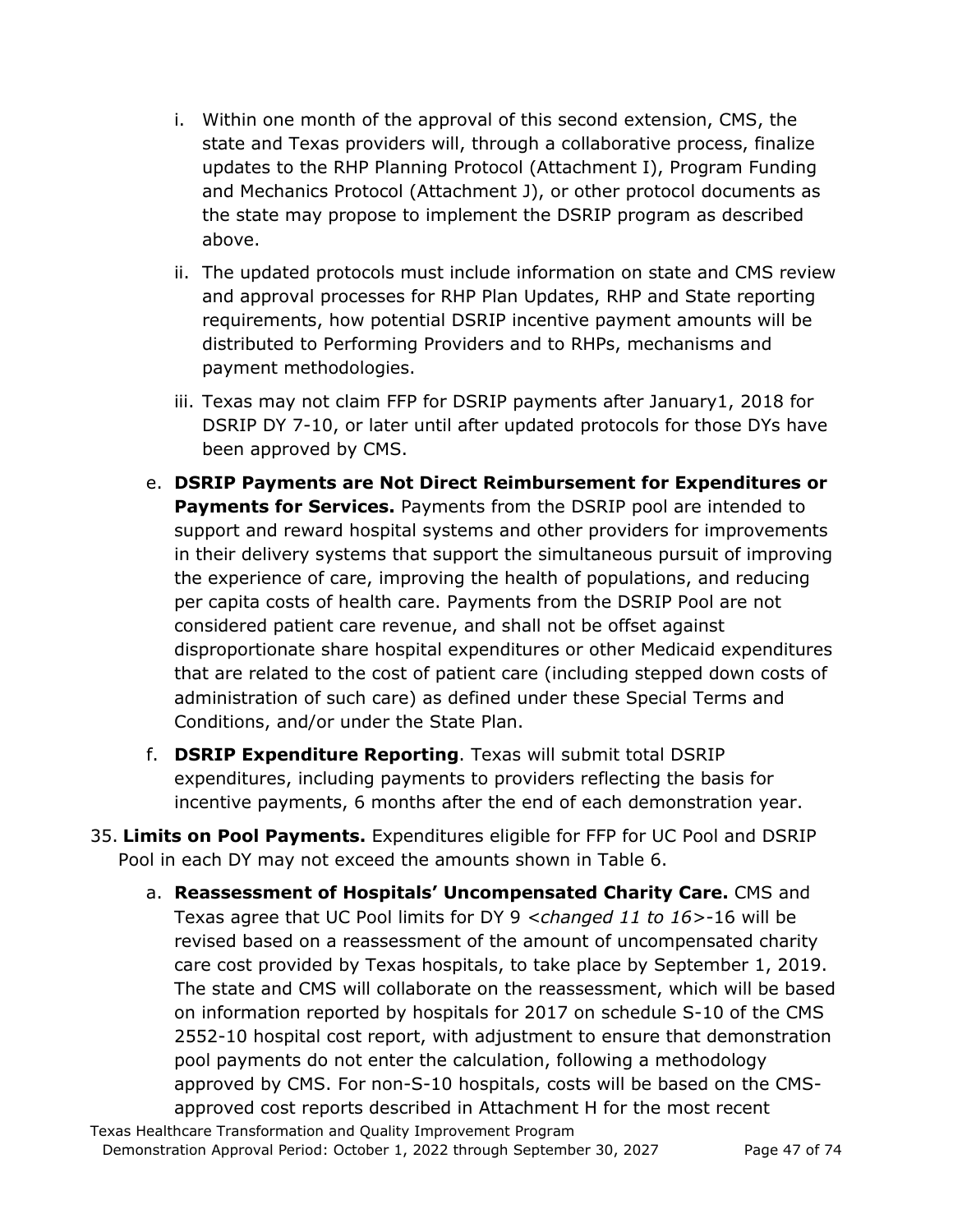i. Within one month of the approval of this second extension, CMS, the state and Texas providers will, through a collaborative process, finalize updates to the RHP Planning Protocol (Attachment I), Program Funding and Mechanics Protocol (Attachment J), or other protocol documents as the state may propose to implement the DSRIP program as described above.

   ii. The updated protocols must include information on state and CMS review and approval processes for RHP Plan Updates, RHP and State reporting requirements, how potential DSRIP incentive payment amounts will be distributed to Performing Providers and to RHPs, mechanisms and payment methodologies.

   iii. Texas may not claim FFP for DSRIP payments after January1, 2018 for DSRIP DY 7-10, or later until after updated protocols for those DYs have been approved by CMS.

e. **DSRIP Payments are Not Direct Reimbursement for Expenditures or Payments for Services.** Payments from the DSRIP pool are intended to support and reward hospital systems and other providers for improvements in their delivery systems that support the simultaneous pursuit of improving the experience of care, improving the health of populations, and reducing per capita costs of health care. Payments from the DSRIP Pool are not considered patient care revenue, and shall not be offset against disproportionate share hospital expenditures or other Medicaid expenditures that are related to the cost of patient care (including stepped down costs of administration of such care) as defined under these Special Terms and Conditions, and/or under the State Plan.

f. **DSRIP Expenditure Reporting**. Texas will submit total DSRIP expenditures, including payments to providers reflecting the basis for incentive payments, 6 months after the end of each demonstration year.

35. **Limits on Pool Payments.** Expenditures eligible for FFP for UC Pool and DSRIP Pool in each DY may not exceed the amounts shown in Table 6.

   a. **Reassessment of Hospitals' Uncompensated Charity Care.** CMS and Texas agree that UC Pool limits for DY 9 <*changed 11 to 16*>-16 will be revised based on a reassessment of the amount of uncompensated charity care cost provided by Texas hospitals, to take place by September 1, 2019. The state and CMS will collaborate on the reassessment, which will be based on information reported by hospitals for 2017 on schedule S-10 of the CMS 2552-10 hospital cost report, with adjustment to ensure that demonstration pool payments do not enter the calculation, following a methodology approved by CMS. For non-S-10 hospitals, costs will be based on the CMS-approved cost reports described in Attachment H for the most recent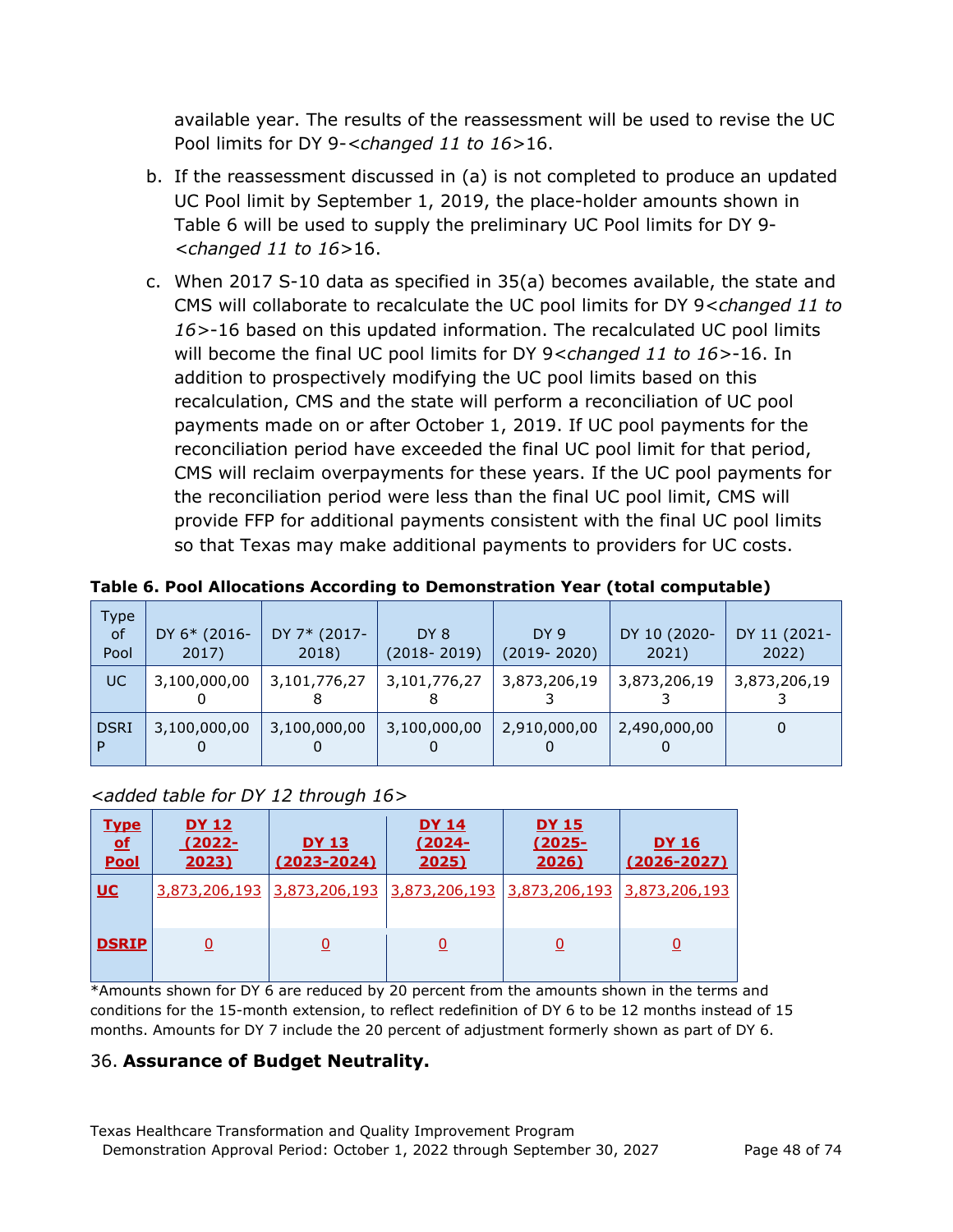available year. The results of the reassessment will be used to revise the UC Pool limits for DY 9-*<changed 11 to 16>*16.

b. If the reassessment discussed in (a) is not completed to produce an updated UC Pool limit by September 1, 2019, the place-holder amounts shown in Table 6 will be used to supply the preliminary UC Pool limits for DY 9-*<changed 11 to 16>*16.

c. When 2017 S-10 data as specified in 35(a) becomes available, the state and CMS will collaborate to recalculate the UC pool limits for DY 9*<changed 11 to 16>*-16 based on this updated information. The recalculated UC pool limits will become the final UC pool limits for DY 9*<changed 11 to 16>*-16. In addition to prospectively modifying the UC pool limits based on this recalculation, CMS and the state will perform a reconciliation of UC pool payments made on or after October 1, 2019. If UC pool payments for the reconciliation period have exceeded the final UC pool limit for that period, CMS will reclaim overpayments for these years. If the UC pool payments for the reconciliation period were less than the final UC pool limit, CMS will provide FFP for additional payments consistent with the final UC pool limits so that Texas may make additional payments to providers for UC costs.

**Table 6. Pool Allocations According to Demonstration Year (total computable)**

| Type of Pool | DY 6* (2016-2017) | DY 7* (2017-2018) | DY 8 (2018- 2019) | DY 9 (2019- 2020) | DY 10 (2020-2021) | DY 11 (2021-2022) |
|---|---|---|---|---|---|---|
| UC | 3,100,000,000 | 3,101,776,278 | 3,101,776,278 | 3,873,206,193 | 3,873,206,193 | 3,873,206,193 |
| DSRIP | 3,100,000,000 | 3,100,000,000 | 3,100,000,000 | 2,910,000,000 | 2,490,000,000 | 0 |

*<added table for DY 12 through 16>*

| Type of Pool | DY 12 (2022-2023) | DY 13 (2023-2024) | DY 14 (2024-2025) | DY 15 (2025-2026) | DY 16 (2026-2027) |
|---|---|---|---|---|---|
| UC | 3,873,206,193 | 3,873,206,193 | 3,873,206,193 | 3,873,206,193 | 3,873,206,193 |
| DSRIP | 0 | 0 | 0 | 0 | 0 |

*Amounts shown for DY 6 are reduced by 20 percent from the amounts shown in the terms and conditions for the 15-month extension, to reflect redefinition of DY 6 to be 12 months instead of 15 months. Amounts for DY 7 include the 20 percent of adjustment formerly shown as part of DY 6.

36. **Assurance of Budget Neutrality.**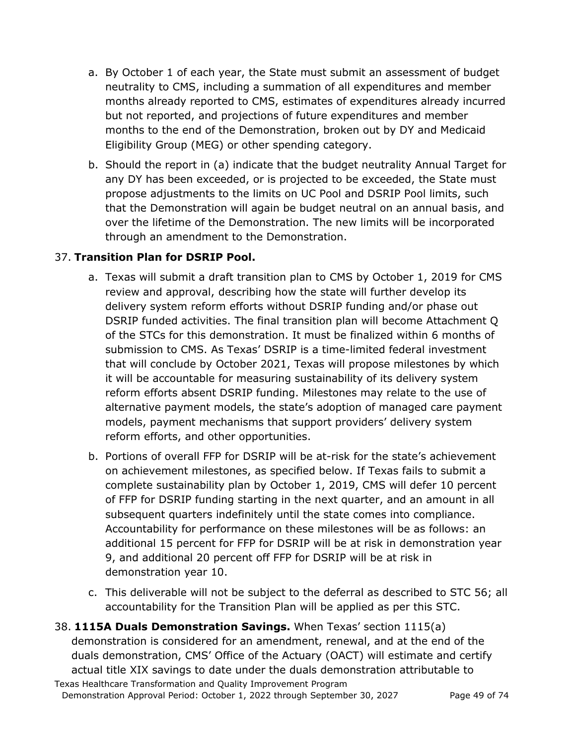a. By October 1 of each year, the State must submit an assessment of budget neutrality to CMS, including a summation of all expenditures and member months already reported to CMS, estimates of expenditures already incurred but not reported, and projections of future expenditures and member months to the end of the Demonstration, broken out by DY and Medicaid Eligibility Group (MEG) or other spending category.

b. Should the report in (a) indicate that the budget neutrality Annual Target for any DY has been exceeded, or is projected to be exceeded, the State must propose adjustments to the limits on UC Pool and DSRIP Pool limits, such that the Demonstration will again be budget neutral on an annual basis, and over the lifetime of the Demonstration. The new limits will be incorporated through an amendment to the Demonstration.

37. **Transition Plan for DSRIP Pool.**

a. Texas will submit a draft transition plan to CMS by October 1, 2019 for CMS review and approval, describing how the state will further develop its delivery system reform efforts without DSRIP funding and/or phase out DSRIP funded activities. The final transition plan will become Attachment Q of the STCs for this demonstration. It must be finalized within 6 months of submission to CMS. As Texas' DSRIP is a time-limited federal investment that will conclude by October 2021, Texas will propose milestones by which it will be accountable for measuring sustainability of its delivery system reform efforts absent DSRIP funding. Milestones may relate to the use of alternative payment models, the state's adoption of managed care payment models, payment mechanisms that support providers' delivery system reform efforts, and other opportunities.

b. Portions of overall FFP for DSRIP will be at-risk for the state's achievement on achievement milestones, as specified below. If Texas fails to submit a complete sustainability plan by October 1, 2019, CMS will defer 10 percent of FFP for DSRIP funding starting in the next quarter, and an amount in all subsequent quarters indefinitely until the state comes into compliance. Accountability for performance on these milestones will be as follows: an additional 15 percent for FFP for DSRIP will be at risk in demonstration year 9, and additional 20 percent off FFP for DSRIP will be at risk in demonstration year 10.

c. This deliverable will not be subject to the deferral as described to STC 56; all accountability for the Transition Plan will be applied as per this STC.

38. **1115A Duals Demonstration Savings.** When Texas' section 1115(a) demonstration is considered for an amendment, renewal, and at the end of the duals demonstration, CMS' Office of the Actuary (OACT) will estimate and certify actual title XIX savings to date under the duals demonstration attributable to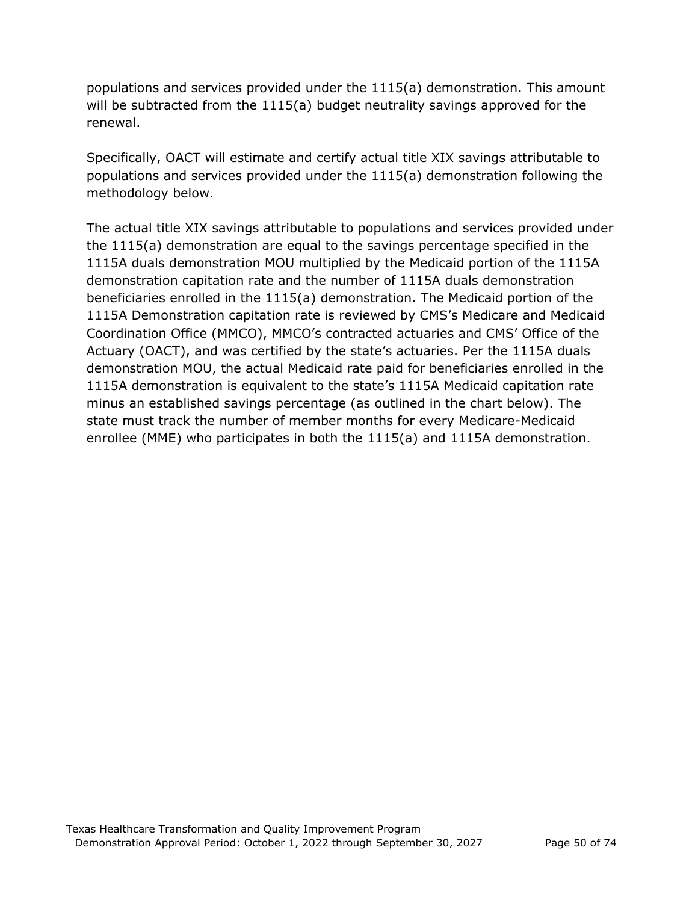populations and services provided under the 1115(a) demonstration. This amount will be subtracted from the 1115(a) budget neutrality savings approved for the renewal.

Specifically, OACT will estimate and certify actual title XIX savings attributable to populations and services provided under the 1115(a) demonstration following the methodology below.

The actual title XIX savings attributable to populations and services provided under the 1115(a) demonstration are equal to the savings percentage specified in the 1115A duals demonstration MOU multiplied by the Medicaid portion of the 1115A demonstration capitation rate and the number of 1115A duals demonstration beneficiaries enrolled in the 1115(a) demonstration. The Medicaid portion of the 1115A Demonstration capitation rate is reviewed by CMS's Medicare and Medicaid Coordination Office (MMCO), MMCO's contracted actuaries and CMS' Office of the Actuary (OACT), and was certified by the state's actuaries. Per the 1115A duals demonstration MOU, the actual Medicaid rate paid for beneficiaries enrolled in the 1115A demonstration is equivalent to the state's 1115A Medicaid capitation rate minus an established savings percentage (as outlined in the chart below). The state must track the number of member months for every Medicare-Medicaid enrollee (MME) who participates in both the 1115(a) and 1115A demonstration.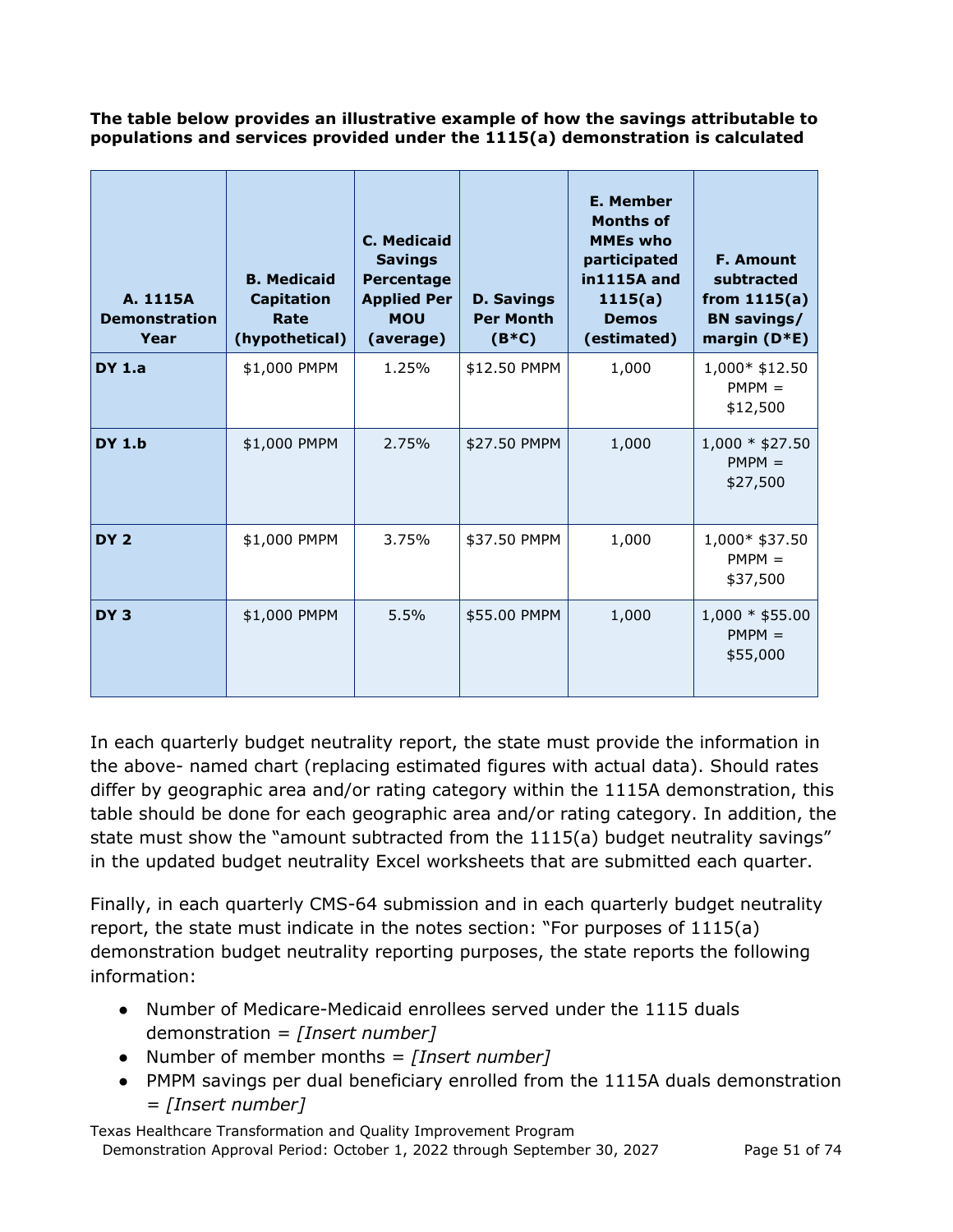**The table below provides an illustrative example of how the savings attributable to populations and services provided under the 1115(a) demonstration is calculated**

| A. 1115A Demonstration Year | B. Medicaid Capitation Rate (hypothetical) | C. Medicaid Savings Percentage Applied Per MOU (average) | D. Savings Per Month (B*C) | E. Member Months of MMEs who participated in1115A and 1115(a) Demos (estimated) | F. Amount subtracted from 1115(a) BN savings/ margin (D*E) |
|---|---|---|---|---|---|
| **DY 1.a** | $1,000 PMPM | 1.25% | $12.50 PMPM | 1,000 | 1,000* $12.50 PMPM = $12,500 |
| **DY 1.b** | $1,000 PMPM | 2.75% | $27.50 PMPM | 1,000 | 1,000 * $27.50 PMPM = $27,500 |
| **DY 2** | $1,000 PMPM | 3.75% | $37.50 PMPM | 1,000 | 1,000* $37.50 PMPM = $37,500 |
| **DY 3** | $1,000 PMPM | 5.5% | $55.00 PMPM | 1,000 | 1,000 * $55.00 PMPM = $55,000 |

In each quarterly budget neutrality report, the state must provide the information in the above- named chart (replacing estimated figures with actual data). Should rates differ by geographic area and/or rating category within the 1115A demonstration, this table should be done for each geographic area and/or rating category. In addition, the state must show the "amount subtracted from the 1115(a) budget neutrality savings" in the updated budget neutrality Excel worksheets that are submitted each quarter.

Finally, in each quarterly CMS-64 submission and in each quarterly budget neutrality report, the state must indicate in the notes section: "For purposes of 1115(a) demonstration budget neutrality reporting purposes, the state reports the following information:

- Number of Medicare-Medicaid enrollees served under the 1115 duals demonstration = *[Insert number]*
- Number of member months = *[Insert number]*
- PMPM savings per dual beneficiary enrolled from the 1115A duals demonstration = *[Insert number]*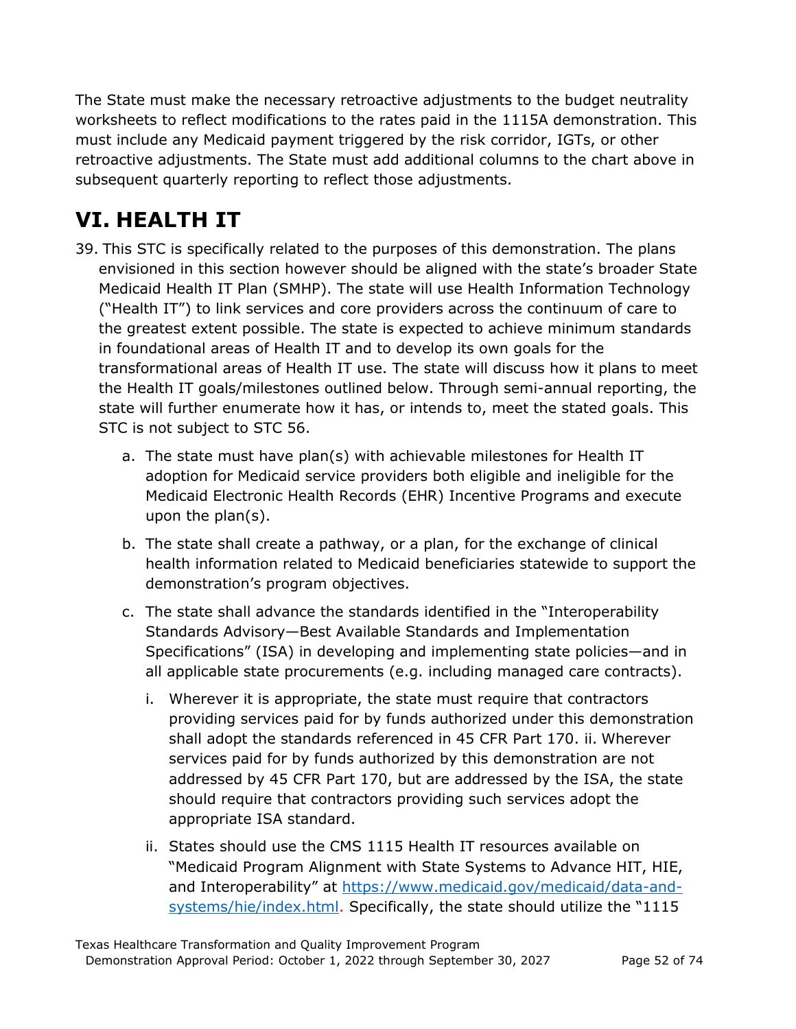The State must make the necessary retroactive adjustments to the budget neutrality worksheets to reflect modifications to the rates paid in the 1115A demonstration. This must include any Medicaid payment triggered by the risk corridor, IGTs, or other retroactive adjustments. The State must add additional columns to the chart above in subsequent quarterly reporting to reflect those adjustments.

# VI. HEALTH IT

39. This STC is specifically related to the purposes of this demonstration. The plans envisioned in this section however should be aligned with the state's broader State Medicaid Health IT Plan (SMHP). The state will use Health Information Technology ("Health IT") to link services and core providers across the continuum of care to the greatest extent possible. The state is expected to achieve minimum standards in foundational areas of Health IT and to develop its own goals for the transformational areas of Health IT use. The state will discuss how it plans to meet the Health IT goals/milestones outlined below. Through semi-annual reporting, the state will further enumerate how it has, or intends to, meet the stated goals. This STC is not subject to STC 56.

    a. The state must have plan(s) with achievable milestones for Health IT adoption for Medicaid service providers both eligible and ineligible for the Medicaid Electronic Health Records (EHR) Incentive Programs and execute upon the plan(s).

    b. The state shall create a pathway, or a plan, for the exchange of clinical health information related to Medicaid beneficiaries statewide to support the demonstration's program objectives.

    c. The state shall advance the standards identified in the "Interoperability Standards Advisory—Best Available Standards and Implementation Specifications" (ISA) in developing and implementing state policies—and in all applicable state procurements (e.g. including managed care contracts).

        i. Wherever it is appropriate, the state must require that contractors providing services paid for by funds authorized under this demonstration shall adopt the standards referenced in 45 CFR Part 170. ii. Wherever services paid for by funds authorized by this demonstration are not addressed by 45 CFR Part 170, but are addressed by the ISA, the state should require that contractors providing such services adopt the appropriate ISA standard.

        ii. States should use the CMS 1115 Health IT resources available on "Medicaid Program Alignment with State Systems to Advance HIT, HIE, and Interoperability" at https://www.medicaid.gov/medicaid/data-and-systems/hie/index.html. Specifically, the state should utilize the "1115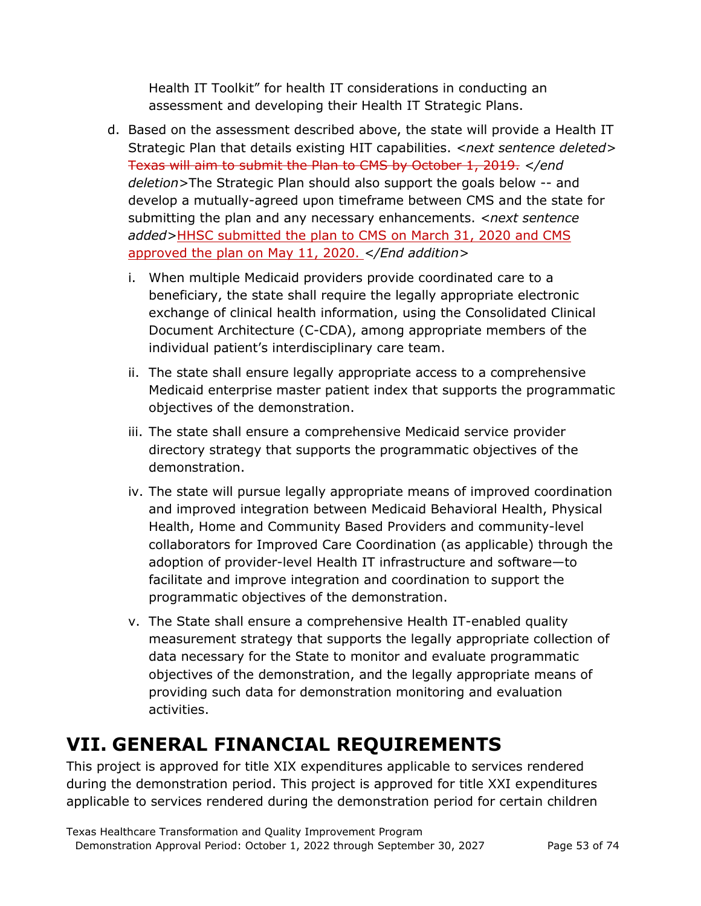Health IT Toolkit" for health IT considerations in conducting an assessment and developing their Health IT Strategic Plans.

d. Based on the assessment described above, the state will provide a Health IT Strategic Plan that details existing HIT capabilities. *<next sentence deleted>* ~~Texas will aim to submit the Plan to CMS by October 1, 2019.~~ *</end deletion>*The Strategic Plan should also support the goals below -- and develop a mutually-agreed upon timeframe between CMS and the state for submitting the plan and any necessary enhancements. *<next sentence added>*HHSC submitted the plan to CMS on March 31, 2020 and CMS approved the plan on May 11, 2020. *</End addition>*

   i. When multiple Medicaid providers provide coordinated care to a beneficiary, the state shall require the legally appropriate electronic exchange of clinical health information, using the Consolidated Clinical Document Architecture (C-CDA), among appropriate members of the individual patient's interdisciplinary care team.

   ii. The state shall ensure legally appropriate access to a comprehensive Medicaid enterprise master patient index that supports the programmatic objectives of the demonstration.

   iii. The state shall ensure a comprehensive Medicaid service provider directory strategy that supports the programmatic objectives of the demonstration.

   iv. The state will pursue legally appropriate means of improved coordination and improved integration between Medicaid Behavioral Health, Physical Health, Home and Community Based Providers and community-level collaborators for Improved Care Coordination (as applicable) through the adoption of provider-level Health IT infrastructure and software—to facilitate and improve integration and coordination to support the programmatic objectives of the demonstration.

   v. The State shall ensure a comprehensive Health IT-enabled quality measurement strategy that supports the legally appropriate collection of data necessary for the State to monitor and evaluate programmatic objectives of the demonstration, and the legally appropriate means of providing such data for demonstration monitoring and evaluation activities.

# VII. GENERAL FINANCIAL REQUIREMENTS

This project is approved for title XIX expenditures applicable to services rendered during the demonstration period. This project is approved for title XXI expenditures applicable to services rendered during the demonstration period for certain children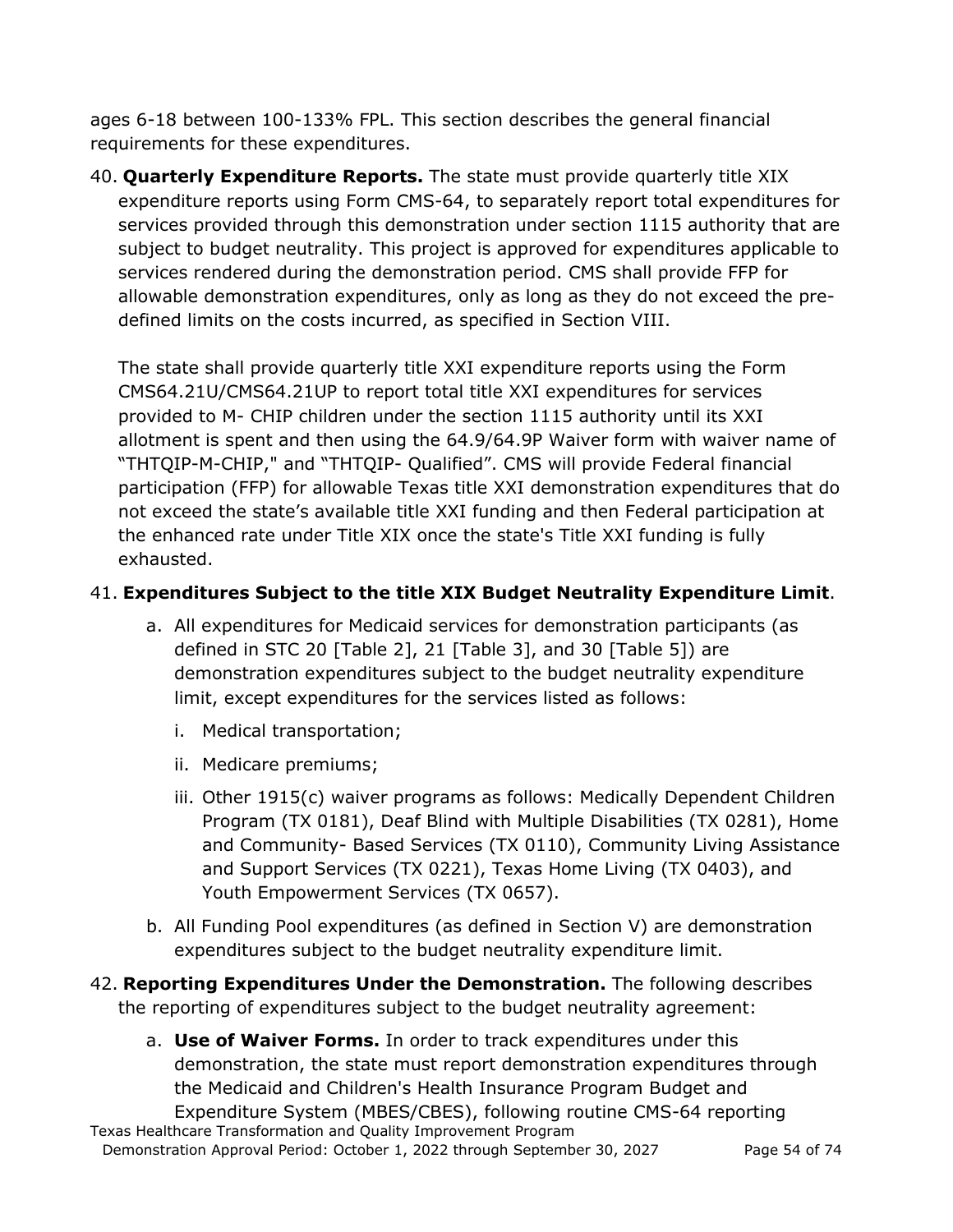ages 6-18 between 100-133% FPL. This section describes the general financial requirements for these expenditures.

40. **Quarterly Expenditure Reports.** The state must provide quarterly title XIX expenditure reports using Form CMS-64, to separately report total expenditures for services provided through this demonstration under section 1115 authority that are subject to budget neutrality. This project is approved for expenditures applicable to services rendered during the demonstration period. CMS shall provide FFP for allowable demonstration expenditures, only as long as they do not exceed the pre-defined limits on the costs incurred, as specified in Section VIII.

    The state shall provide quarterly title XXI expenditure reports using the Form CMS64.21U/CMS64.21UP to report total title XXI expenditures for services provided to M- CHIP children under the section 1115 authority until its XXI allotment is spent and then using the 64.9/64.9P Waiver form with waiver name of "THTQIP-M-CHIP," and "THTQIP- Qualified". CMS will provide Federal financial participation (FFP) for allowable Texas title XXI demonstration expenditures that do not exceed the state's available title XXI funding and then Federal participation at the enhanced rate under Title XIX once the state's Title XXI funding is fully exhausted.

41. **Expenditures Subject to the title XIX Budget Neutrality Expenditure Limit**.
    a. All expenditures for Medicaid services for demonstration participants (as defined in STC 20 [Table 2], 21 [Table 3], and 30 [Table 5]) are demonstration expenditures subject to the budget neutrality expenditure limit, except expenditures for the services listed as follows:
        i. Medical transportation;
        ii. Medicare premiums;
        iii. Other 1915(c) waiver programs as follows: Medically Dependent Children Program (TX 0181), Deaf Blind with Multiple Disabilities (TX 0281), Home and Community- Based Services (TX 0110), Community Living Assistance and Support Services (TX 0221), Texas Home Living (TX 0403), and Youth Empowerment Services (TX 0657).
    b. All Funding Pool expenditures (as defined in Section V) are demonstration expenditures subject to the budget neutrality expenditure limit.

42. **Reporting Expenditures Under the Demonstration.** The following describes the reporting of expenditures subject to the budget neutrality agreement:
    a. **Use of Waiver Forms.** In order to track expenditures under this demonstration, the state must report demonstration expenditures through the Medicaid and Children's Health Insurance Program Budget and Expenditure System (MBES/CBES), following routine CMS-64 reporting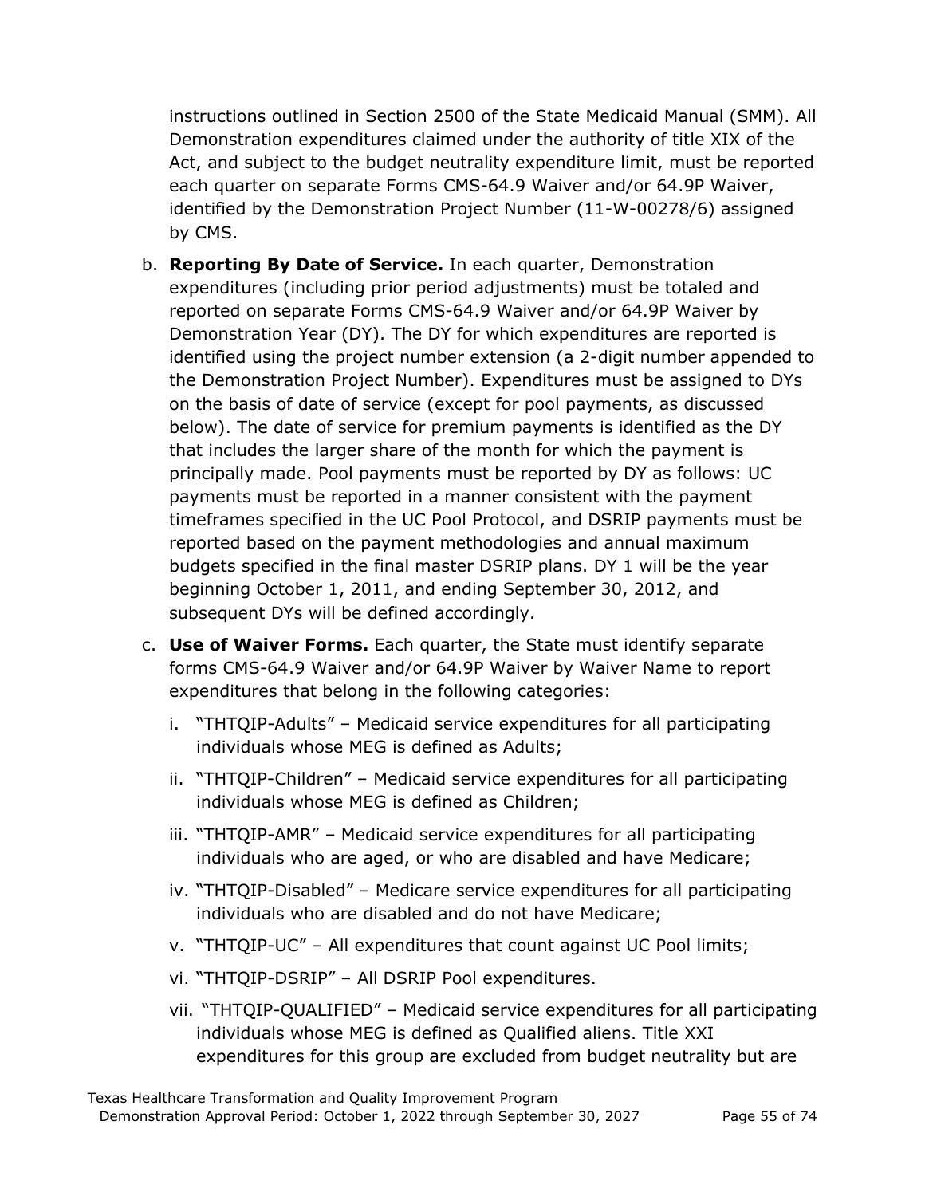instructions outlined in Section 2500 of the State Medicaid Manual (SMM). All Demonstration expenditures claimed under the authority of title XIX of the Act, and subject to the budget neutrality expenditure limit, must be reported each quarter on separate Forms CMS-64.9 Waiver and/or 64.9P Waiver, identified by the Demonstration Project Number (11-W-00278/6) assigned by CMS.

b. **Reporting By Date of Service.** In each quarter, Demonstration expenditures (including prior period adjustments) must be totaled and reported on separate Forms CMS-64.9 Waiver and/or 64.9P Waiver by Demonstration Year (DY). The DY for which expenditures are reported is identified using the project number extension (a 2-digit number appended to the Demonstration Project Number). Expenditures must be assigned to DYs on the basis of date of service (except for pool payments, as discussed below). The date of service for premium payments is identified as the DY that includes the larger share of the month for which the payment is principally made. Pool payments must be reported by DY as follows: UC payments must be reported in a manner consistent with the payment timeframes specified in the UC Pool Protocol, and DSRIP payments must be reported based on the payment methodologies and annual maximum budgets specified in the final master DSRIP plans. DY 1 will be the year beginning October 1, 2011, and ending September 30, 2012, and subsequent DYs will be defined accordingly.

c. **Use of Waiver Forms.** Each quarter, the State must identify separate forms CMS-64.9 Waiver and/or 64.9P Waiver by Waiver Name to report expenditures that belong in the following categories:

   i. "THTQIP-Adults" – Medicaid service expenditures for all participating individuals whose MEG is defined as Adults;

   ii. "THTQIP-Children" – Medicaid service expenditures for all participating individuals whose MEG is defined as Children;

   iii. "THTQIP-AMR" – Medicaid service expenditures for all participating individuals who are aged, or who are disabled and have Medicare;

   iv. "THTQIP-Disabled" – Medicare service expenditures for all participating individuals who are disabled and do not have Medicare;

   v. "THTQIP-UC" – All expenditures that count against UC Pool limits;

   vi. "THTQIP-DSRIP" – All DSRIP Pool expenditures.

   vii. "THTQIP-QUALIFIED" – Medicaid service expenditures for all participating individuals whose MEG is defined as Qualified aliens. Title XXI expenditures for this group are excluded from budget neutrality but are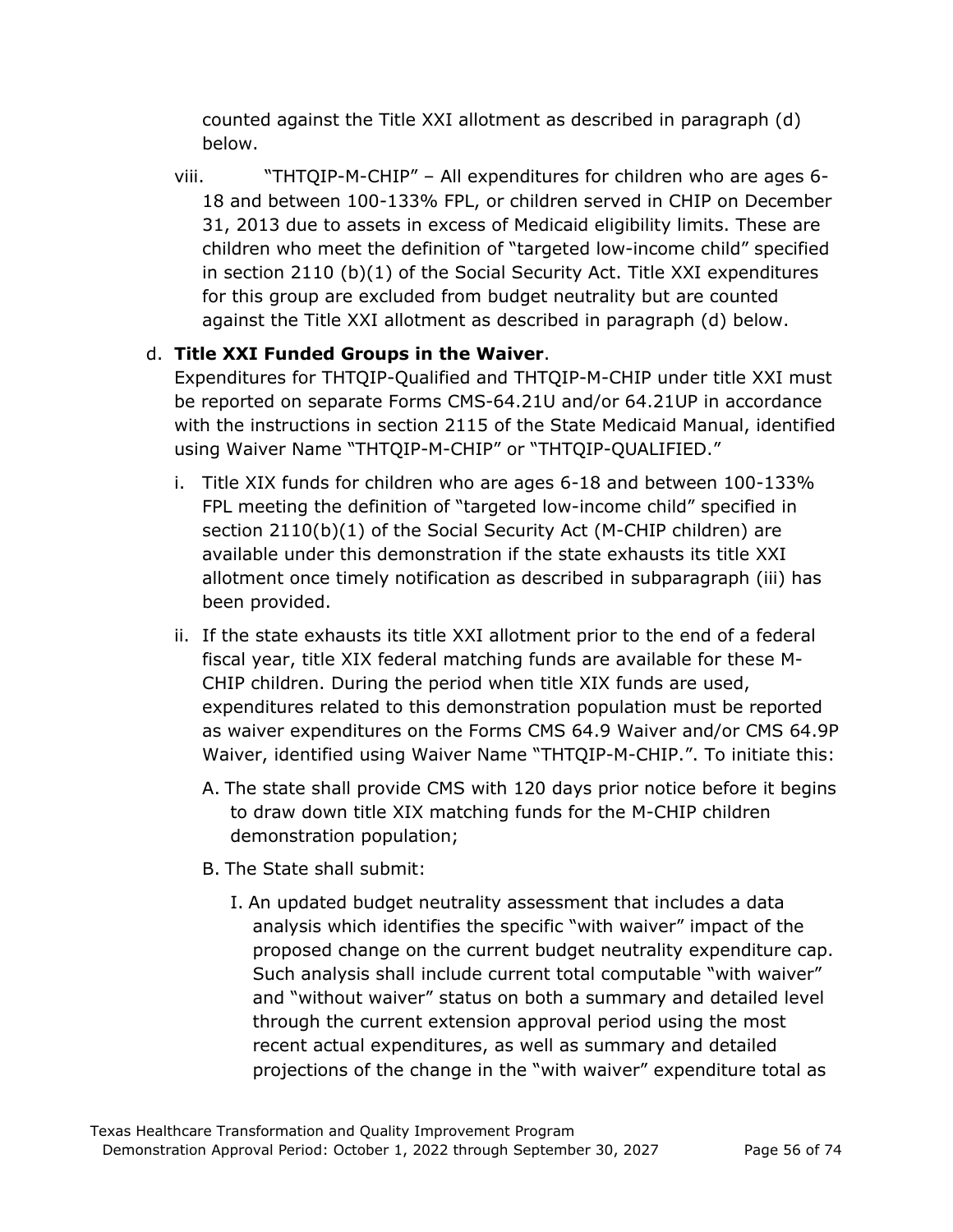counted against the Title XXI allotment as described in paragraph (d) below.

viii. "THTQIP-M-CHIP" – All expenditures for children who are ages 6-18 and between 100-133% FPL, or children served in CHIP on December 31, 2013 due to assets in excess of Medicaid eligibility limits. These are children who meet the definition of "targeted low-income child" specified in section 2110 (b)(1) of the Social Security Act. Title XXI expenditures for this group are excluded from budget neutrality but are counted against the Title XXI allotment as described in paragraph (d) below.

d. **Title XXI Funded Groups in the Waiver**.
Expenditures for THTQIP-Qualified and THTQIP-M-CHIP under title XXI must be reported on separate Forms CMS-64.21U and/or 64.21UP in accordance with the instructions in section 2115 of the State Medicaid Manual, identified using Waiver Name "THTQIP-M-CHIP" or "THTQIP-QUALIFIED."

   i. Title XIX funds for children who are ages 6-18 and between 100-133% FPL meeting the definition of "targeted low-income child" specified in section 2110(b)(1) of the Social Security Act (M-CHIP children) are available under this demonstration if the state exhausts its title XXI allotment once timely notification as described in subparagraph (iii) has been provided.

   ii. If the state exhausts its title XXI allotment prior to the end of a federal fiscal year, title XIX federal matching funds are available for these M-CHIP children. During the period when title XIX funds are used, expenditures related to this demonstration population must be reported as waiver expenditures on the Forms CMS 64.9 Waiver and/or CMS 64.9P Waiver, identified using Waiver Name "THTQIP-M-CHIP.". To initiate this:

      A. The state shall provide CMS with 120 days prior notice before it begins to draw down title XIX matching funds for the M-CHIP children demonstration population;

      B. The State shall submit:

         I. An updated budget neutrality assessment that includes a data analysis which identifies the specific "with waiver" impact of the proposed change on the current budget neutrality expenditure cap. Such analysis shall include current total computable "with waiver" and "without waiver" status on both a summary and detailed level through the current extension approval period using the most recent actual expenditures, as well as summary and detailed projections of the change in the "with waiver" expenditure total as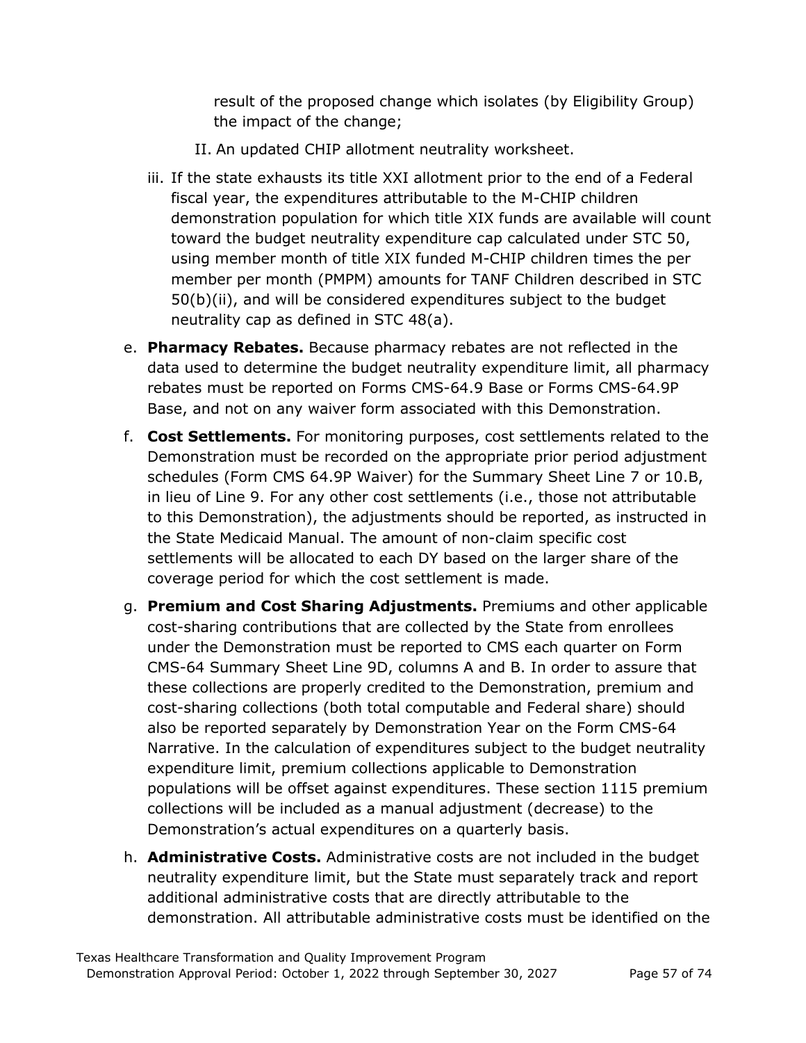result of the proposed change which isolates (by Eligibility Group) the impact of the change;

II. An updated CHIP allotment neutrality worksheet.

iii. If the state exhausts its title XXI allotment prior to the end of a Federal fiscal year, the expenditures attributable to the M-CHIP children demonstration population for which title XIX funds are available will count toward the budget neutrality expenditure cap calculated under STC 50, using member month of title XIX funded M-CHIP children times the per member per month (PMPM) amounts for TANF Children described in STC 50(b)(ii), and will be considered expenditures subject to the budget neutrality cap as defined in STC 48(a).

e. **Pharmacy Rebates.** Because pharmacy rebates are not reflected in the data used to determine the budget neutrality expenditure limit, all pharmacy rebates must be reported on Forms CMS-64.9 Base or Forms CMS-64.9P Base, and not on any waiver form associated with this Demonstration.

f. **Cost Settlements.** For monitoring purposes, cost settlements related to the Demonstration must be recorded on the appropriate prior period adjustment schedules (Form CMS 64.9P Waiver) for the Summary Sheet Line 7 or 10.B, in lieu of Line 9. For any other cost settlements (i.e., those not attributable to this Demonstration), the adjustments should be reported, as instructed in the State Medicaid Manual. The amount of non-claim specific cost settlements will be allocated to each DY based on the larger share of the coverage period for which the cost settlement is made.

g. **Premium and Cost Sharing Adjustments.** Premiums and other applicable cost-sharing contributions that are collected by the State from enrollees under the Demonstration must be reported to CMS each quarter on Form CMS-64 Summary Sheet Line 9D, columns A and B. In order to assure that these collections are properly credited to the Demonstration, premium and cost-sharing collections (both total computable and Federal share) should also be reported separately by Demonstration Year on the Form CMS-64 Narrative. In the calculation of expenditures subject to the budget neutrality expenditure limit, premium collections applicable to Demonstration populations will be offset against expenditures. These section 1115 premium collections will be included as a manual adjustment (decrease) to the Demonstration's actual expenditures on a quarterly basis.

h. **Administrative Costs.** Administrative costs are not included in the budget neutrality expenditure limit, but the State must separately track and report additional administrative costs that are directly attributable to the demonstration. All attributable administrative costs must be identified on the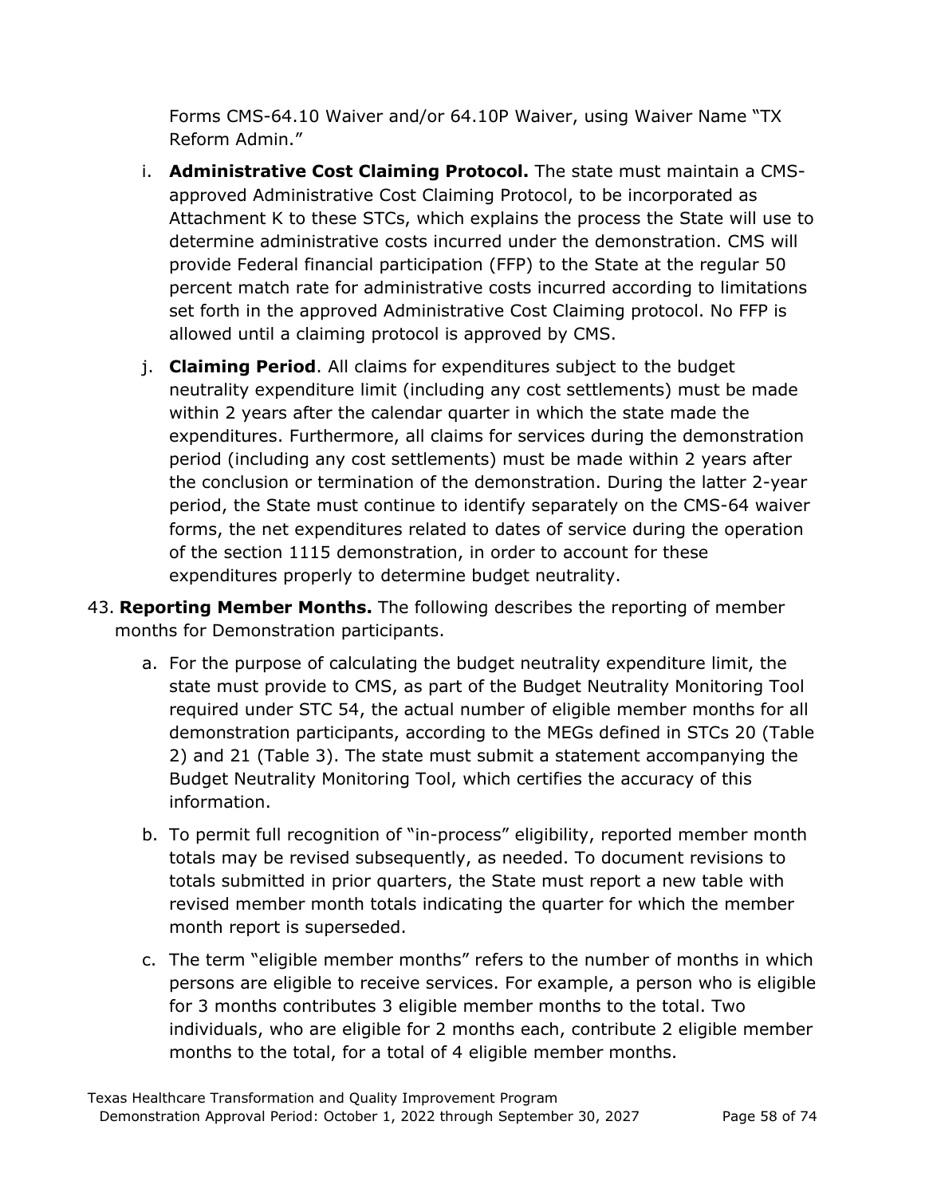Forms CMS-64.10 Waiver and/or 64.10P Waiver, using Waiver Name "TX Reform Admin."

i. **Administrative Cost Claiming Protocol.** The state must maintain a CMS-approved Administrative Cost Claiming Protocol, to be incorporated as Attachment K to these STCs, which explains the process the State will use to determine administrative costs incurred under the demonstration. CMS will provide Federal financial participation (FFP) to the State at the regular 50 percent match rate for administrative costs incurred according to limitations set forth in the approved Administrative Cost Claiming protocol. No FFP is allowed until a claiming protocol is approved by CMS.

j. **Claiming Period**. All claims for expenditures subject to the budget neutrality expenditure limit (including any cost settlements) must be made within 2 years after the calendar quarter in which the state made the expenditures. Furthermore, all claims for services during the demonstration period (including any cost settlements) must be made within 2 years after the conclusion or termination of the demonstration. During the latter 2-year period, the State must continue to identify separately on the CMS-64 waiver forms, the net expenditures related to dates of service during the operation of the section 1115 demonstration, in order to account for these expenditures properly to determine budget neutrality.

43. **Reporting Member Months.** The following describes the reporting of member months for Demonstration participants.

a. For the purpose of calculating the budget neutrality expenditure limit, the state must provide to CMS, as part of the Budget Neutrality Monitoring Tool required under STC 54, the actual number of eligible member months for all demonstration participants, according to the MEGs defined in STCs 20 (Table 2) and 21 (Table 3). The state must submit a statement accompanying the Budget Neutrality Monitoring Tool, which certifies the accuracy of this information.

b. To permit full recognition of "in-process" eligibility, reported member month totals may be revised subsequently, as needed. To document revisions to totals submitted in prior quarters, the State must report a new table with revised member month totals indicating the quarter for which the member month report is superseded.

c. The term "eligible member months" refers to the number of months in which persons are eligible to receive services. For example, a person who is eligible for 3 months contributes 3 eligible member months to the total. Two individuals, who are eligible for 2 months each, contribute 2 eligible member months to the total, for a total of 4 eligible member months.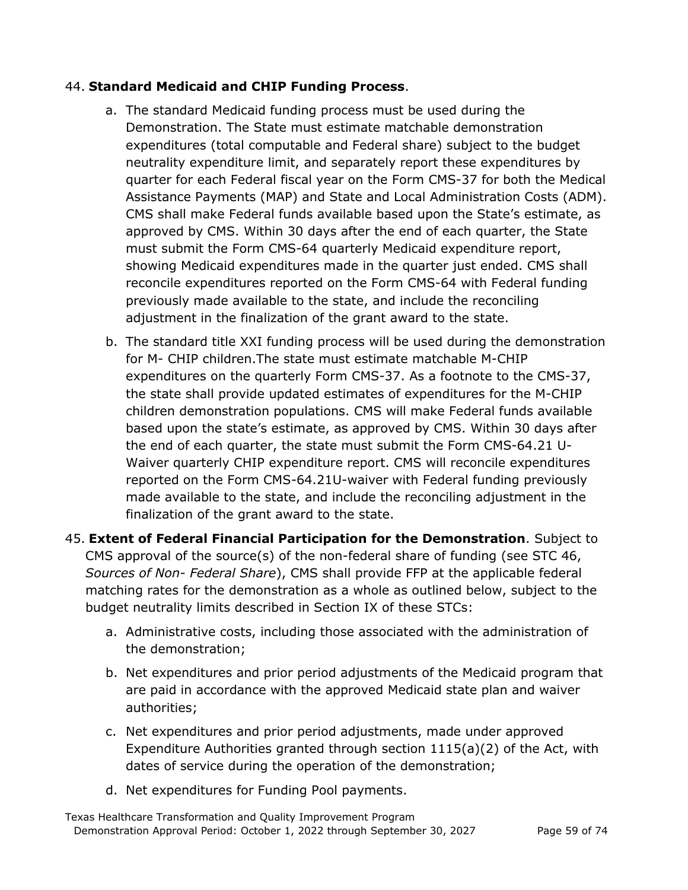44. **Standard Medicaid and CHIP Funding Process**.

   a. The standard Medicaid funding process must be used during the Demonstration. The State must estimate matchable demonstration expenditures (total computable and Federal share) subject to the budget neutrality expenditure limit, and separately report these expenditures by quarter for each Federal fiscal year on the Form CMS-37 for both the Medical Assistance Payments (MAP) and State and Local Administration Costs (ADM). CMS shall make Federal funds available based upon the State's estimate, as approved by CMS. Within 30 days after the end of each quarter, the State must submit the Form CMS-64 quarterly Medicaid expenditure report, showing Medicaid expenditures made in the quarter just ended. CMS shall reconcile expenditures reported on the Form CMS-64 with Federal funding previously made available to the state, and include the reconciling adjustment in the finalization of the grant award to the state.

   b. The standard title XXI funding process will be used during the demonstration for M- CHIP children.The state must estimate matchable M-CHIP expenditures on the quarterly Form CMS-37. As a footnote to the CMS-37, the state shall provide updated estimates of expenditures for the M-CHIP children demonstration populations. CMS will make Federal funds available based upon the state's estimate, as approved by CMS. Within 30 days after the end of each quarter, the state must submit the Form CMS-64.21 U-Waiver quarterly CHIP expenditure report. CMS will reconcile expenditures reported on the Form CMS-64.21U-waiver with Federal funding previously made available to the state, and include the reconciling adjustment in the finalization of the grant award to the state.

45. **Extent of Federal Financial Participation for the Demonstration**. Subject to CMS approval of the source(s) of the non-federal share of funding (see STC 46, *Sources of Non- Federal Share*), CMS shall provide FFP at the applicable federal matching rates for the demonstration as a whole as outlined below, subject to the budget neutrality limits described in Section IX of these STCs:

   a. Administrative costs, including those associated with the administration of the demonstration;

   b. Net expenditures and prior period adjustments of the Medicaid program that are paid in accordance with the approved Medicaid state plan and waiver authorities;

   c. Net expenditures and prior period adjustments, made under approved Expenditure Authorities granted through section 1115(a)(2) of the Act, with dates of service during the operation of the demonstration;

   d. Net expenditures for Funding Pool payments.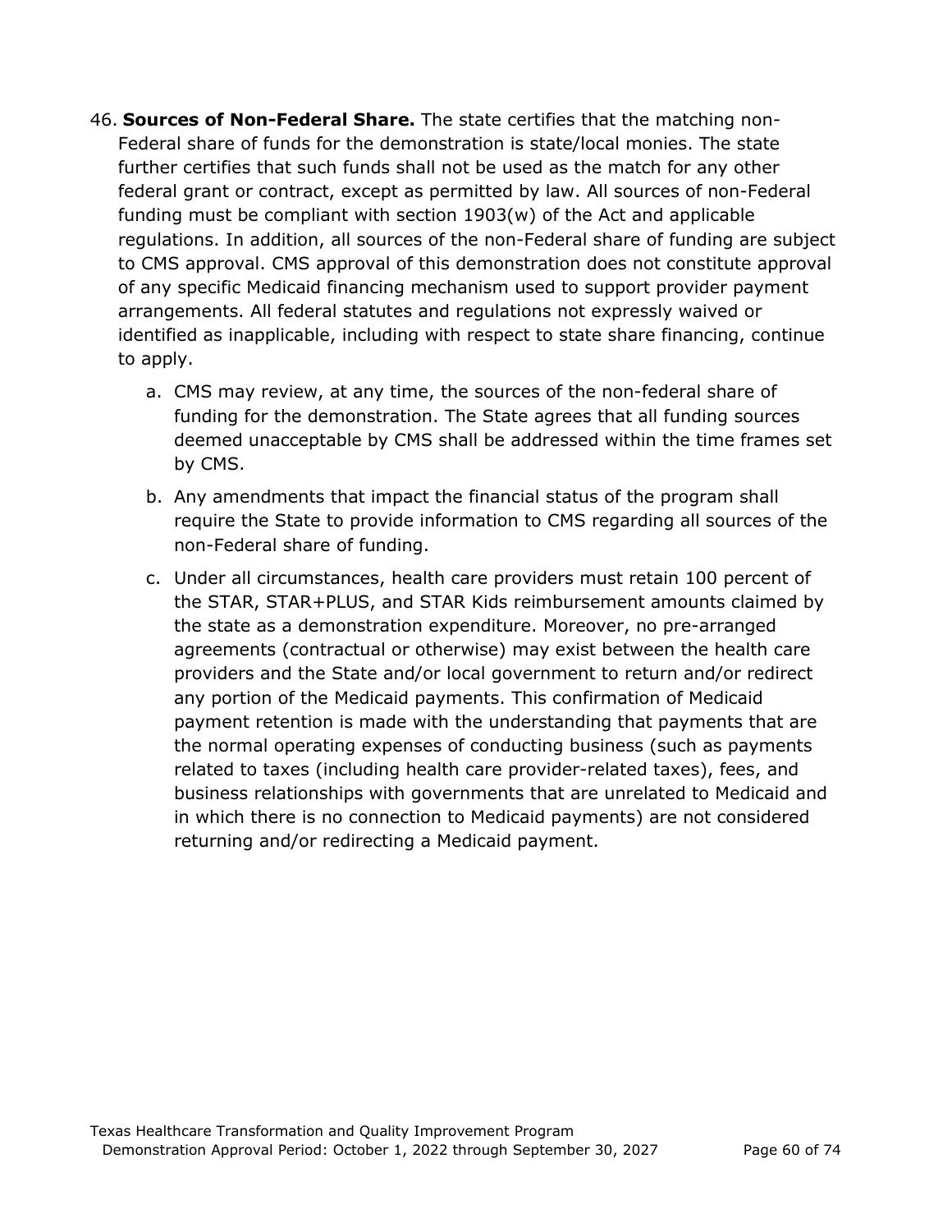46. **Sources of Non-Federal Share.** The state certifies that the matching non-Federal share of funds for the demonstration is state/local monies. The state further certifies that such funds shall not be used as the match for any other federal grant or contract, except as permitted by law. All sources of non-Federal funding must be compliant with section 1903(w) of the Act and applicable regulations. In addition, all sources of the non-Federal share of funding are subject to CMS approval. CMS approval of this demonstration does not constitute approval of any specific Medicaid financing mechanism used to support provider payment arrangements. All federal statutes and regulations not expressly waived or identified as inapplicable, including with respect to state share financing, continue to apply.

    a. CMS may review, at any time, the sources of the non-federal share of funding for the demonstration. The State agrees that all funding sources deemed unacceptable by CMS shall be addressed within the time frames set by CMS.

    b. Any amendments that impact the financial status of the program shall require the State to provide information to CMS regarding all sources of the non-Federal share of funding.

    c. Under all circumstances, health care providers must retain 100 percent of the STAR, STAR+PLUS, and STAR Kids reimbursement amounts claimed by the state as a demonstration expenditure. Moreover, no pre-arranged agreements (contractual or otherwise) may exist between the health care providers and the State and/or local government to return and/or redirect any portion of the Medicaid payments. This confirmation of Medicaid payment retention is made with the understanding that payments that are the normal operating expenses of conducting business (such as payments related to taxes (including health care provider-related taxes), fees, and business relationships with governments that are unrelated to Medicaid and in which there is no connection to Medicaid payments) are not considered returning and/or redirecting a Medicaid payment.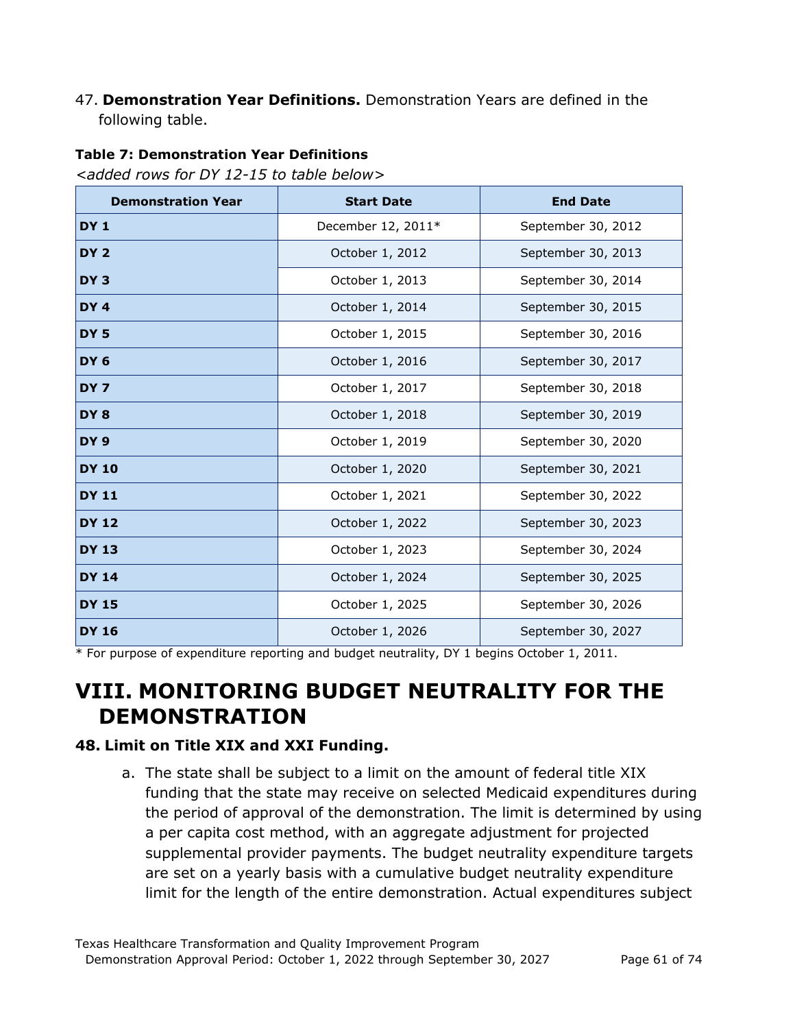47. **Demonstration Year Definitions.** Demonstration Years are defined in the following table.

**Table 7: Demonstration Year Definitions**

*<added rows for DY 12-15 to table below>*

| Demonstration Year | Start Date | End Date |
|---|---|---|
| **DY 1** | December 12, 2011* | September 30, 2012 |
| **DY 2** | October 1, 2012 | September 30, 2013 |
| **DY 3** | October 1, 2013 | September 30, 2014 |
| **DY 4** | October 1, 2014 | September 30, 2015 |
| **DY 5** | October 1, 2015 | September 30, 2016 |
| **DY 6** | October 1, 2016 | September 30, 2017 |
| **DY 7** | October 1, 2017 | September 30, 2018 |
| **DY 8** | October 1, 2018 | September 30, 2019 |
| **DY 9** | October 1, 2019 | September 30, 2020 |
| **DY 10** | October 1, 2020 | September 30, 2021 |
| **DY 11** | October 1, 2021 | September 30, 2022 |
| **DY 12** | October 1, 2022 | September 30, 2023 |
| **DY 13** | October 1, 2023 | September 30, 2024 |
| **DY 14** | October 1, 2024 | September 30, 2025 |
| **DY 15** | October 1, 2025 | September 30, 2026 |
| **DY 16** | October 1, 2026 | September 30, 2027 |

* For purpose of expenditure reporting and budget neutrality, DY 1 begins October 1, 2011.

# VIII. MONITORING BUDGET NEUTRALITY FOR THE DEMONSTRATION

**48. Limit on Title XIX and XXI Funding.**

a. The state shall be subject to a limit on the amount of federal title XIX funding that the state may receive on selected Medicaid expenditures during the period of approval of the demonstration. The limit is determined by using a per capita cost method, with an aggregate adjustment for projected supplemental provider payments. The budget neutrality expenditure targets are set on a yearly basis with a cumulative budget neutrality expenditure limit for the length of the entire demonstration. Actual expenditures subject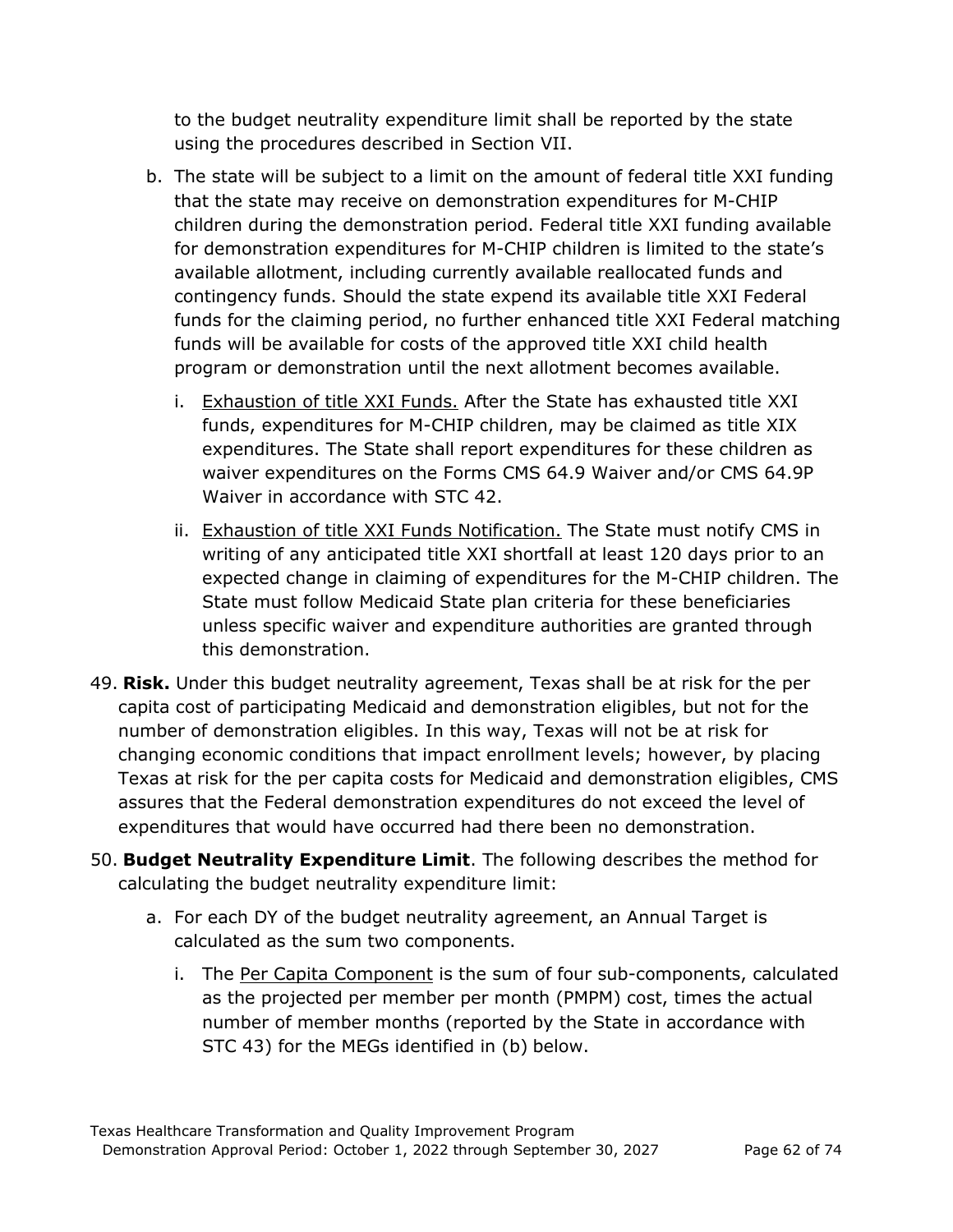to the budget neutrality expenditure limit shall be reported by the state using the procedures described in Section VII.

b. The state will be subject to a limit on the amount of federal title XXI funding that the state may receive on demonstration expenditures for M-CHIP children during the demonstration period. Federal title XXI funding available for demonstration expenditures for M-CHIP children is limited to the state's available allotment, including currently available reallocated funds and contingency funds. Should the state expend its available title XXI Federal funds for the claiming period, no further enhanced title XXI Federal matching funds will be available for costs of the approved title XXI child health program or demonstration until the next allotment becomes available.

   i. <u>Exhaustion of title XXI Funds.</u> After the State has exhausted title XXI funds, expenditures for M-CHIP children, may be claimed as title XIX expenditures. The State shall report expenditures for these children as waiver expenditures on the Forms CMS 64.9 Waiver and/or CMS 64.9P Waiver in accordance with STC 42.

   ii. <u>Exhaustion of title XXI Funds Notification.</u> The State must notify CMS in writing of any anticipated title XXI shortfall at least 120 days prior to an expected change in claiming of expenditures for the M-CHIP children. The State must follow Medicaid State plan criteria for these beneficiaries unless specific waiver and expenditure authorities are granted through this demonstration.

49. **Risk.** Under this budget neutrality agreement, Texas shall be at risk for the per capita cost of participating Medicaid and demonstration eligibles, but not for the number of demonstration eligibles. In this way, Texas will not be at risk for changing economic conditions that impact enrollment levels; however, by placing Texas at risk for the per capita costs for Medicaid and demonstration eligibles, CMS assures that the Federal demonstration expenditures do not exceed the level of expenditures that would have occurred had there been no demonstration.

50. **Budget Neutrality Expenditure Limit**. The following describes the method for calculating the budget neutrality expenditure limit:

   a. For each DY of the budget neutrality agreement, an Annual Target is calculated as the sum two components.

      i. The <u>Per Capita Component</u> is the sum of four sub-components, calculated as the projected per member per month (PMPM) cost, times the actual number of member months (reported by the State in accordance with STC 43) for the MEGs identified in (b) below.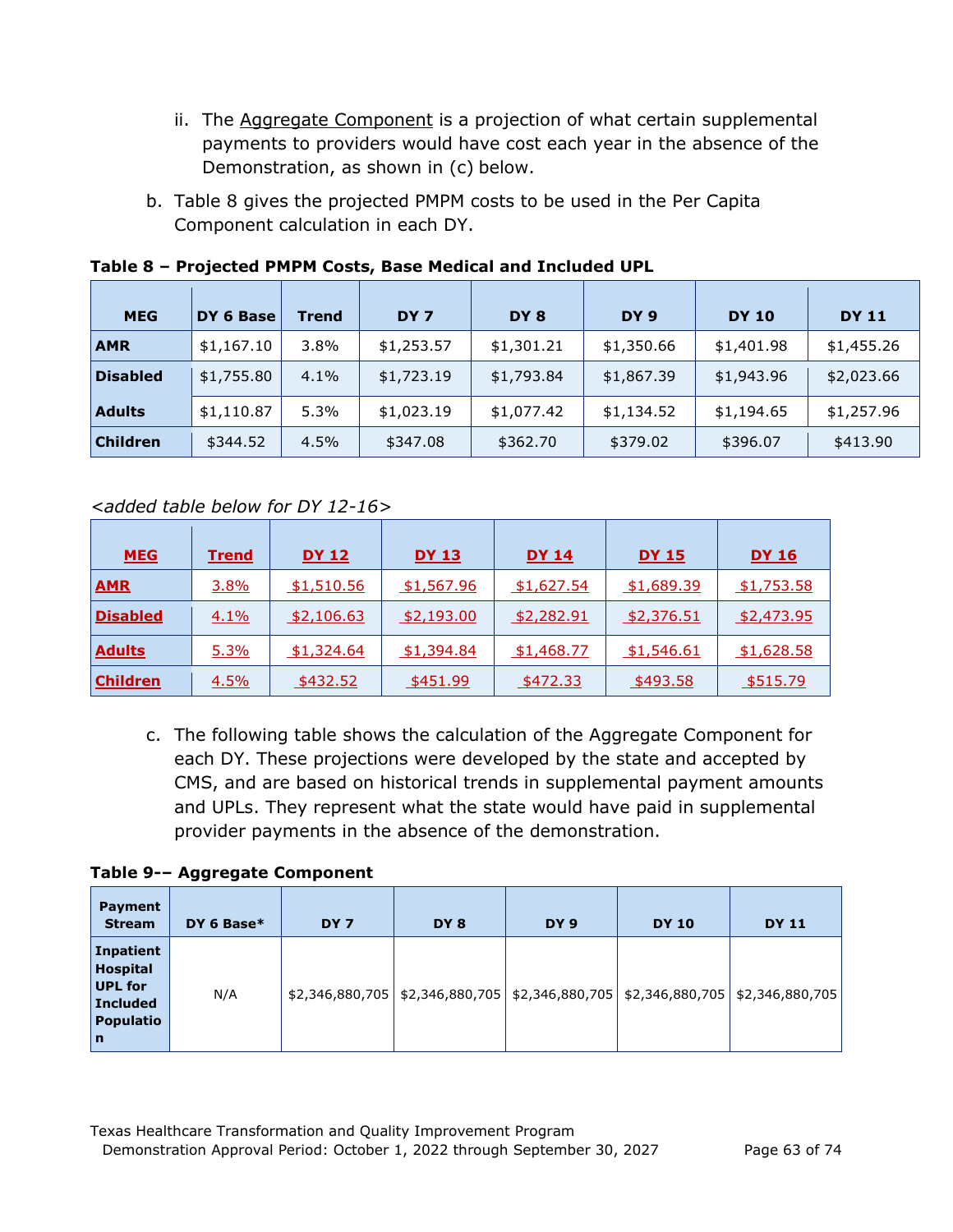ii. The Aggregate Component is a projection of what certain supplemental payments to providers would have cost each year in the absence of the Demonstration, as shown in (c) below.

b. Table 8 gives the projected PMPM costs to be used in the Per Capita Component calculation in each DY.

**Table 8 – Projected PMPM Costs, Base Medical and Included UPL**

| MEG | DY 6 Base | Trend | DY 7 | DY 8 | DY 9 | DY 10 | DY 11 |
|---|---|---|---|---|---|---|---|
| **AMR** | $1,167.10 | 3.8% | $1,253.57 | $1,301.21 | $1,350.66 | $1,401.98 | $1,455.26 |
| **Disabled** | $1,755.80 | 4.1% | $1,723.19 | $1,793.84 | $1,867.39 | $1,943.96 | $2,023.66 |
| **Adults** | $1,110.87 | 5.3% | $1,023.19 | $1,077.42 | $1,134.52 | $1,194.65 | $1,257.96 |
| **Children** | $344.52 | 4.5% | $347.08 | $362.70 | $379.02 | $396.07 | $413.90 |

*<added table below for DY 12-16>*

| MEG | Trend | DY 12 | DY 13 | DY 14 | DY 15 | DY 16 |
|---|---|---|---|---|---|---|
| **AMR** | 3.8% | $1,510.56 | $1,567.96 | $1,627.54 | $1,689.39 | $1,753.58 |
| **Disabled** | 4.1% | $2,106.63 | $2,193.00 | $2,282.91 | $2,376.51 | $2,473.95 |
| **Adults** | 5.3% | $1,324.64 | $1,394.84 | $1,468.77 | $1,546.61 | $1,628.58 |
| **Children** | 4.5% | $432.52 | $451.99 | $472.33 | $493.58 | $515.79 |

c. The following table shows the calculation of the Aggregate Component for each DY. These projections were developed by the state and accepted by CMS, and are based on historical trends in supplemental payment amounts and UPLs. They represent what the state would have paid in supplemental provider payments in the absence of the demonstration.

**Table 9-– Aggregate Component**

| Payment Stream | DY 6 Base* | DY 7 | DY 8 | DY 9 | DY 10 | DY 11 |
|---|---|---|---|---|---|---|
| **Inpatient Hospital UPL for Included Population** | N/A | $2,346,880,705 | $2,346,880,705 | $2,346,880,705 | $2,346,880,705 | $2,346,880,705 |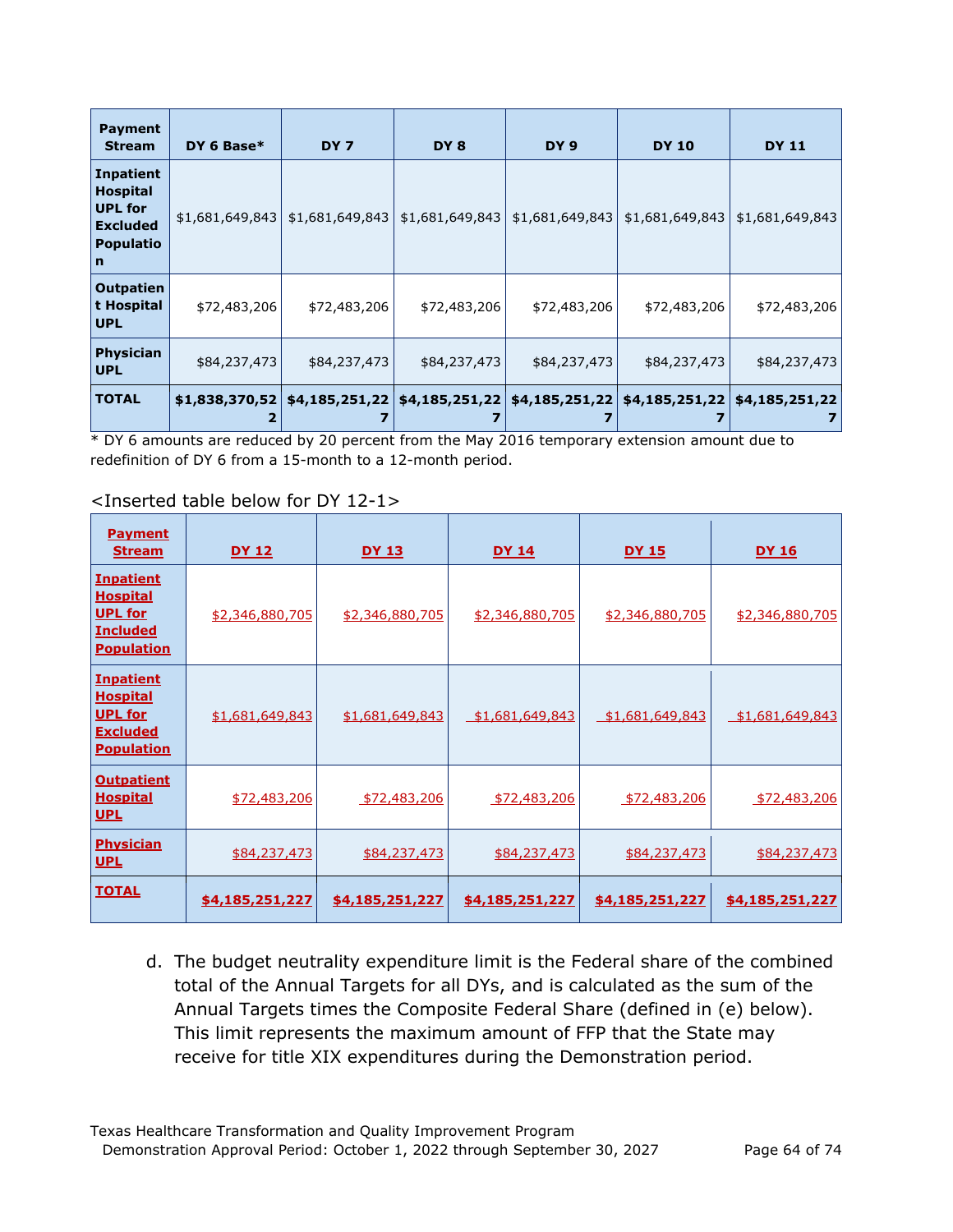| Payment Stream | DY 6 Base* | DY 7 | DY 8 | DY 9 | DY 10 | DY 11 |
|---|---|---|---|---|---|---|
| Inpatient Hospital UPL for Excluded Population | $1,681,649,843 | $1,681,649,843 | $1,681,649,843 | $1,681,649,843 | $1,681,649,843 | $1,681,649,843 |
| Outpatient Hospital UPL | $72,483,206 | $72,483,206 | $72,483,206 | $72,483,206 | $72,483,206 | $72,483,206 |
| Physician UPL | $84,237,473 | $84,237,473 | $84,237,473 | $84,237,473 | $84,237,473 | $84,237,473 |
| **TOTAL** | **$1,838,370,522** | **$4,185,251,227** | **$4,185,251,227** | **$4,185,251,227** | **$4,185,251,227** | **$4,185,251,227** |

\* DY 6 amounts are reduced by 20 percent from the May 2016 temporary extension amount due to redefinition of DY 6 from a 15-month to a 12-month period.

<Inserted table below for DY 12-1>

| Payment Stream | DY 12 | DY 13 | DY 14 | DY 15 | DY 16 |
|---|---|---|---|---|---|
| Inpatient Hospital UPL for Included Population | $2,346,880,705 | $2,346,880,705 | $2,346,880,705 | $2,346,880,705 | $2,346,880,705 |
| Inpatient Hospital UPL for Excluded Population | $1,681,649,843 | $1,681,649,843 | $1,681,649,843 | $1,681,649,843 | $1,681,649,843 |
| Outpatient Hospital UPL | $72,483,206 | $72,483,206 | $72,483,206 | $72,483,206 | $72,483,206 |
| Physician UPL | $84,237,473 | $84,237,473 | $84,237,473 | $84,237,473 | $84,237,473 |
| **TOTAL** | **$4,185,251,227** | **$4,185,251,227** | **$4,185,251,227** | **$4,185,251,227** | **$4,185,251,227** |

d. The budget neutrality expenditure limit is the Federal share of the combined total of the Annual Targets for all DYs, and is calculated as the sum of the Annual Targets times the Composite Federal Share (defined in (e) below). This limit represents the maximum amount of FFP that the State may receive for title XIX expenditures during the Demonstration period.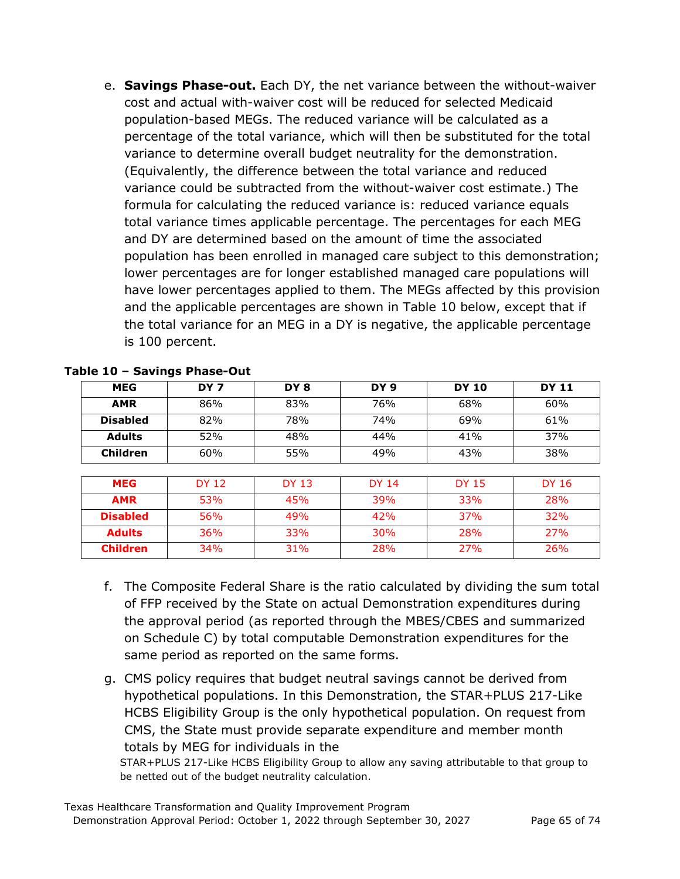e. **Savings Phase-out.** Each DY, the net variance between the without-waiver cost and actual with-waiver cost will be reduced for selected Medicaid population-based MEGs. The reduced variance will be calculated as a percentage of the total variance, which will then be substituted for the total variance to determine overall budget neutrality for the demonstration. (Equivalently, the difference between the total variance and reduced variance could be subtracted from the without-waiver cost estimate.) The formula for calculating the reduced variance is: reduced variance equals total variance times applicable percentage. The percentages for each MEG and DY are determined based on the amount of time the associated population has been enrolled in managed care subject to this demonstration; lower percentages are for longer established managed care populations will have lower percentages applied to them. The MEGs affected by this provision and the applicable percentages are shown in Table 10 below, except that if the total variance for an MEG in a DY is negative, the applicable percentage is 100 percent.

**Table 10 – Savings Phase-Out**

| MEG | DY 7 | DY 8 | DY 9 | DY 10 | DY 11 |
|---|---|---|---|---|---|
| **AMR** | 86% | 83% | 76% | 68% | 60% |
| **Disabled** | 82% | 78% | 74% | 69% | 61% |
| **Adults** | 52% | 48% | 44% | 41% | 37% |
| **Children** | 60% | 55% | 49% | 43% | 38% |

| MEG | DY 12 | DY 13 | DY 14 | DY 15 | DY 16 |
|---|---|---|---|---|---|
| **AMR** | 53% | 45% | 39% | 33% | 28% |
| **Disabled** | 56% | 49% | 42% | 37% | 32% |
| **Adults** | 36% | 33% | 30% | 28% | 27% |
| **Children** | 34% | 31% | 28% | 27% | 26% |

f. The Composite Federal Share is the ratio calculated by dividing the sum total of FFP received by the State on actual Demonstration expenditures during the approval period (as reported through the MBES/CBES and summarized on Schedule C) by total computable Demonstration expenditures for the same period as reported on the same forms.

g. CMS policy requires that budget neutral savings cannot be derived from hypothetical populations. In this Demonstration, the STAR+PLUS 217-Like HCBS Eligibility Group is the only hypothetical population. On request from CMS, the State must provide separate expenditure and member month totals by MEG for individuals in the STAR+PLUS 217-Like HCBS Eligibility Group to allow any saving attributable to that group to be netted out of the budget neutrality calculation.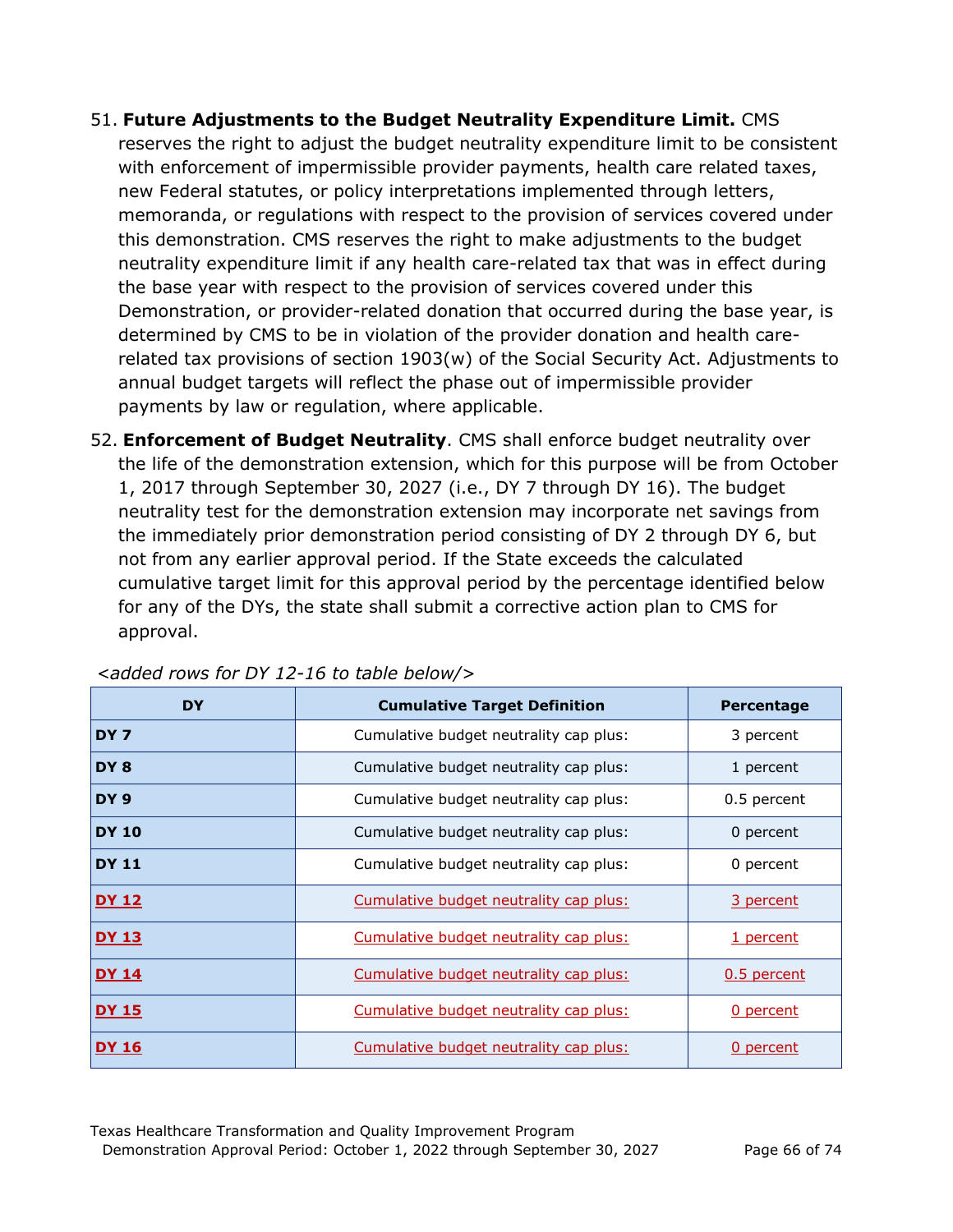51. **Future Adjustments to the Budget Neutrality Expenditure Limit.** CMS reserves the right to adjust the budget neutrality expenditure limit to be consistent with enforcement of impermissible provider payments, health care related taxes, new Federal statutes, or policy interpretations implemented through letters, memoranda, or regulations with respect to the provision of services covered under this demonstration. CMS reserves the right to make adjustments to the budget neutrality expenditure limit if any health care-related tax that was in effect during the base year with respect to the provision of services covered under this Demonstration, or provider-related donation that occurred during the base year, is determined by CMS to be in violation of the provider donation and health care-related tax provisions of section 1903(w) of the Social Security Act. Adjustments to annual budget targets will reflect the phase out of impermissible provider payments by law or regulation, where applicable.

52. **Enforcement of Budget Neutrality**. CMS shall enforce budget neutrality over the life of the demonstration extension, which for this purpose will be from October 1, 2017 through September 30, 2027 (i.e., DY 7 through DY 16). The budget neutrality test for the demonstration extension may incorporate net savings from the immediately prior demonstration period consisting of DY 2 through DY 6, but not from any earlier approval period. If the State exceeds the calculated cumulative target limit for this approval period by the percentage identified below for any of the DYs, the state shall submit a corrective action plan to CMS for approval.

*<added rows for DY 12-16 to table below/>*

| DY | Cumulative Target Definition | Percentage |
|---|---|---|
| **DY 7** | Cumulative budget neutrality cap plus: | 3 percent |
| **DY 8** | Cumulative budget neutrality cap plus: | 1 percent |
| **DY 9** | Cumulative budget neutrality cap plus: | 0.5 percent |
| **DY 10** | Cumulative budget neutrality cap plus: | 0 percent |
| **DY 11** | Cumulative budget neutrality cap plus: | 0 percent |
| **DY 12** | Cumulative budget neutrality cap plus: | 3 percent |
| **DY 13** | Cumulative budget neutrality cap plus: | 1 percent |
| **DY 14** | Cumulative budget neutrality cap plus: | 0.5 percent |
| **DY 15** | Cumulative budget neutrality cap plus: | 0 percent |
| **DY 16** | Cumulative budget neutrality cap plus: | 0 percent |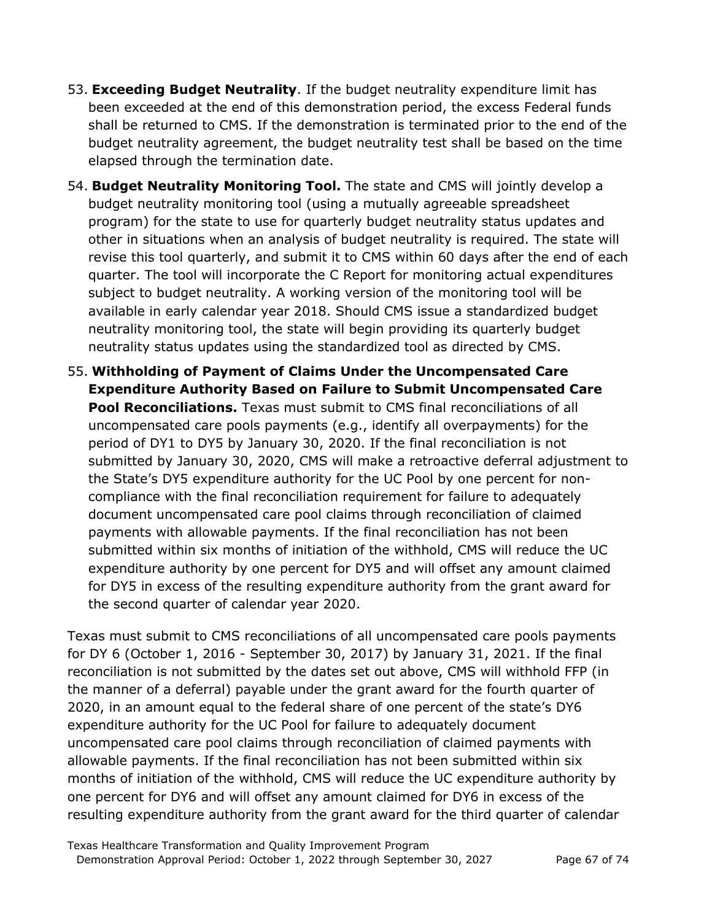53. **Exceeding Budget Neutrality**. If the budget neutrality expenditure limit has been exceeded at the end of this demonstration period, the excess Federal funds shall be returned to CMS. If the demonstration is terminated prior to the end of the budget neutrality agreement, the budget neutrality test shall be based on the time elapsed through the termination date.

54. **Budget Neutrality Monitoring Tool.** The state and CMS will jointly develop a budget neutrality monitoring tool (using a mutually agreeable spreadsheet program) for the state to use for quarterly budget neutrality status updates and other in situations when an analysis of budget neutrality is required. The state will revise this tool quarterly, and submit it to CMS within 60 days after the end of each quarter. The tool will incorporate the C Report for monitoring actual expenditures subject to budget neutrality. A working version of the monitoring tool will be available in early calendar year 2018. Should CMS issue a standardized budget neutrality monitoring tool, the state will begin providing its quarterly budget neutrality status updates using the standardized tool as directed by CMS.

55. **Withholding of Payment of Claims Under the Uncompensated Care Expenditure Authority Based on Failure to Submit Uncompensated Care Pool Reconciliations.** Texas must submit to CMS final reconciliations of all uncompensated care pools payments (e.g., identify all overpayments) for the period of DY1 to DY5 by January 30, 2020. If the final reconciliation is not submitted by January 30, 2020, CMS will make a retroactive deferral adjustment to the State's DY5 expenditure authority for the UC Pool by one percent for non-compliance with the final reconciliation requirement for failure to adequately document uncompensated care pool claims through reconciliation of claimed payments with allowable payments. If the final reconciliation has not been submitted within six months of initiation of the withhold, CMS will reduce the UC expenditure authority by one percent for DY5 and will offset any amount claimed for DY5 in excess of the resulting expenditure authority from the grant award for the second quarter of calendar year 2020.

Texas must submit to CMS reconciliations of all uncompensated care pools payments for DY 6 (October 1, 2016 - September 30, 2017) by January 31, 2021. If the final reconciliation is not submitted by the dates set out above, CMS will withhold FFP (in the manner of a deferral) payable under the grant award for the fourth quarter of 2020, in an amount equal to the federal share of one percent of the state's DY6 expenditure authority for the UC Pool for failure to adequately document uncompensated care pool claims through reconciliation of claimed payments with allowable payments. If the final reconciliation has not been submitted within six months of initiation of the withhold, CMS will reduce the UC expenditure authority by one percent for DY6 and will offset any amount claimed for DY6 in excess of the resulting expenditure authority from the grant award for the third quarter of calendar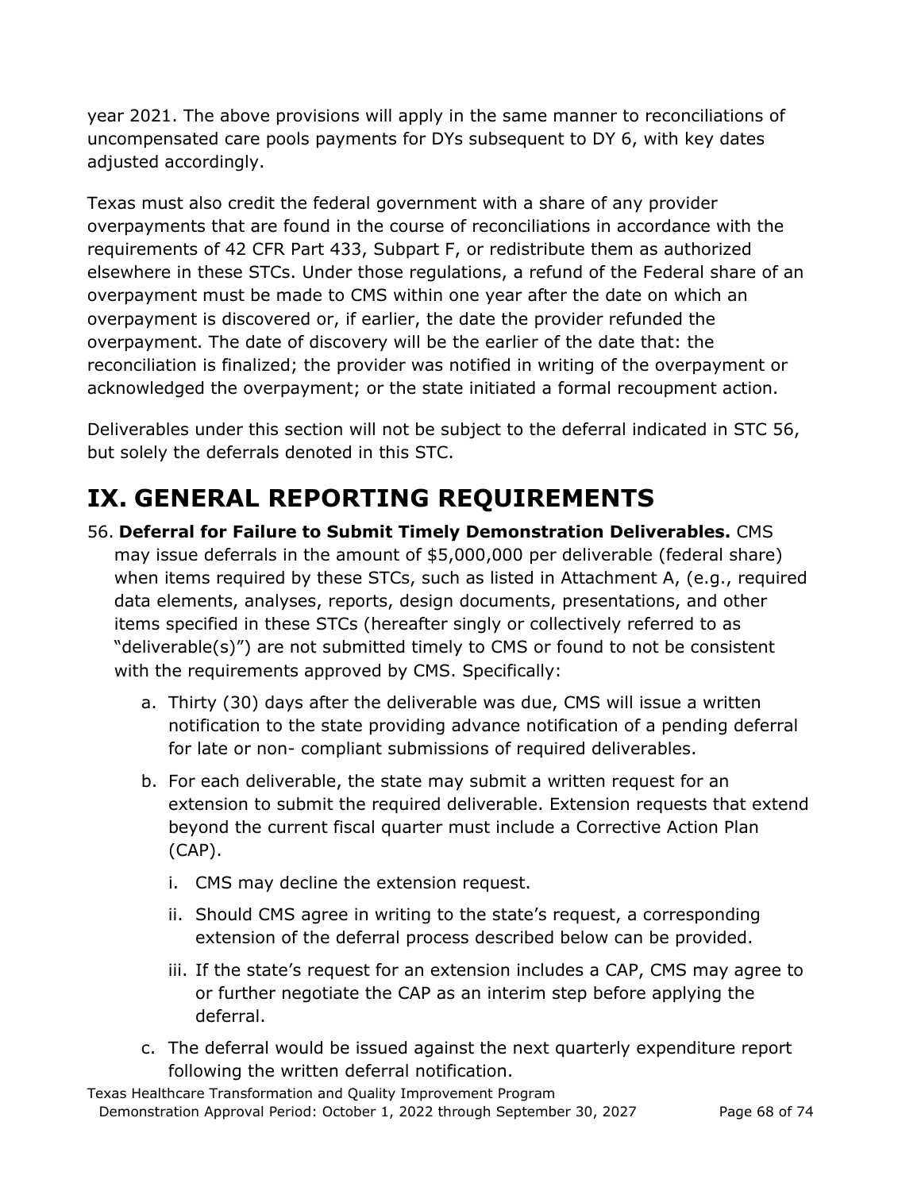year 2021. The above provisions will apply in the same manner to reconciliations of uncompensated care pools payments for DYs subsequent to DY 6, with key dates adjusted accordingly.

Texas must also credit the federal government with a share of any provider overpayments that are found in the course of reconciliations in accordance with the requirements of 42 CFR Part 433, Subpart F, or redistribute them as authorized elsewhere in these STCs. Under those regulations, a refund of the Federal share of an overpayment must be made to CMS within one year after the date on which an overpayment is discovered or, if earlier, the date the provider refunded the overpayment. The date of discovery will be the earlier of the date that: the reconciliation is finalized; the provider was notified in writing of the overpayment or acknowledged the overpayment; or the state initiated a formal recoupment action.

Deliverables under this section will not be subject to the deferral indicated in STC 56, but solely the deferrals denoted in this STC.

# IX. GENERAL REPORTING REQUIREMENTS

56. **Deferral for Failure to Submit Timely Demonstration Deliverables.** CMS may issue deferrals in the amount of $5,000,000 per deliverable (federal share) when items required by these STCs, such as listed in Attachment A, (e.g., required data elements, analyses, reports, design documents, presentations, and other items specified in these STCs (hereafter singly or collectively referred to as "deliverable(s)") are not submitted timely to CMS or found to not be consistent with the requirements approved by CMS. Specifically:

    a. Thirty (30) days after the deliverable was due, CMS will issue a written notification to the state providing advance notification of a pending deferral for late or non- compliant submissions of required deliverables.

    b. For each deliverable, the state may submit a written request for an extension to submit the required deliverable. Extension requests that extend beyond the current fiscal quarter must include a Corrective Action Plan (CAP).

        i. CMS may decline the extension request.

        ii. Should CMS agree in writing to the state's request, a corresponding extension of the deferral process described below can be provided.

        iii. If the state's request for an extension includes a CAP, CMS may agree to or further negotiate the CAP as an interim step before applying the deferral.

    c. The deferral would be issued against the next quarterly expenditure report following the written deferral notification.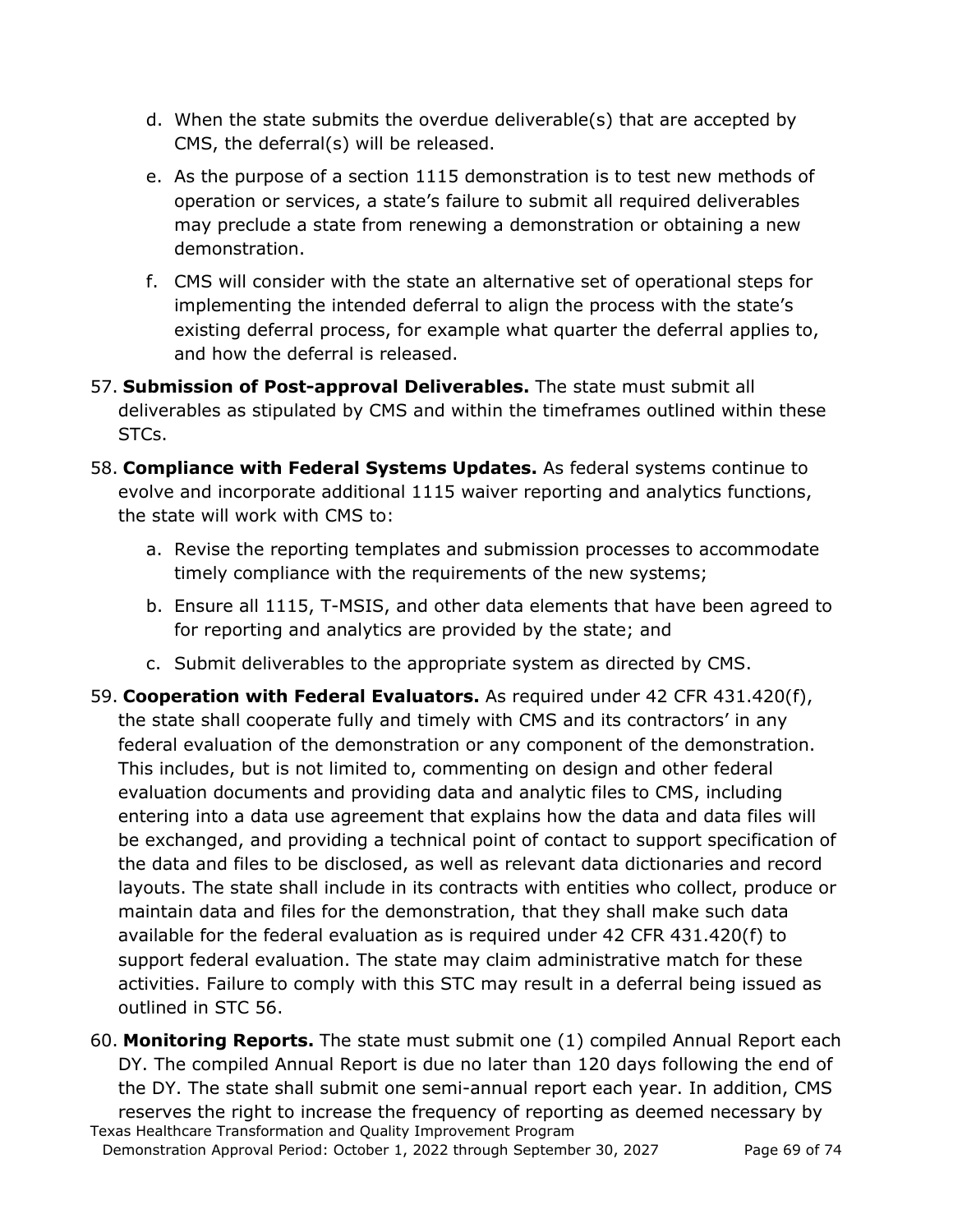d. When the state submits the overdue deliverable(s) that are accepted by CMS, the deferral(s) will be released.

e. As the purpose of a section 1115 demonstration is to test new methods of operation or services, a state's failure to submit all required deliverables may preclude a state from renewing a demonstration or obtaining a new demonstration.

f. CMS will consider with the state an alternative set of operational steps for implementing the intended deferral to align the process with the state's existing deferral process, for example what quarter the deferral applies to, and how the deferral is released.

57. **Submission of Post-approval Deliverables.** The state must submit all deliverables as stipulated by CMS and within the timeframes outlined within these STCs.

58. **Compliance with Federal Systems Updates.** As federal systems continue to evolve and incorporate additional 1115 waiver reporting and analytics functions, the state will work with CMS to:

    a. Revise the reporting templates and submission processes to accommodate timely compliance with the requirements of the new systems;

    b. Ensure all 1115, T-MSIS, and other data elements that have been agreed to for reporting and analytics are provided by the state; and

    c. Submit deliverables to the appropriate system as directed by CMS.

59. **Cooperation with Federal Evaluators.** As required under 42 CFR 431.420(f), the state shall cooperate fully and timely with CMS and its contractors' in any federal evaluation of the demonstration or any component of the demonstration. This includes, but is not limited to, commenting on design and other federal evaluation documents and providing data and analytic files to CMS, including entering into a data use agreement that explains how the data and data files will be exchanged, and providing a technical point of contact to support specification of the data and files to be disclosed, as well as relevant data dictionaries and record layouts. The state shall include in its contracts with entities who collect, produce or maintain data and files for the demonstration, that they shall make such data available for the federal evaluation as is required under 42 CFR 431.420(f) to support federal evaluation. The state may claim administrative match for these activities. Failure to comply with this STC may result in a deferral being issued as outlined in STC 56.

60. **Monitoring Reports.** The state must submit one (1) compiled Annual Report each DY. The compiled Annual Report is due no later than 120 days following the end of the DY. The state shall submit one semi-annual report each year. In addition, CMS reserves the right to increase the frequency of reporting as deemed necessary by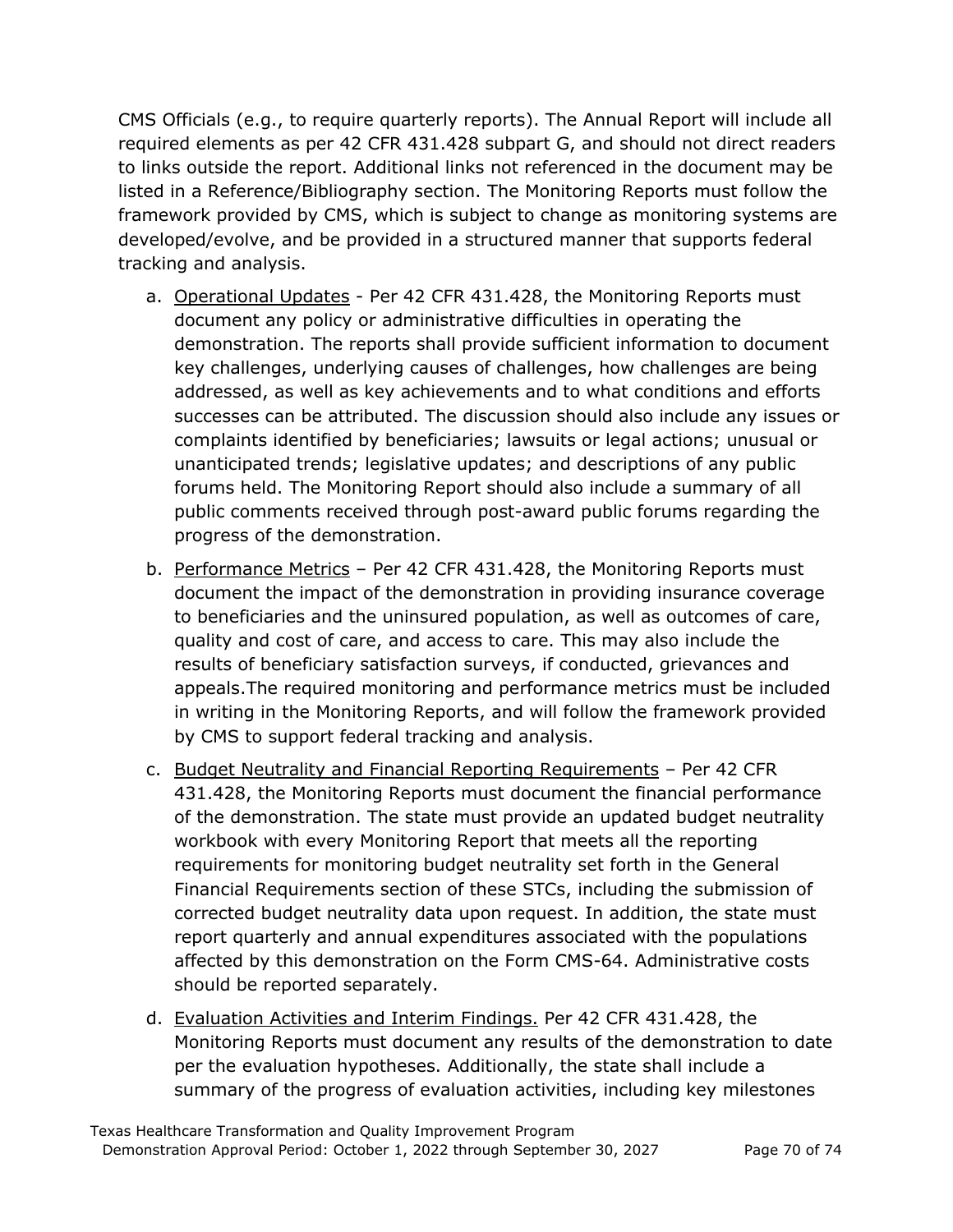CMS Officials (e.g., to require quarterly reports). The Annual Report will include all required elements as per 42 CFR 431.428 subpart G, and should not direct readers to links outside the report. Additional links not referenced in the document may be listed in a Reference/Bibliography section. The Monitoring Reports must follow the framework provided by CMS, which is subject to change as monitoring systems are developed/evolve, and be provided in a structured manner that supports federal tracking and analysis.

a. Operational Updates - Per 42 CFR 431.428, the Monitoring Reports must document any policy or administrative difficulties in operating the demonstration. The reports shall provide sufficient information to document key challenges, underlying causes of challenges, how challenges are being addressed, as well as key achievements and to what conditions and efforts successes can be attributed. The discussion should also include any issues or complaints identified by beneficiaries; lawsuits or legal actions; unusual or unanticipated trends; legislative updates; and descriptions of any public forums held. The Monitoring Report should also include a summary of all public comments received through post-award public forums regarding the progress of the demonstration.

b. Performance Metrics – Per 42 CFR 431.428, the Monitoring Reports must document the impact of the demonstration in providing insurance coverage to beneficiaries and the uninsured population, as well as outcomes of care, quality and cost of care, and access to care. This may also include the results of beneficiary satisfaction surveys, if conducted, grievances and appeals.The required monitoring and performance metrics must be included in writing in the Monitoring Reports, and will follow the framework provided by CMS to support federal tracking and analysis.

c. Budget Neutrality and Financial Reporting Requirements – Per 42 CFR 431.428, the Monitoring Reports must document the financial performance of the demonstration. The state must provide an updated budget neutrality workbook with every Monitoring Report that meets all the reporting requirements for monitoring budget neutrality set forth in the General Financial Requirements section of these STCs, including the submission of corrected budget neutrality data upon request. In addition, the state must report quarterly and annual expenditures associated with the populations affected by this demonstration on the Form CMS-64. Administrative costs should be reported separately.

d. Evaluation Activities and Interim Findings. Per 42 CFR 431.428, the Monitoring Reports must document any results of the demonstration to date per the evaluation hypotheses. Additionally, the state shall include a summary of the progress of evaluation activities, including key milestones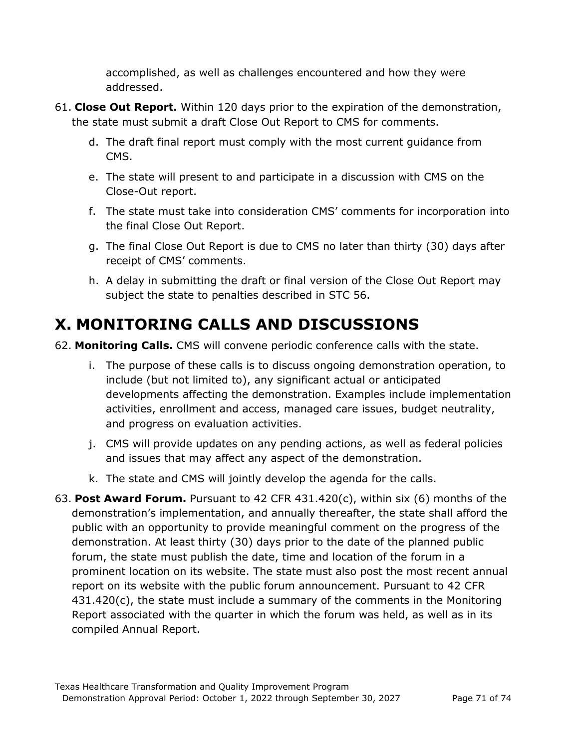accomplished, as well as challenges encountered and how they were addressed.

61. **Close Out Report.** Within 120 days prior to the expiration of the demonstration, the state must submit a draft Close Out Report to CMS for comments.

    d. The draft final report must comply with the most current guidance from CMS.

    e. The state will present to and participate in a discussion with CMS on the Close-Out report.

    f. The state must take into consideration CMS' comments for incorporation into the final Close Out Report.

    g. The final Close Out Report is due to CMS no later than thirty (30) days after receipt of CMS' comments.

    h. A delay in submitting the draft or final version of the Close Out Report may subject the state to penalties described in STC 56.

# X. MONITORING CALLS AND DISCUSSIONS

62. **Monitoring Calls.** CMS will convene periodic conference calls with the state.

    i. The purpose of these calls is to discuss ongoing demonstration operation, to include (but not limited to), any significant actual or anticipated developments affecting the demonstration. Examples include implementation activities, enrollment and access, managed care issues, budget neutrality, and progress on evaluation activities.

    j. CMS will provide updates on any pending actions, as well as federal policies and issues that may affect any aspect of the demonstration.

    k. The state and CMS will jointly develop the agenda for the calls.

63. **Post Award Forum.** Pursuant to 42 CFR 431.420(c), within six (6) months of the demonstration's implementation, and annually thereafter, the state shall afford the public with an opportunity to provide meaningful comment on the progress of the demonstration. At least thirty (30) days prior to the date of the planned public forum, the state must publish the date, time and location of the forum in a prominent location on its website. The state must also post the most recent annual report on its website with the public forum announcement. Pursuant to 42 CFR 431.420(c), the state must include a summary of the comments in the Monitoring Report associated with the quarter in which the forum was held, as well as in its compiled Annual Report.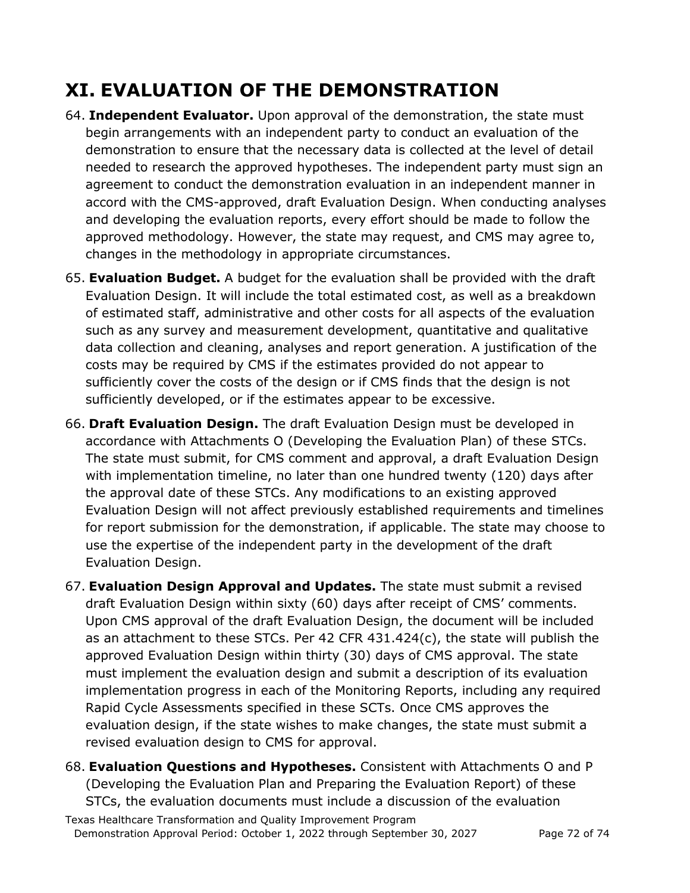# XI. EVALUATION OF THE DEMONSTRATION

64. **Independent Evaluator.** Upon approval of the demonstration, the state must begin arrangements with an independent party to conduct an evaluation of the demonstration to ensure that the necessary data is collected at the level of detail needed to research the approved hypotheses. The independent party must sign an agreement to conduct the demonstration evaluation in an independent manner in accord with the CMS-approved, draft Evaluation Design. When conducting analyses and developing the evaluation reports, every effort should be made to follow the approved methodology. However, the state may request, and CMS may agree to, changes in the methodology in appropriate circumstances.

65. **Evaluation Budget.** A budget for the evaluation shall be provided with the draft Evaluation Design. It will include the total estimated cost, as well as a breakdown of estimated staff, administrative and other costs for all aspects of the evaluation such as any survey and measurement development, quantitative and qualitative data collection and cleaning, analyses and report generation. A justification of the costs may be required by CMS if the estimates provided do not appear to sufficiently cover the costs of the design or if CMS finds that the design is not sufficiently developed, or if the estimates appear to be excessive.

66. **Draft Evaluation Design.** The draft Evaluation Design must be developed in accordance with Attachments O (Developing the Evaluation Plan) of these STCs. The state must submit, for CMS comment and approval, a draft Evaluation Design with implementation timeline, no later than one hundred twenty (120) days after the approval date of these STCs. Any modifications to an existing approved Evaluation Design will not affect previously established requirements and timelines for report submission for the demonstration, if applicable. The state may choose to use the expertise of the independent party in the development of the draft Evaluation Design.

67. **Evaluation Design Approval and Updates.** The state must submit a revised draft Evaluation Design within sixty (60) days after receipt of CMS' comments. Upon CMS approval of the draft Evaluation Design, the document will be included as an attachment to these STCs. Per 42 CFR 431.424(c), the state will publish the approved Evaluation Design within thirty (30) days of CMS approval. The state must implement the evaluation design and submit a description of its evaluation implementation progress in each of the Monitoring Reports, including any required Rapid Cycle Assessments specified in these SCTs. Once CMS approves the evaluation design, if the state wishes to make changes, the state must submit a revised evaluation design to CMS for approval.

68. **Evaluation Questions and Hypotheses.** Consistent with Attachments O and P (Developing the Evaluation Plan and Preparing the Evaluation Report) of these STCs, the evaluation documents must include a discussion of the evaluation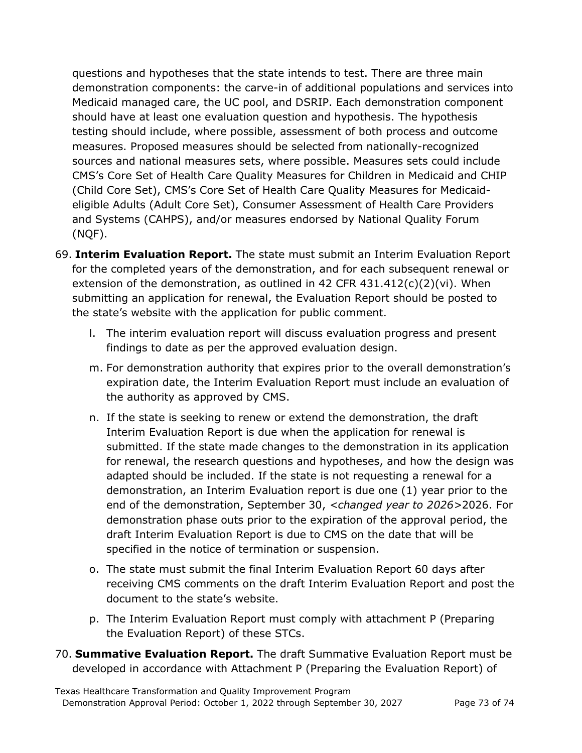questions and hypotheses that the state intends to test. There are three main demonstration components: the carve-in of additional populations and services into Medicaid managed care, the UC pool, and DSRIP. Each demonstration component should have at least one evaluation question and hypothesis. The hypothesis testing should include, where possible, assessment of both process and outcome measures. Proposed measures should be selected from nationally-recognized sources and national measures sets, where possible. Measures sets could include CMS's Core Set of Health Care Quality Measures for Children in Medicaid and CHIP (Child Core Set), CMS's Core Set of Health Care Quality Measures for Medicaid-eligible Adults (Adult Core Set), Consumer Assessment of Health Care Providers and Systems (CAHPS), and/or measures endorsed by National Quality Forum (NQF).

69. **Interim Evaluation Report.** The state must submit an Interim Evaluation Report for the completed years of the demonstration, and for each subsequent renewal or extension of the demonstration, as outlined in 42 CFR 431.412(c)(2)(vi). When submitting an application for renewal, the Evaluation Report should be posted to the state's website with the application for public comment.

    l. The interim evaluation report will discuss evaluation progress and present findings to date as per the approved evaluation design.

    m. For demonstration authority that expires prior to the overall demonstration's expiration date, the Interim Evaluation Report must include an evaluation of the authority as approved by CMS.

    n. If the state is seeking to renew or extend the demonstration, the draft Interim Evaluation Report is due when the application for renewal is submitted. If the state made changes to the demonstration in its application for renewal, the research questions and hypotheses, and how the design was adapted should be included. If the state is not requesting a renewal for a demonstration, an Interim Evaluation report is due one (1) year prior to the end of the demonstration, September 30, <*changed year to 2026*>2026. For demonstration phase outs prior to the expiration of the approval period, the draft Interim Evaluation Report is due to CMS on the date that will be specified in the notice of termination or suspension.

    o. The state must submit the final Interim Evaluation Report 60 days after receiving CMS comments on the draft Interim Evaluation Report and post the document to the state's website.

    p. The Interim Evaluation Report must comply with attachment P (Preparing the Evaluation Report) of these STCs.

70. **Summative Evaluation Report.** The draft Summative Evaluation Report must be developed in accordance with Attachment P (Preparing the Evaluation Report) of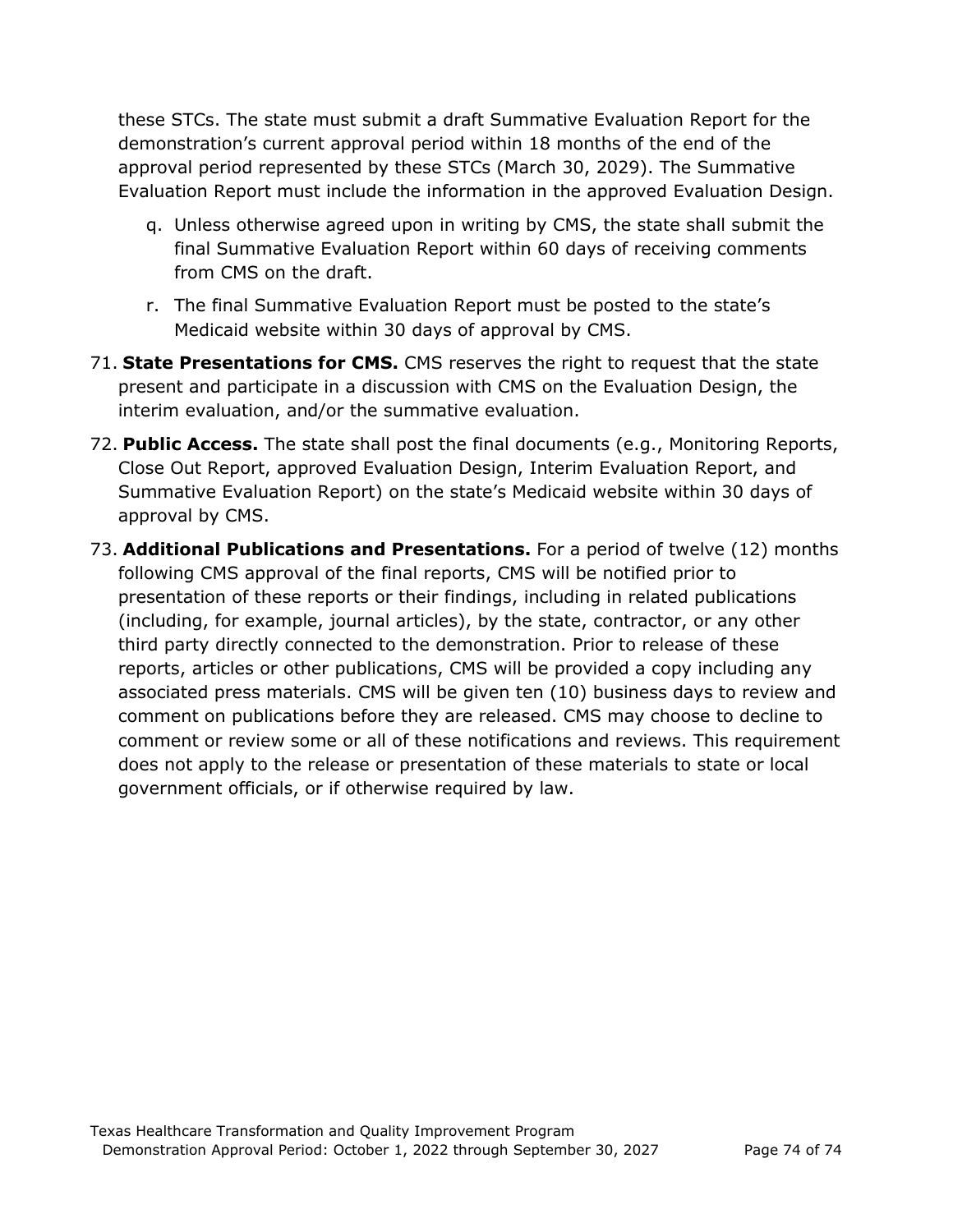these STCs. The state must submit a draft Summative Evaluation Report for the demonstration's current approval period within 18 months of the end of the approval period represented by these STCs (March 30, 2029). The Summative Evaluation Report must include the information in the approved Evaluation Design.

q. Unless otherwise agreed upon in writing by CMS, the state shall submit the final Summative Evaluation Report within 60 days of receiving comments from CMS on the draft.

r. The final Summative Evaluation Report must be posted to the state's Medicaid website within 30 days of approval by CMS.

71. **State Presentations for CMS.** CMS reserves the right to request that the state present and participate in a discussion with CMS on the Evaluation Design, the interim evaluation, and/or the summative evaluation.

72. **Public Access.** The state shall post the final documents (e.g., Monitoring Reports, Close Out Report, approved Evaluation Design, Interim Evaluation Report, and Summative Evaluation Report) on the state's Medicaid website within 30 days of approval by CMS.

73. **Additional Publications and Presentations.** For a period of twelve (12) months following CMS approval of the final reports, CMS will be notified prior to presentation of these reports or their findings, including in related publications (including, for example, journal articles), by the state, contractor, or any other third party directly connected to the demonstration. Prior to release of these reports, articles or other publications, CMS will be provided a copy including any associated press materials. CMS will be given ten (10) business days to review and comment on publications before they are released. CMS may choose to decline to comment or review some or all of these notifications and reviews. This requirement does not apply to the release or presentation of these materials to state or local government officials, or if otherwise required by law.